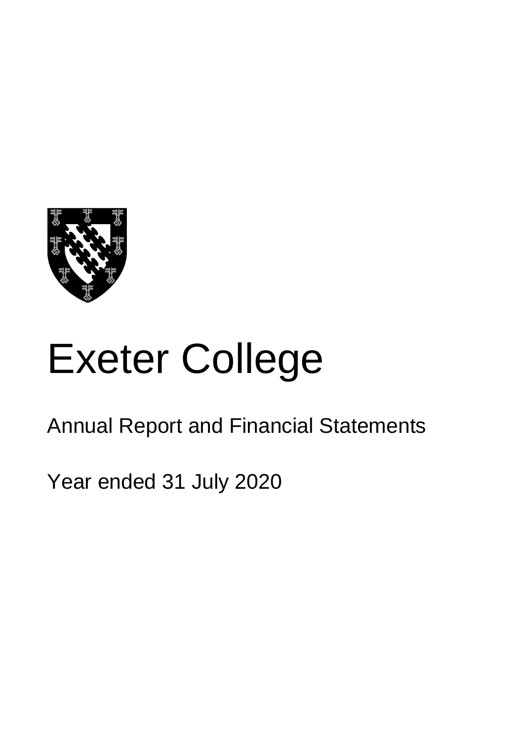# Exeter College

## Annual Report and Financial Statements

## Year ended 31 July 2020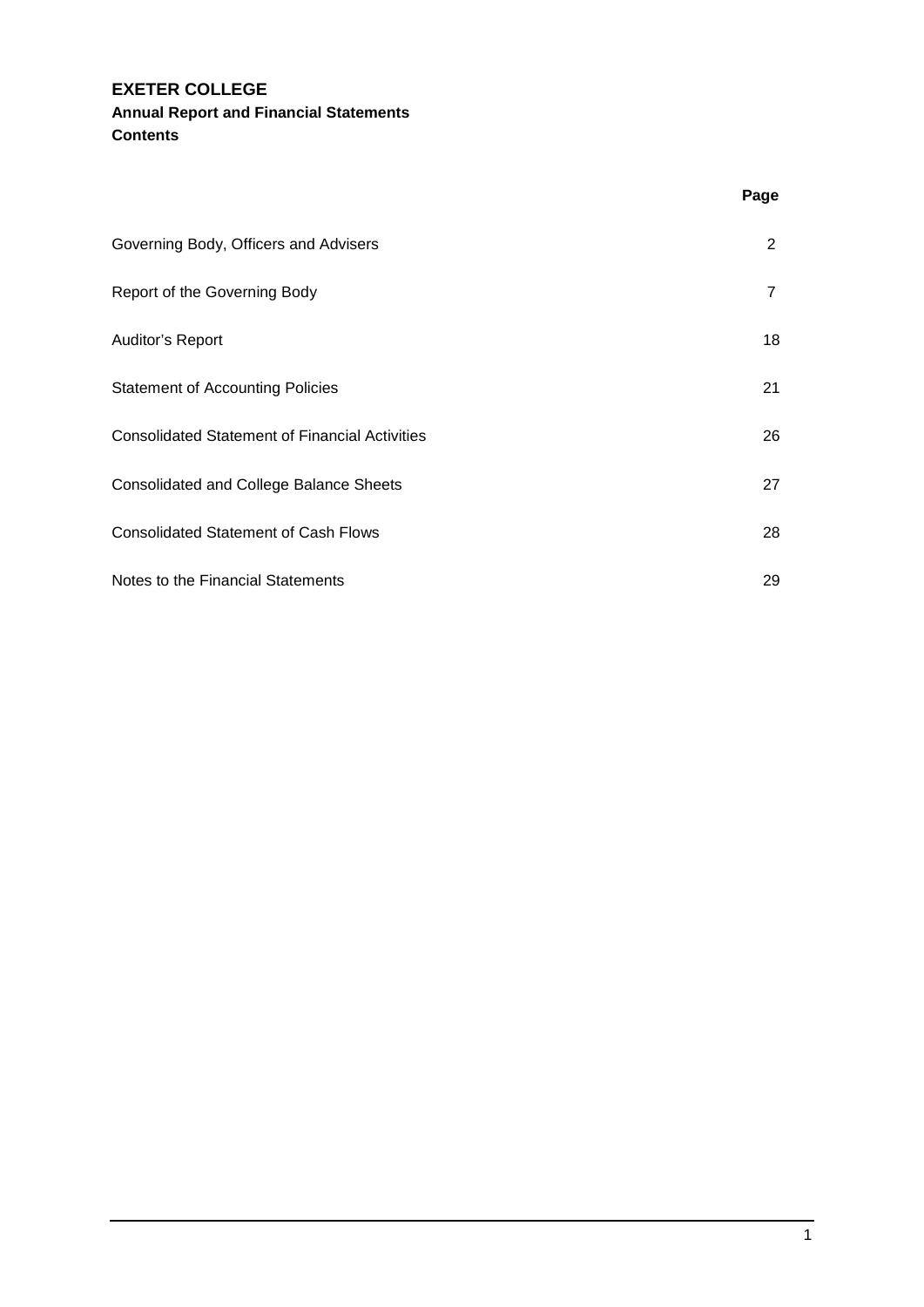# EXETER COLLEGE

**Annual Report and Financial Statements**

**Contents**

| | Page |
|---|---|
| Governing Body, Officers and Advisers | 2 |
| Report of the Governing Body | 7 |
| Auditor's Report | 18 |
| Statement of Accounting Policies | 21 |
| Consolidated Statement of Financial Activities | 26 |
| Consolidated and College Balance Sheets | 27 |
| Consolidated Statement of Cash Flows | 28 |
| Notes to the Financial Statements | 29 |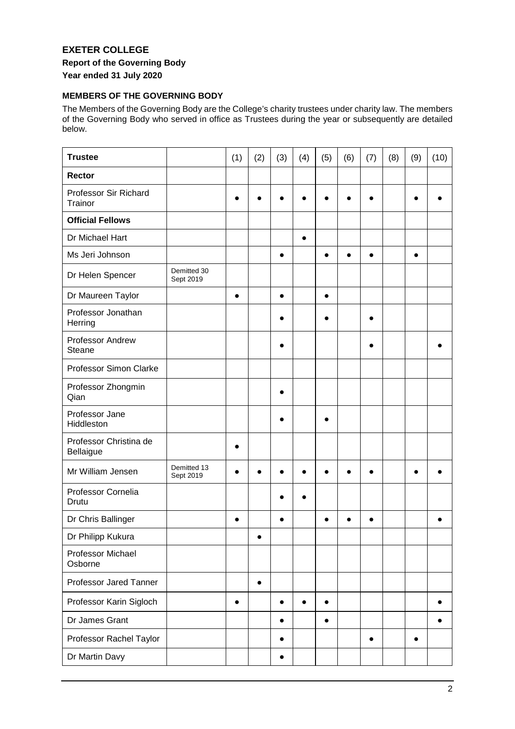# EXETER COLLEGE

**Report of the Governing Body**

**Year ended 31 July 2020**

### MEMBERS OF THE GOVERNING BODY

The Members of the Governing Body are the College's charity trustees under charity law. The members of the Governing Body who served in office as Trustees during the year or subsequently are detailed below.

| Trustee | | (1) | (2) | (3) | (4) | (5) | (6) | (7) | (8) | (9) | (10) |
|---|---|---|---|---|---|---|---|---|---|---|---|
| **Rector** | | | | | | | | | | | |
| Professor Sir Richard Trainor | | ● | ● | ● | ● | ● | ● | ● | | ● | ● |
| **Official Fellows** | | | | | | | | | | | |
| Dr Michael Hart | | | | | ● | | | | | | |
| Ms Jeri Johnson | | | | ● | | ● | ● | ● | | ● | |
| Dr Helen Spencer | Demitted 30 Sept 2019 | | | | | | | | | | |
| Dr Maureen Taylor | | ● | | ● | | ● | | | | | |
| Professor Jonathan Herring | | | | ● | | ● | | ● | | | |
| Professor Andrew Steane | | | | ● | | | | ● | | | ● |
| Professor Simon Clarke | | | | | | | | | | | |
| Professor Zhongmin Qian | | | | ● | | | | | | | |
| Professor Jane Hiddleston | | | | ● | | ● | | | | | |
| Professor Christina de Bellaigue | | ● | | | | | | | | | |
| Mr William Jensen | Demitted 13 Sept 2019 | ● | ● | ● | ● | ● | ● | ● | | ● | ● |
| Professor Cornelia Drutu | | | | ● | ● | | | | | | |
| Dr Chris Ballinger | | ● | | ● | | ● | ● | ● | | | ● |
| Dr Philipp Kukura | | | ● | | | | | | | | |
| Professor Michael Osborne | | | | | | | | | | | |
| Professor Jared Tanner | | | ● | | | | | | | | |
| Professor Karin Sigloch | | ● | | ● | ● | ● | | | | | ● |
| Dr James Grant | | | | ● | | ● | | | | | ● |
| Professor Rachel Taylor | | | | ● | | | | ● | | ● | |
| Dr Martin Davy | | | | ● | | | | | | | |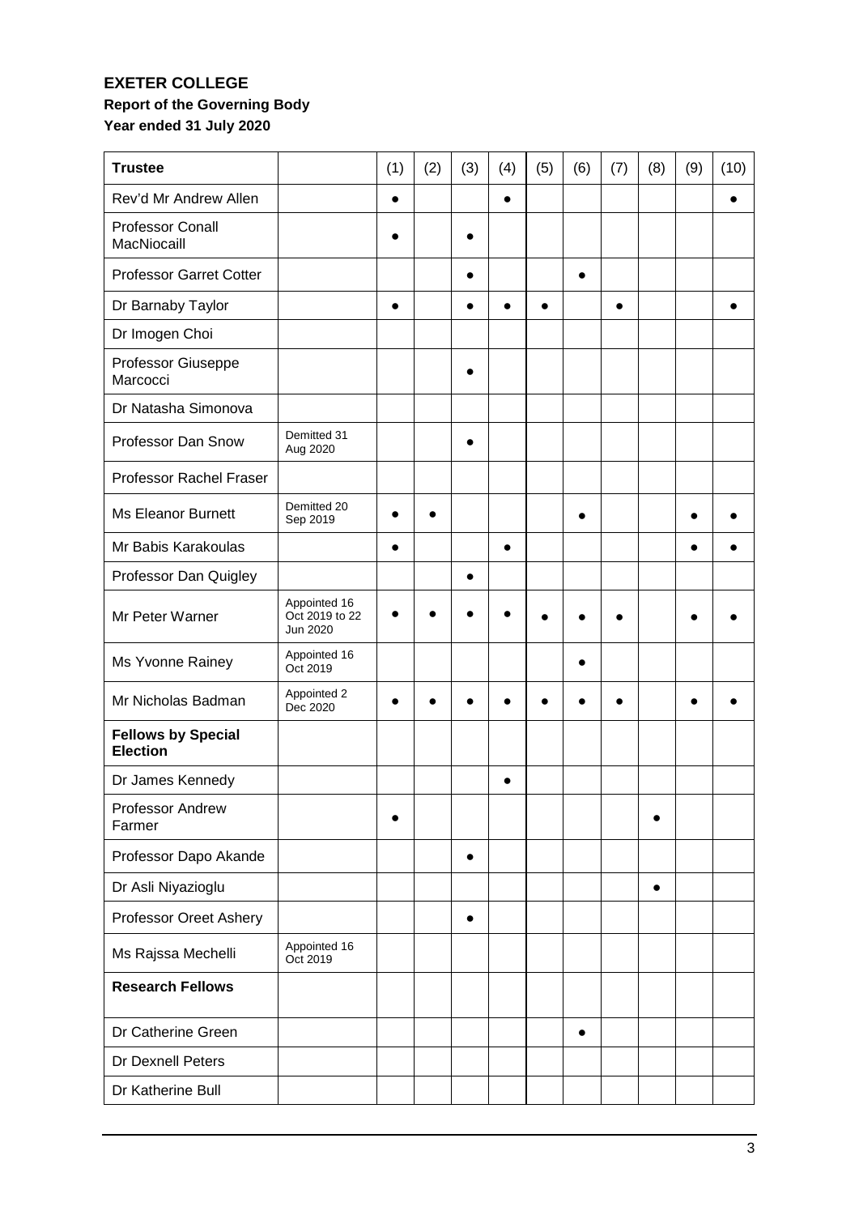**EXETER COLLEGE**
**Report of the Governing Body**
**Year ended 31 July 2020**

| Trustee | | (1) | (2) | (3) | (4) | (5) | (6) | (7) | (8) | (9) | (10) |
|---|---|---|---|---|---|---|---|---|---|---|---|
| Rev'd Mr Andrew Allen | | ● | | | ● | | | | | | ● |
| Professor Conall MacNiocaill | | ● | | ● | | | | | | | |
| Professor Garret Cotter | | | | ● | | | ● | | | | |
| Dr Barnaby Taylor | | ● | | ● | ● | ● | | ● | | | ● |
| Dr Imogen Choi | | | | | | | | | | | |
| Professor Giuseppe Marcocci | | | | ● | | | | | | | |
| Dr Natasha Simonova | | | | | | | | | | | |
| Professor Dan Snow | Demitted 31 Aug 2020 | | | ● | | | | | | | |
| Professor Rachel Fraser | | | | | | | | | | | |
| Ms Eleanor Burnett | Demitted 20 Sep 2019 | ● | ● | | | | ● | | | ● | ● |
| Mr Babis Karakoulas | | ● | | | ● | | | | | ● | ● |
| Professor Dan Quigley | | | | ● | | | | | | | |
| Mr Peter Warner | Appointed 16 Oct 2019 to 22 Jun 2020 | ● | ● | ● | ● | ● | ● | ● | | ● | ● |
| Ms Yvonne Rainey | Appointed 16 Oct 2019 | | | | | | ● | | | | |
| Mr Nicholas Badman | Appointed 2 Dec 2020 | ● | ● | ● | ● | ● | ● | ● | | ● | ● |
| **Fellows by Special Election** | | | | | | | | | | | |
| Dr James Kennedy | | | | | ● | | | | | | |
| Professor Andrew Farmer | | ● | | | | | | | ● | | |
| Professor Dapo Akande | | | | ● | | | | | | | |
| Dr Asli Niyazioglu | | | | | | | | | ● | | |
| Professor Oreet Ashery | | | | ● | | | | | | | |
| Ms Rajssa Mechelli | Appointed 16 Oct 2019 | | | | | | | | | | |
| **Research Fellows** | | | | | | | | | | | |
| Dr Catherine Green | | | | | | | ● | | | | |
| Dr Dexnell Peters | | | | | | | | | | | |
| Dr Katherine Bull | | | | | | | | | | | |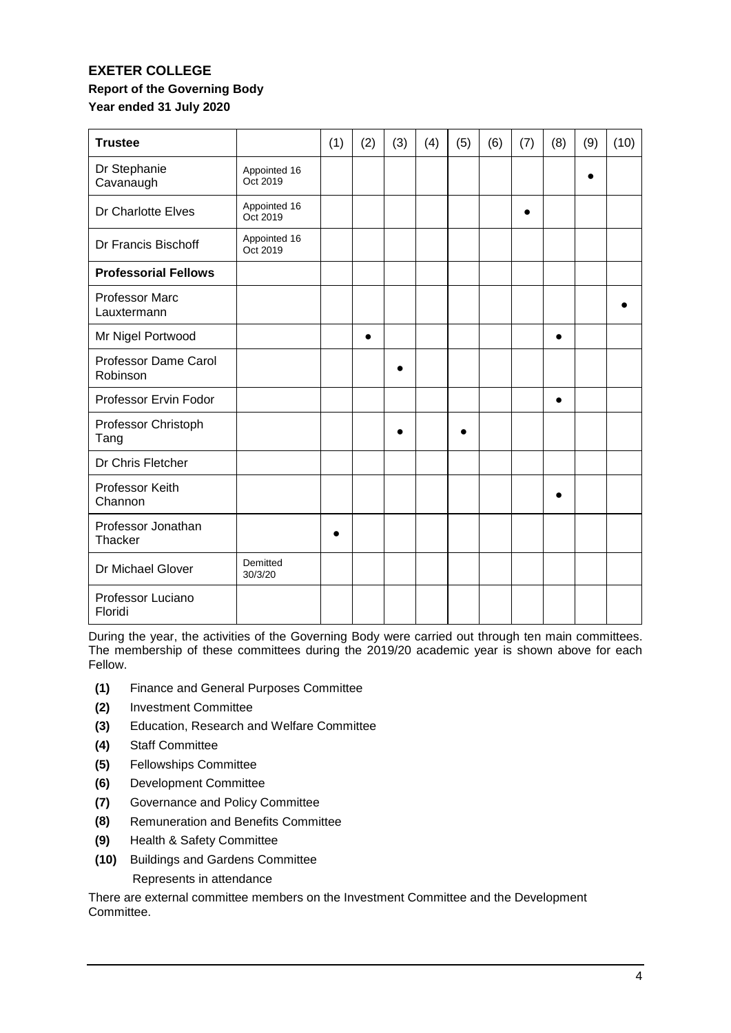# EXETER COLLEGE

**Report of the Governing Body**

**Year ended 31 July 2020**

| Trustee | | (1) | (2) | (3) | (4) | (5) | (6) | (7) | (8) | (9) | (10) |
|---|---|---|---|---|---|---|---|---|---|---|---|
| Dr Stephanie Cavanaugh | Appointed 16 Oct 2019 | | | | | | | | | ● | |
| Dr Charlotte Elves | Appointed 16 Oct 2019 | | | | | | | ● | | | |
| Dr Francis Bischoff | Appointed 16 Oct 2019 | | | | | | | | | | |
| **Professorial Fellows** | | | | | | | | | | | |
| Professor Marc Lauxtermann | | | | | | | | | | | ● |
| Mr Nigel Portwood | | | ● | | | | | | ● | | |
| Professor Dame Carol Robinson | | | | ● | | | | | | | |
| Professor Ervin Fodor | | | | | | | | | ● | | |
| Professor Christoph Tang | | | | ● | | ● | | | | | |
| Dr Chris Fletcher | | | | | | | | | | | |
| Professor Keith Channon | | | | | | | | | ● | | |
| Professor Jonathan Thacker | | ● | | | | | | | | | |
| Dr Michael Glover | Demitted 30/3/20 | | | | | | | | | | |
| Professor Luciano Floridi | | | | | | | | | | | |

During the year, the activities of the Governing Body were carried out through ten main committees. The membership of these committees during the 2019/20 academic year is shown above for each Fellow.

- **(1)** Finance and General Purposes Committee
- **(2)** Investment Committee
- **(3)** Education, Research and Welfare Committee
- **(4)** Staff Committee
- **(5)** Fellowships Committee
- **(6)** Development Committee
- **(7)** Governance and Policy Committee
- **(8)** Remuneration and Benefits Committee
- **(9)** Health & Safety Committee
- **(10)** Buildings and Gardens Committee

Represents in attendance

There are external committee members on the Investment Committee and the Development Committee.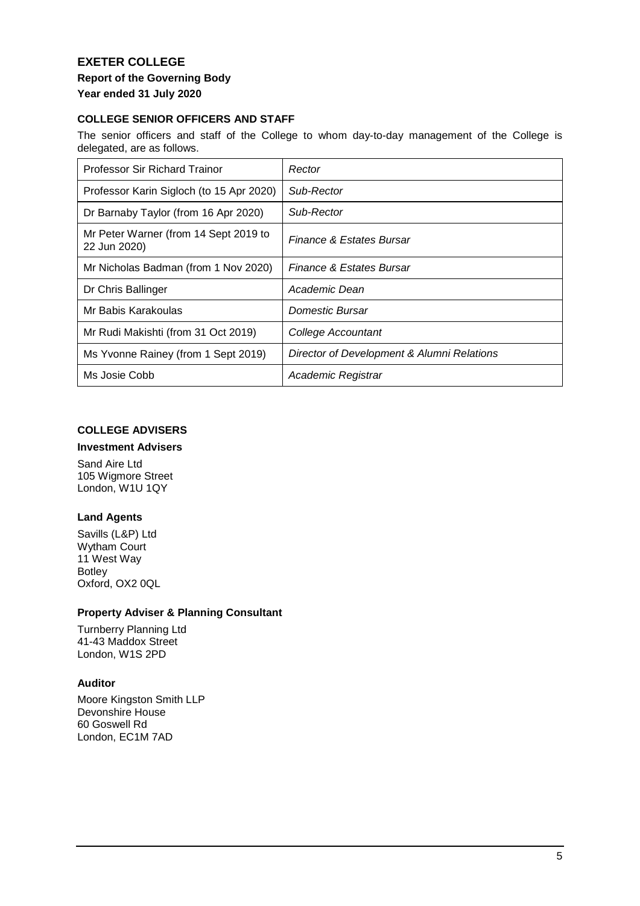# EXETER COLLEGE

**Report of the Governing Body**

**Year ended 31 July 2020**

### COLLEGE SENIOR OFFICERS AND STAFF

The senior officers and staff of the College to whom day-to-day management of the College is delegated, are as follows.

| | |
|---|---|
| Professor Sir Richard Trainor | *Rector* |
| Professor Karin Sigloch (to 15 Apr 2020) | *Sub-Rector* |
| Dr Barnaby Taylor (from 16 Apr 2020) | *Sub-Rector* |
| Mr Peter Warner (from 14 Sept 2019 to 22 Jun 2020) | *Finance & Estates Bursar* |
| Mr Nicholas Badman (from 1 Nov 2020) | *Finance & Estates Bursar* |
| Dr Chris Ballinger | *Academic Dean* |
| Mr Babis Karakoulas | *Domestic Bursar* |
| Mr Rudi Makishti (from 31 Oct 2019) | *College Accountant* |
| Ms Yvonne Rainey (from 1 Sept 2019) | *Director of Development & Alumni Relations* |
| Ms Josie Cobb | *Academic Registrar* |

### COLLEGE ADVISERS

**Investment Advisers**

Sand Aire Ltd
105 Wigmore Street
London, W1U 1QY

**Land Agents**

Savills (L&P) Ltd
Wytham Court
11 West Way
Botley
Oxford, OX2 0QL

**Property Adviser & Planning Consultant**

Turnberry Planning Ltd
41-43 Maddox Street
London, W1S 2PD

**Auditor**

Moore Kingston Smith LLP
Devonshire House
60 Goswell Rd
London, EC1M 7AD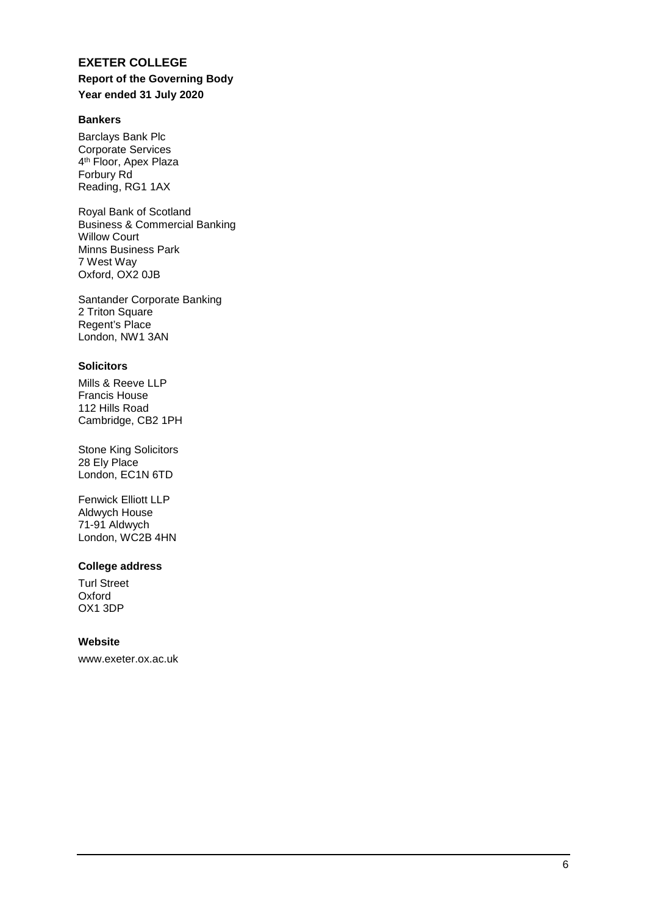# EXETER COLLEGE

**Report of the Governing Body**

**Year ended 31 July 2020**

### Bankers

Barclays Bank Plc
Corporate Services
4th Floor, Apex Plaza
Forbury Rd
Reading, RG1 1AX

Royal Bank of Scotland
Business & Commercial Banking
Willow Court
Minns Business Park
7 West Way
Oxford, OX2 0JB

Santander Corporate Banking
2 Triton Square
Regent's Place
London, NW1 3AN

### Solicitors

Mills & Reeve LLP
Francis House
112 Hills Road
Cambridge, CB2 1PH

Stone King Solicitors
28 Ely Place
London, EC1N 6TD

Fenwick Elliott LLP
Aldwych House
71-91 Aldwych
London, WC2B 4HN

### College address

Turl Street
Oxford
OX1 3DP

### Website

www.exeter.ox.ac.uk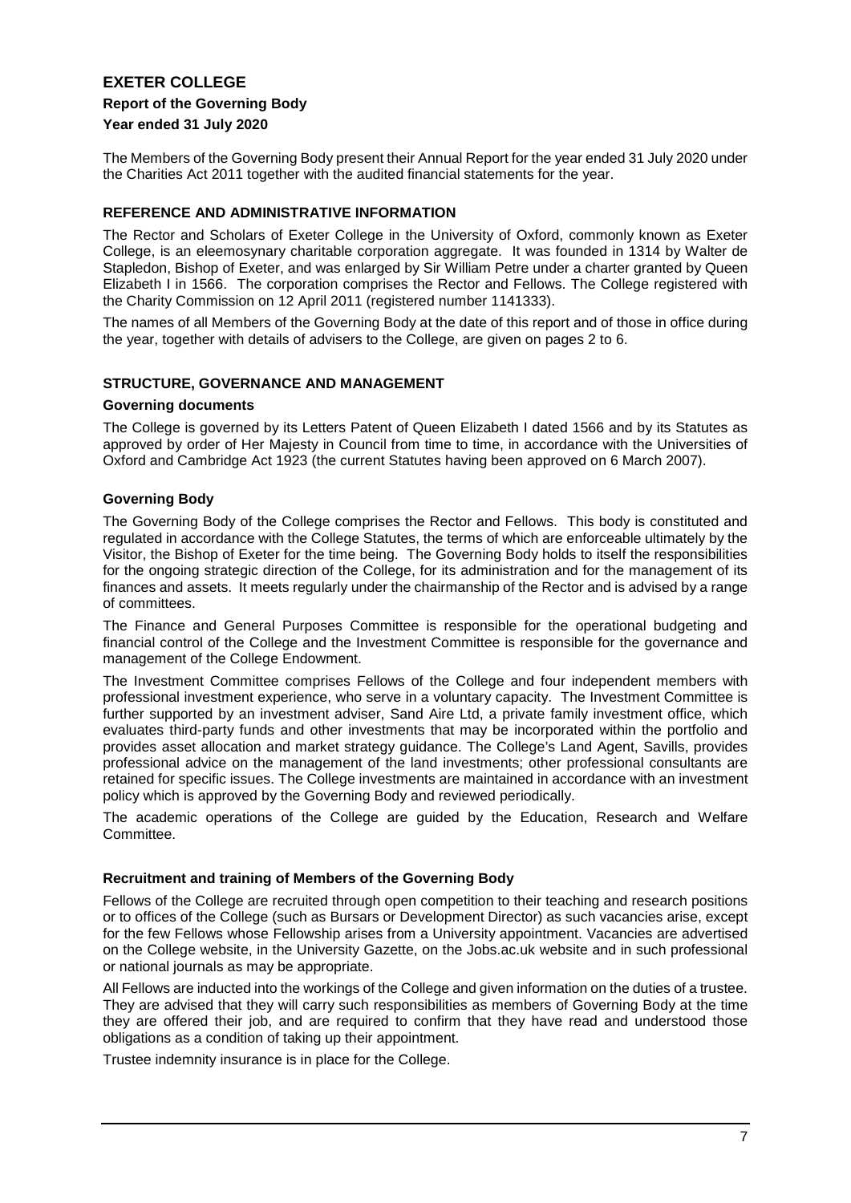# EXETER COLLEGE

**Report of the Governing Body**

**Year ended 31 July 2020**

The Members of the Governing Body present their Annual Report for the year ended 31 July 2020 under the Charities Act 2011 together with the audited financial statements for the year.

## REFERENCE AND ADMINISTRATIVE INFORMATION

The Rector and Scholars of Exeter College in the University of Oxford, commonly known as Exeter College, is an eleemosynary charitable corporation aggregate. It was founded in 1314 by Walter de Stapledon, Bishop of Exeter, and was enlarged by Sir William Petre under a charter granted by Queen Elizabeth I in 1566. The corporation comprises the Rector and Fellows. The College registered with the Charity Commission on 12 April 2011 (registered number 1141333).

The names of all Members of the Governing Body at the date of this report and of those in office during the year, together with details of advisers to the College, are given on pages 2 to 6.

## STRUCTURE, GOVERNANCE AND MANAGEMENT

### Governing documents

The College is governed by its Letters Patent of Queen Elizabeth I dated 1566 and by its Statutes as approved by order of Her Majesty in Council from time to time, in accordance with the Universities of Oxford and Cambridge Act 1923 (the current Statutes having been approved on 6 March 2007).

### Governing Body

The Governing Body of the College comprises the Rector and Fellows. This body is constituted and regulated in accordance with the College Statutes, the terms of which are enforceable ultimately by the Visitor, the Bishop of Exeter for the time being. The Governing Body holds to itself the responsibilities for the ongoing strategic direction of the College, for its administration and for the management of its finances and assets. It meets regularly under the chairmanship of the Rector and is advised by a range of committees.

The Finance and General Purposes Committee is responsible for the operational budgeting and financial control of the College and the Investment Committee is responsible for the governance and management of the College Endowment.

The Investment Committee comprises Fellows of the College and four independent members with professional investment experience, who serve in a voluntary capacity. The Investment Committee is further supported by an investment adviser, Sand Aire Ltd, a private family investment office, which evaluates third-party funds and other investments that may be incorporated within the portfolio and provides asset allocation and market strategy guidance. The College's Land Agent, Savills, provides professional advice on the management of the land investments; other professional consultants are retained for specific issues. The College investments are maintained in accordance with an investment policy which is approved by the Governing Body and reviewed periodically.

The academic operations of the College are guided by the Education, Research and Welfare Committee.

### Recruitment and training of Members of the Governing Body

Fellows of the College are recruited through open competition to their teaching and research positions or to offices of the College (such as Bursars or Development Director) as such vacancies arise, except for the few Fellows whose Fellowship arises from a University appointment. Vacancies are advertised on the College website, in the University Gazette, on the Jobs.ac.uk website and in such professional or national journals as may be appropriate.

All Fellows are inducted into the workings of the College and given information on the duties of a trustee. They are advised that they will carry such responsibilities as members of Governing Body at the time they are offered their job, and are required to confirm that they have read and understood those obligations as a condition of taking up their appointment.

Trustee indemnity insurance is in place for the College.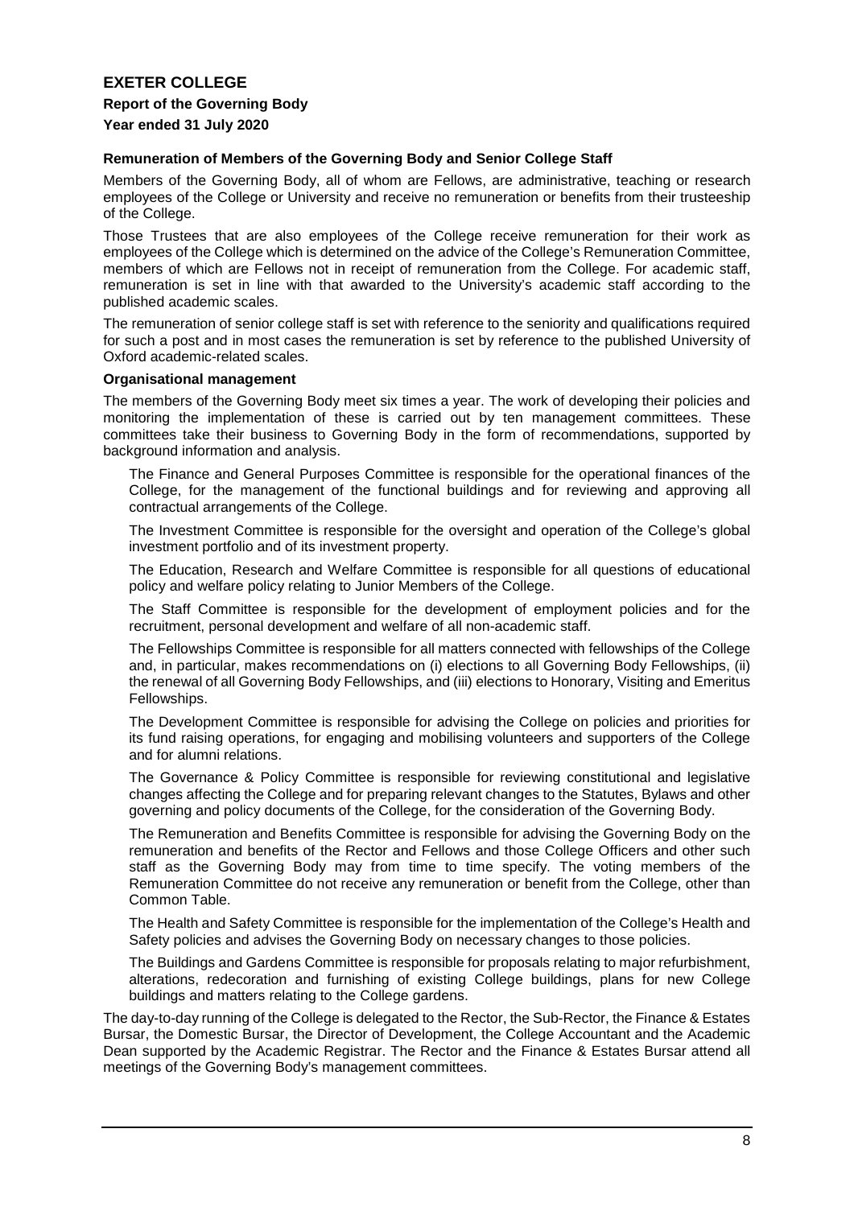### Remuneration of Members of the Governing Body and Senior College Staff

Members of the Governing Body, all of whom are Fellows, are administrative, teaching or research employees of the College or University and receive no remuneration or benefits from their trusteeship of the College.

Those Trustees that are also employees of the College receive remuneration for their work as employees of the College which is determined on the advice of the College's Remuneration Committee, members of which are Fellows not in receipt of remuneration from the College. For academic staff, remuneration is set in line with that awarded to the University's academic staff according to the published academic scales.

The remuneration of senior college staff is set with reference to the seniority and qualifications required for such a post and in most cases the remuneration is set by reference to the published University of Oxford academic-related scales.

### Organisational management

The members of the Governing Body meet six times a year. The work of developing their policies and monitoring the implementation of these is carried out by ten management committees. These committees take their business to Governing Body in the form of recommendations, supported by background information and analysis.

The Finance and General Purposes Committee is responsible for the operational finances of the College, for the management of the functional buildings and for reviewing and approving all contractual arrangements of the College.

The Investment Committee is responsible for the oversight and operation of the College's global investment portfolio and of its investment property.

The Education, Research and Welfare Committee is responsible for all questions of educational policy and welfare policy relating to Junior Members of the College.

The Staff Committee is responsible for the development of employment policies and for the recruitment, personal development and welfare of all non-academic staff.

The Fellowships Committee is responsible for all matters connected with fellowships of the College and, in particular, makes recommendations on (i) elections to all Governing Body Fellowships, (ii) the renewal of all Governing Body Fellowships, and (iii) elections to Honorary, Visiting and Emeritus Fellowships.

The Development Committee is responsible for advising the College on policies and priorities for its fund raising operations, for engaging and mobilising volunteers and supporters of the College and for alumni relations.

The Governance & Policy Committee is responsible for reviewing constitutional and legislative changes affecting the College and for preparing relevant changes to the Statutes, Bylaws and other governing and policy documents of the College, for the consideration of the Governing Body.

The Remuneration and Benefits Committee is responsible for advising the Governing Body on the remuneration and benefits of the Rector and Fellows and those College Officers and other such staff as the Governing Body may from time to time specify. The voting members of the Remuneration Committee do not receive any remuneration or benefit from the College, other than Common Table.

The Health and Safety Committee is responsible for the implementation of the College's Health and Safety policies and advises the Governing Body on necessary changes to those policies.

The Buildings and Gardens Committee is responsible for proposals relating to major refurbishment, alterations, redecoration and furnishing of existing College buildings, plans for new College buildings and matters relating to the College gardens.

The day-to-day running of the College is delegated to the Rector, the Sub-Rector, the Finance & Estates Bursar, the Domestic Bursar, the Director of Development, the College Accountant and the Academic Dean supported by the Academic Registrar. The Rector and the Finance & Estates Bursar attend all meetings of the Governing Body's management committees.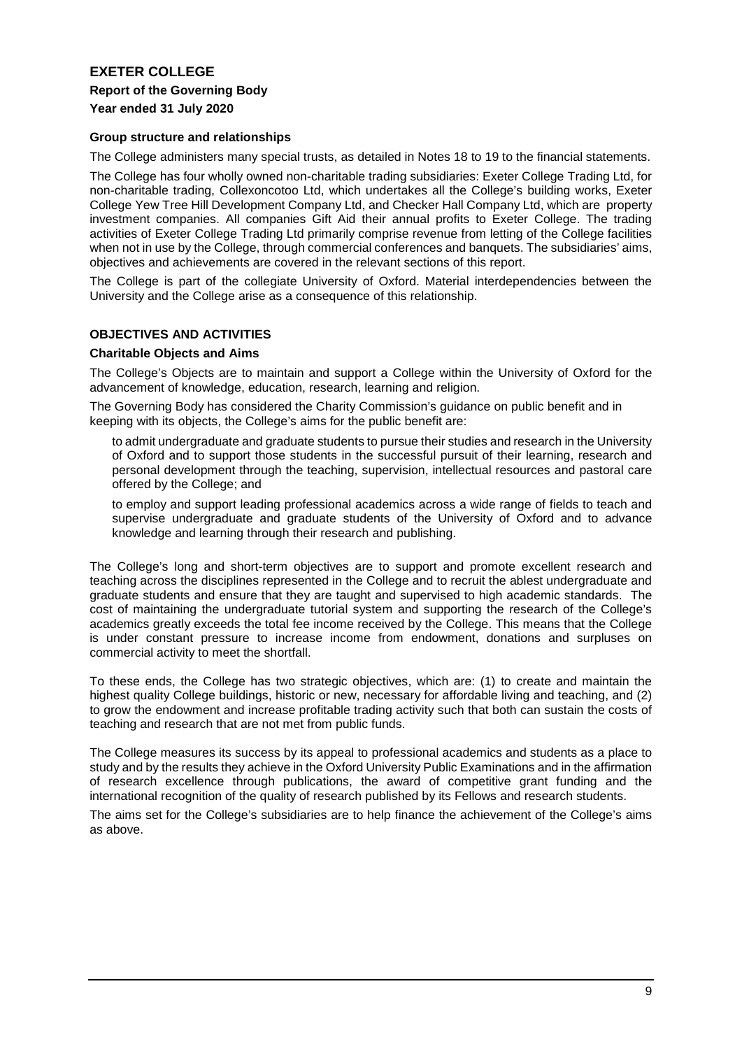**Group structure and relationships**

The College administers many special trusts, as detailed in Notes 18 to 19 to the financial statements.

The College has four wholly owned non-charitable trading subsidiaries: Exeter College Trading Ltd, for non-charitable trading, Collexoncotoo Ltd, which undertakes all the College's building works, Exeter College Yew Tree Hill Development Company Ltd, and Checker Hall Company Ltd, which are property investment companies. All companies Gift Aid their annual profits to Exeter College. The trading activities of Exeter College Trading Ltd primarily comprise revenue from letting of the College facilities when not in use by the College, through commercial conferences and banquets. The subsidiaries' aims, objectives and achievements are covered in the relevant sections of this report.

The College is part of the collegiate University of Oxford. Material interdependencies between the University and the College arise as a consequence of this relationship.

## OBJECTIVES AND ACTIVITIES

**Charitable Objects and Aims**

The College's Objects are to maintain and support a College within the University of Oxford for the advancement of knowledge, education, research, learning and religion.

The Governing Body has considered the Charity Commission's guidance on public benefit and in keeping with its objects, the College's aims for the public benefit are:

to admit undergraduate and graduate students to pursue their studies and research in the University of Oxford and to support those students in the successful pursuit of their learning, research and personal development through the teaching, supervision, intellectual resources and pastoral care offered by the College; and

to employ and support leading professional academics across a wide range of fields to teach and supervise undergraduate and graduate students of the University of Oxford and to advance knowledge and learning through their research and publishing.

The College's long and short-term objectives are to support and promote excellent research and teaching across the disciplines represented in the College and to recruit the ablest undergraduate and graduate students and ensure that they are taught and supervised to high academic standards. The cost of maintaining the undergraduate tutorial system and supporting the research of the College's academics greatly exceeds the total fee income received by the College. This means that the College is under constant pressure to increase income from endowment, donations and surpluses on commercial activity to meet the shortfall.

To these ends, the College has two strategic objectives, which are: (1) to create and maintain the highest quality College buildings, historic or new, necessary for affordable living and teaching, and (2) to grow the endowment and increase profitable trading activity such that both can sustain the costs of teaching and research that are not met from public funds.

The College measures its success by its appeal to professional academics and students as a place to study and by the results they achieve in the Oxford University Public Examinations and in the affirmation of research excellence through publications, the award of competitive grant funding and the international recognition of the quality of research published by its Fellows and research students.

The aims set for the College's subsidiaries are to help finance the achievement of the College's aims as above.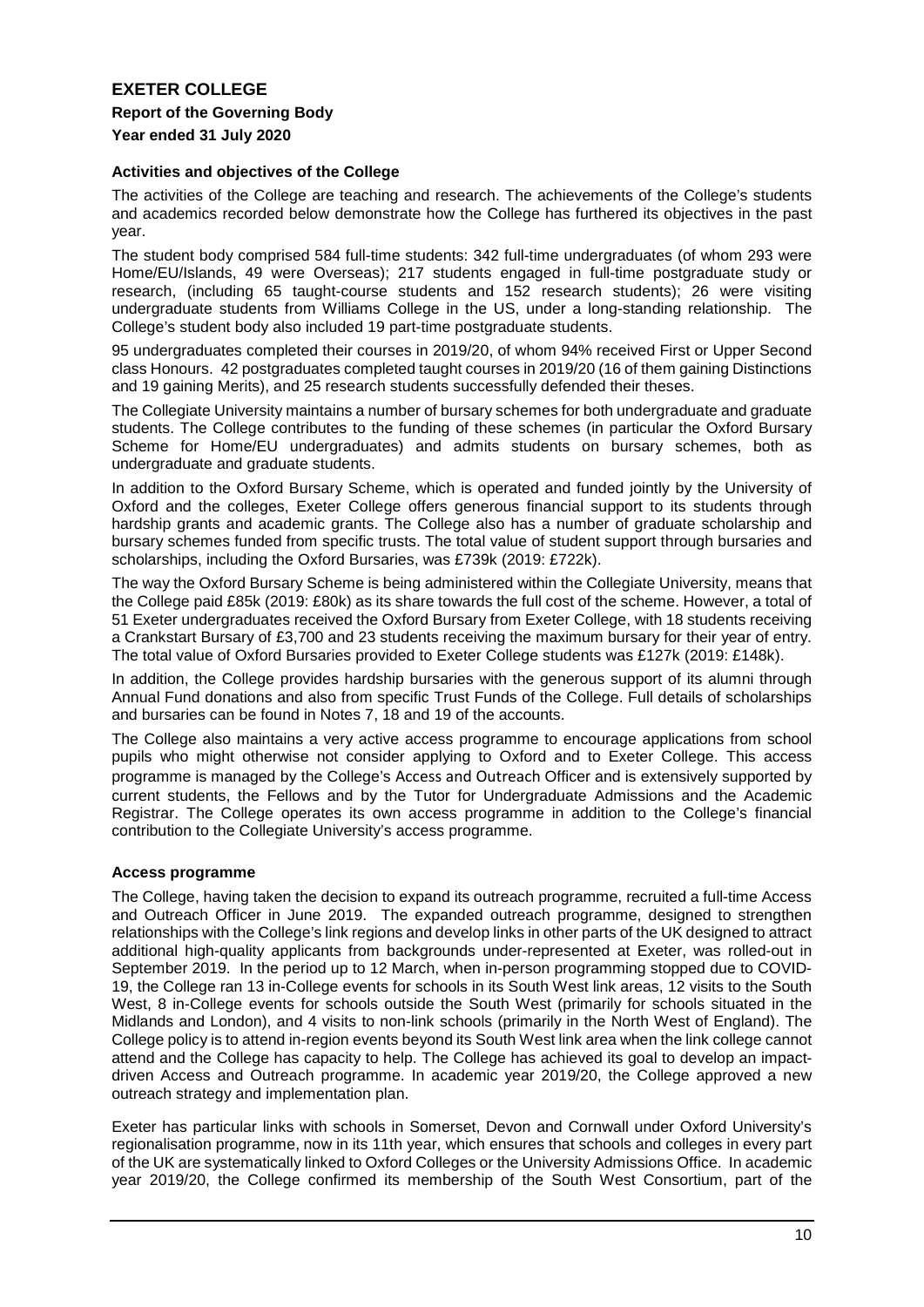**EXETER COLLEGE**

**Report of the Governing Body**

**Year ended 31 July 2020**

**Activities and objectives of the College**

The activities of the College are teaching and research. The achievements of the College's students and academics recorded below demonstrate how the College has furthered its objectives in the past year.

The student body comprised 584 full-time students: 342 full-time undergraduates (of whom 293 were Home/EU/Islands, 49 were Overseas); 217 students engaged in full-time postgraduate study or research, (including 65 taught-course students and 152 research students); 26 were visiting undergraduate students from Williams College in the US, under a long-standing relationship. The College's student body also included 19 part-time postgraduate students.

95 undergraduates completed their courses in 2019/20, of whom 94% received First or Upper Second class Honours. 42 postgraduates completed taught courses in 2019/20 (16 of them gaining Distinctions and 19 gaining Merits), and 25 research students successfully defended their theses.

The Collegiate University maintains a number of bursary schemes for both undergraduate and graduate students. The College contributes to the funding of these schemes (in particular the Oxford Bursary Scheme for Home/EU undergraduates) and admits students on bursary schemes, both as undergraduate and graduate students.

In addition to the Oxford Bursary Scheme, which is operated and funded jointly by the University of Oxford and the colleges, Exeter College offers generous financial support to its students through hardship grants and academic grants. The College also has a number of graduate scholarship and bursary schemes funded from specific trusts. The total value of student support through bursaries and scholarships, including the Oxford Bursaries, was £739k (2019: £722k).

The way the Oxford Bursary Scheme is being administered within the Collegiate University, means that the College paid £85k (2019: £80k) as its share towards the full cost of the scheme. However, a total of 51 Exeter undergraduates received the Oxford Bursary from Exeter College, with 18 students receiving a Crankstart Bursary of £3,700 and 23 students receiving the maximum bursary for their year of entry. The total value of Oxford Bursaries provided to Exeter College students was £127k (2019: £148k).

In addition, the College provides hardship bursaries with the generous support of its alumni through Annual Fund donations and also from specific Trust Funds of the College. Full details of scholarships and bursaries can be found in Notes 7, 18 and 19 of the accounts.

The College also maintains a very active access programme to encourage applications from school pupils who might otherwise not consider applying to Oxford and to Exeter College. This access programme is managed by the College's Access and Outreach Officer and is extensively supported by current students, the Fellows and by the Tutor for Undergraduate Admissions and the Academic Registrar. The College operates its own access programme in addition to the College's financial contribution to the Collegiate University's access programme.

**Access programme**

The College, having taken the decision to expand its outreach programme, recruited a full-time Access and Outreach Officer in June 2019. The expanded outreach programme, designed to strengthen relationships with the College's link regions and develop links in other parts of the UK designed to attract additional high-quality applicants from backgrounds under-represented at Exeter, was rolled-out in September 2019. In the period up to 12 March, when in-person programming stopped due to COVID-19, the College ran 13 in-College events for schools in its South West link areas, 12 visits to the South West, 8 in-College events for schools outside the South West (primarily for schools situated in the Midlands and London), and 4 visits to non-link schools (primarily in the North West of England). The College policy is to attend in-region events beyond its South West link area when the link college cannot attend and the College has capacity to help. The College has achieved its goal to develop an impact-driven Access and Outreach programme. In academic year 2019/20, the College approved a new outreach strategy and implementation plan.

Exeter has particular links with schools in Somerset, Devon and Cornwall under Oxford University's regionalisation programme, now in its 11th year, which ensures that schools and colleges in every part of the UK are systematically linked to Oxford Colleges or the University Admissions Office. In academic year 2019/20, the College confirmed its membership of the South West Consortium, part of the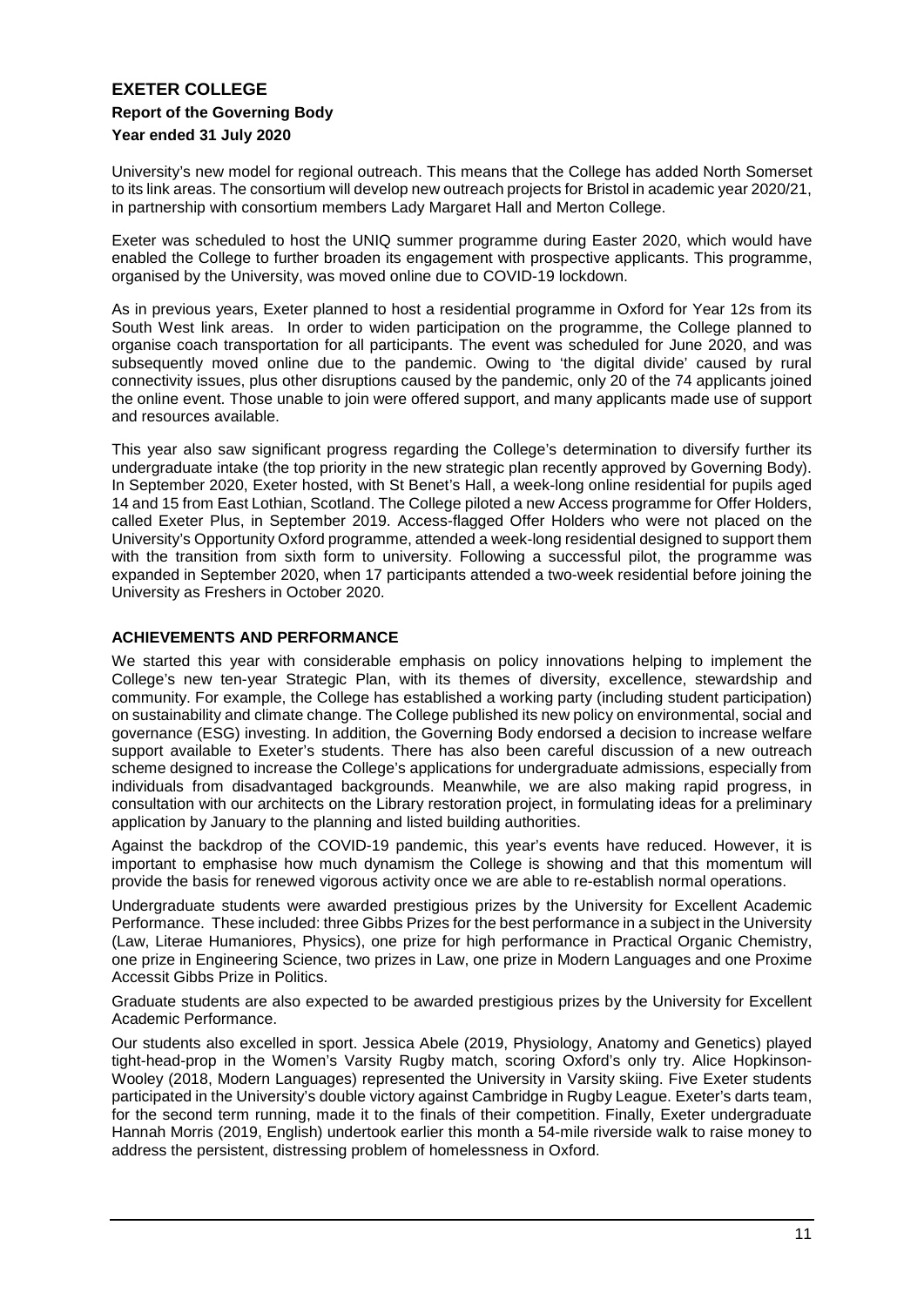University's new model for regional outreach. This means that the College has added North Somerset to its link areas. The consortium will develop new outreach projects for Bristol in academic year 2020/21, in partnership with consortium members Lady Margaret Hall and Merton College.

Exeter was scheduled to host the UNIQ summer programme during Easter 2020, which would have enabled the College to further broaden its engagement with prospective applicants. This programme, organised by the University, was moved online due to COVID-19 lockdown.

As in previous years, Exeter planned to host a residential programme in Oxford for Year 12s from its South West link areas. In order to widen participation on the programme, the College planned to organise coach transportation for all participants. The event was scheduled for June 2020, and was subsequently moved online due to the pandemic. Owing to 'the digital divide' caused by rural connectivity issues, plus other disruptions caused by the pandemic, only 20 of the 74 applicants joined the online event. Those unable to join were offered support, and many applicants made use of support and resources available.

This year also saw significant progress regarding the College's determination to diversify further its undergraduate intake (the top priority in the new strategic plan recently approved by Governing Body). In September 2020, Exeter hosted, with St Benet's Hall, a week-long online residential for pupils aged 14 and 15 from East Lothian, Scotland. The College piloted a new Access programme for Offer Holders, called Exeter Plus, in September 2019. Access-flagged Offer Holders who were not placed on the University's Opportunity Oxford programme, attended a week-long residential designed to support them with the transition from sixth form to university. Following a successful pilot, the programme was expanded in September 2020, when 17 participants attended a two-week residential before joining the University as Freshers in October 2020.

## ACHIEVEMENTS AND PERFORMANCE

We started this year with considerable emphasis on policy innovations helping to implement the College's new ten-year Strategic Plan, with its themes of diversity, excellence, stewardship and community. For example, the College has established a working party (including student participation) on sustainability and climate change. The College published its new policy on environmental, social and governance (ESG) investing. In addition, the Governing Body endorsed a decision to increase welfare support available to Exeter's students. There has also been careful discussion of a new outreach scheme designed to increase the College's applications for undergraduate admissions, especially from individuals from disadvantaged backgrounds. Meanwhile, we are also making rapid progress, in consultation with our architects on the Library restoration project, in formulating ideas for a preliminary application by January to the planning and listed building authorities.

Against the backdrop of the COVID-19 pandemic, this year's events have reduced. However, it is important to emphasise how much dynamism the College is showing and that this momentum will provide the basis for renewed vigorous activity once we are able to re-establish normal operations.

Undergraduate students were awarded prestigious prizes by the University for Excellent Academic Performance. These included: three Gibbs Prizes for the best performance in a subject in the University (Law, Literae Humaniores, Physics), one prize for high performance in Practical Organic Chemistry, one prize in Engineering Science, two prizes in Law, one prize in Modern Languages and one Proxime Accessit Gibbs Prize in Politics.

Graduate students are also expected to be awarded prestigious prizes by the University for Excellent Academic Performance.

Our students also excelled in sport. Jessica Abele (2019, Physiology, Anatomy and Genetics) played tight-head-prop in the Women's Varsity Rugby match, scoring Oxford's only try. Alice Hopkinson-Wooley (2018, Modern Languages) represented the University in Varsity skiing. Five Exeter students participated in the University's double victory against Cambridge in Rugby League. Exeter's darts team, for the second term running, made it to the finals of their competition. Finally, Exeter undergraduate Hannah Morris (2019, English) undertook earlier this month a 54-mile riverside walk to raise money to address the persistent, distressing problem of homelessness in Oxford.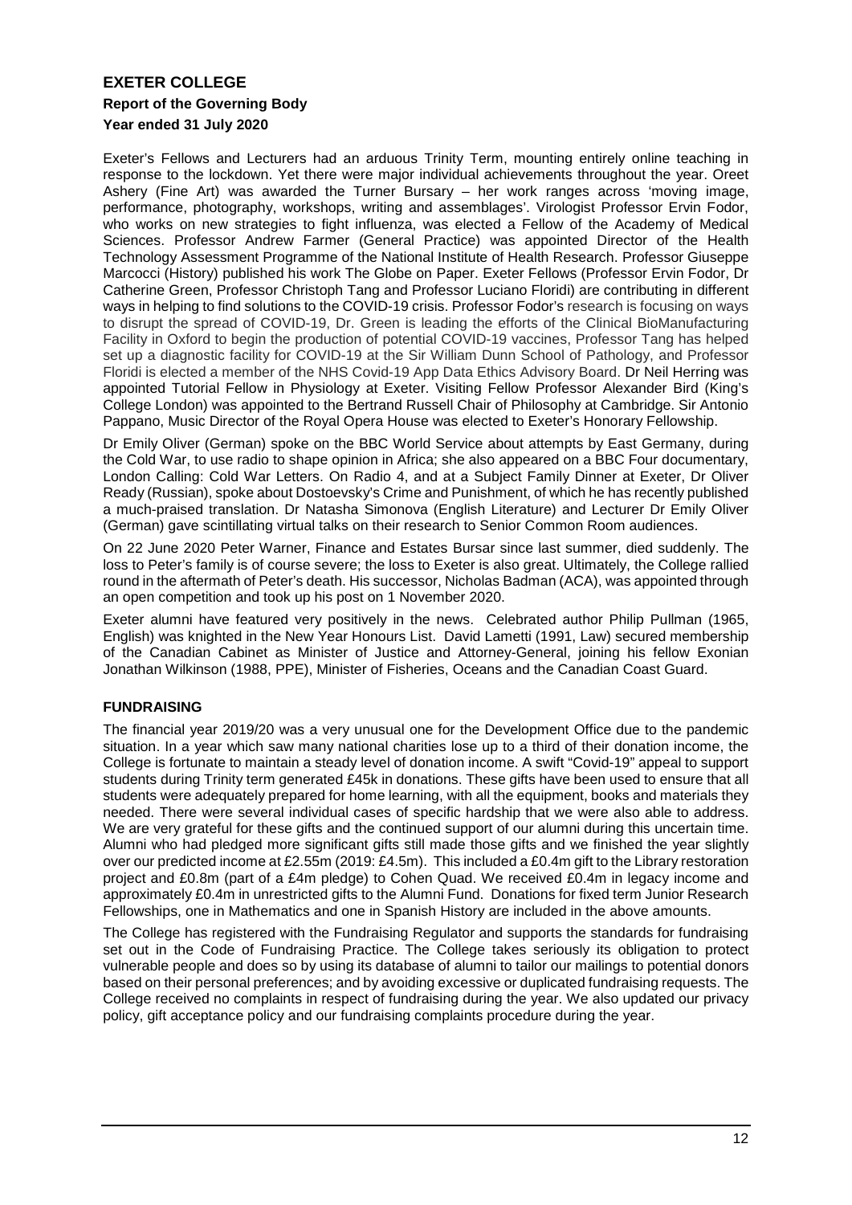Exeter's Fellows and Lecturers had an arduous Trinity Term, mounting entirely online teaching in response to the lockdown. Yet there were major individual achievements throughout the year. Oreet Ashery (Fine Art) was awarded the Turner Bursary – her work ranges across 'moving image, performance, photography, workshops, writing and assemblages'. Virologist Professor Ervin Fodor, who works on new strategies to fight influenza, was elected a Fellow of the Academy of Medical Sciences. Professor Andrew Farmer (General Practice) was appointed Director of the Health Technology Assessment Programme of the National Institute of Health Research. Professor Giuseppe Marcocci (History) published his work The Globe on Paper. Exeter Fellows (Professor Ervin Fodor, Dr Catherine Green, Professor Christoph Tang and Professor Luciano Floridi) are contributing in different ways in helping to find solutions to the COVID-19 crisis. Professor Fodor's research is focusing on ways to disrupt the spread of COVID-19, Dr. Green is leading the efforts of the Clinical BioManufacturing Facility in Oxford to begin the production of potential COVID-19 vaccines, Professor Tang has helped set up a diagnostic facility for COVID-19 at the Sir William Dunn School of Pathology, and Professor Floridi is elected a member of the NHS Covid-19 App Data Ethics Advisory Board. Dr Neil Herring was appointed Tutorial Fellow in Physiology at Exeter. Visiting Fellow Professor Alexander Bird (King's College London) was appointed to the Bertrand Russell Chair of Philosophy at Cambridge. Sir Antonio Pappano, Music Director of the Royal Opera House was elected to Exeter's Honorary Fellowship.

Dr Emily Oliver (German) spoke on the BBC World Service about attempts by East Germany, during the Cold War, to use radio to shape opinion in Africa; she also appeared on a BBC Four documentary, London Calling: Cold War Letters. On Radio 4, and at a Subject Family Dinner at Exeter, Dr Oliver Ready (Russian), spoke about Dostoevsky's Crime and Punishment, of which he has recently published a much-praised translation. Dr Natasha Simonova (English Literature) and Lecturer Dr Emily Oliver (German) gave scintillating virtual talks on their research to Senior Common Room audiences.

On 22 June 2020 Peter Warner, Finance and Estates Bursar since last summer, died suddenly. The loss to Peter's family is of course severe; the loss to Exeter is also great. Ultimately, the College rallied round in the aftermath of Peter's death. His successor, Nicholas Badman (ACA), was appointed through an open competition and took up his post on 1 November 2020.

Exeter alumni have featured very positively in the news. Celebrated author Philip Pullman (1965, English) was knighted in the New Year Honours List. David Lametti (1991, Law) secured membership of the Canadian Cabinet as Minister of Justice and Attorney-General, joining his fellow Exonian Jonathan Wilkinson (1988, PPE), Minister of Fisheries, Oceans and the Canadian Coast Guard.

## FUNDRAISING

The financial year 2019/20 was a very unusual one for the Development Office due to the pandemic situation. In a year which saw many national charities lose up to a third of their donation income, the College is fortunate to maintain a steady level of donation income. A swift "Covid-19" appeal to support students during Trinity term generated £45k in donations. These gifts have been used to ensure that all students were adequately prepared for home learning, with all the equipment, books and materials they needed. There were several individual cases of specific hardship that we were also able to address. We are very grateful for these gifts and the continued support of our alumni during this uncertain time. Alumni who had pledged more significant gifts still made those gifts and we finished the year slightly over our predicted income at £2.55m (2019: £4.5m). This included a £0.4m gift to the Library restoration project and £0.8m (part of a £4m pledge) to Cohen Quad. We received £0.4m in legacy income and approximately £0.4m in unrestricted gifts to the Alumni Fund. Donations for fixed term Junior Research Fellowships, one in Mathematics and one in Spanish History are included in the above amounts.

The College has registered with the Fundraising Regulator and supports the standards for fundraising set out in the Code of Fundraising Practice. The College takes seriously its obligation to protect vulnerable people and does so by using its database of alumni to tailor our mailings to potential donors based on their personal preferences; and by avoiding excessive or duplicated fundraising requests. The College received no complaints in respect of fundraising during the year. We also updated our privacy policy, gift acceptance policy and our fundraising complaints procedure during the year.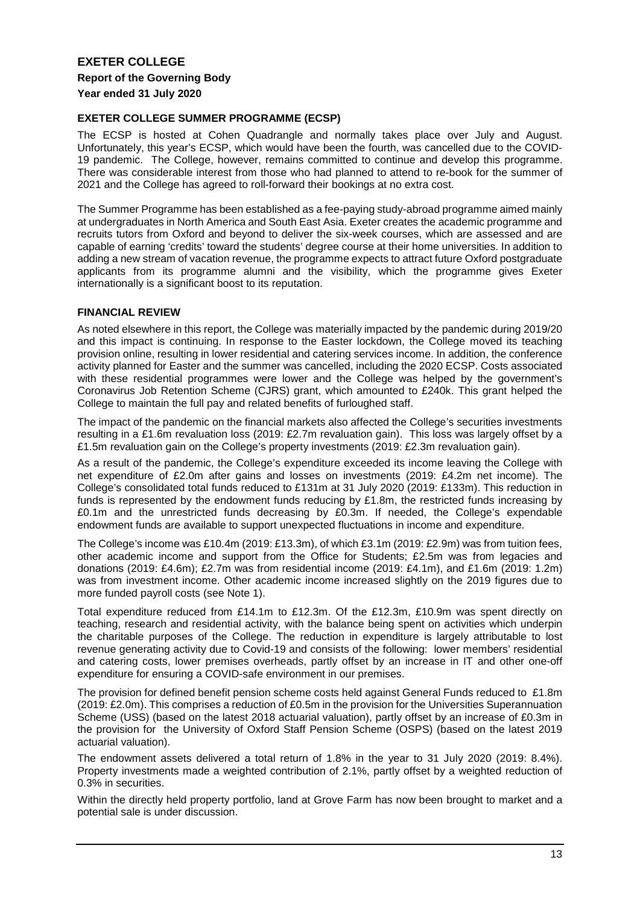## EXETER COLLEGE SUMMER PROGRAMME (ECSP)

The ECSP is hosted at Cohen Quadrangle and normally takes place over July and August. Unfortunately, this year's ECSP, which would have been the fourth, was cancelled due to the COVID-19 pandemic. The College, however, remains committed to continue and develop this programme. There was considerable interest from those who had planned to attend to re-book for the summer of 2021 and the College has agreed to roll-forward their bookings at no extra cost.

The Summer Programme has been established as a fee-paying study-abroad programme aimed mainly at undergraduates in North America and South East Asia. Exeter creates the academic programme and recruits tutors from Oxford and beyond to deliver the six-week courses, which are assessed and are capable of earning 'credits' toward the students' degree course at their home universities. In addition to adding a new stream of vacation revenue, the programme expects to attract future Oxford postgraduate applicants from its programme alumni and the visibility, which the programme gives Exeter internationally is a significant boost to its reputation.

## FINANCIAL REVIEW

As noted elsewhere in this report, the College was materially impacted by the pandemic during 2019/20 and this impact is continuing. In response to the Easter lockdown, the College moved its teaching provision online, resulting in lower residential and catering services income. In addition, the conference activity planned for Easter and the summer was cancelled, including the 2020 ECSP. Costs associated with these residential programmes were lower and the College was helped by the government's Coronavirus Job Retention Scheme (CJRS) grant, which amounted to £240k. This grant helped the College to maintain the full pay and related benefits of furloughed staff.

The impact of the pandemic on the financial markets also affected the College's securities investments resulting in a £1.6m revaluation loss (2019: £2.7m revaluation gain). This loss was largely offset by a £1.5m revaluation gain on the College's property investments (2019: £2.3m revaluation gain).

As a result of the pandemic, the College's expenditure exceeded its income leaving the College with net expenditure of £2.0m after gains and losses on investments (2019: £4.2m net income). The College's consolidated total funds reduced to £131m at 31 July 2020 (2019: £133m). This reduction in funds is represented by the endowment funds reducing by £1.8m, the restricted funds increasing by £0.1m and the unrestricted funds decreasing by £0.3m. If needed, the College's expendable endowment funds are available to support unexpected fluctuations in income and expenditure.

The College's income was £10.4m (2019: £13.3m), of which £3.1m (2019: £2.9m) was from tuition fees, other academic income and support from the Office for Students; £2.5m was from legacies and donations (2019: £4.6m); £2.7m was from residential income (2019: £4.1m), and £1.6m (2019: 1.2m) was from investment income. Other academic income increased slightly on the 2019 figures due to more funded payroll costs (see Note 1).

Total expenditure reduced from £14.1m to £12.3m. Of the £12.3m, £10.9m was spent directly on teaching, research and residential activity, with the balance being spent on activities which underpin the charitable purposes of the College. The reduction in expenditure is largely attributable to lost revenue generating activity due to Covid-19 and consists of the following: lower members' residential and catering costs, lower premises overheads, partly offset by an increase in IT and other one-off expenditure for ensuring a COVID-safe environment in our premises.

The provision for defined benefit pension scheme costs held against General Funds reduced to £1.8m (2019: £2.0m). This comprises a reduction of £0.5m in the provision for the Universities Superannuation Scheme (USS) (based on the latest 2018 actuarial valuation), partly offset by an increase of £0.3m in the provision for the University of Oxford Staff Pension Scheme (OSPS) (based on the latest 2019 actuarial valuation).

The endowment assets delivered a total return of 1.8% in the year to 31 July 2020 (2019: 8.4%). Property investments made a weighted contribution of 2.1%, partly offset by a weighted reduction of 0.3% in securities.

Within the directly held property portfolio, land at Grove Farm has now been brought to market and a potential sale is under discussion.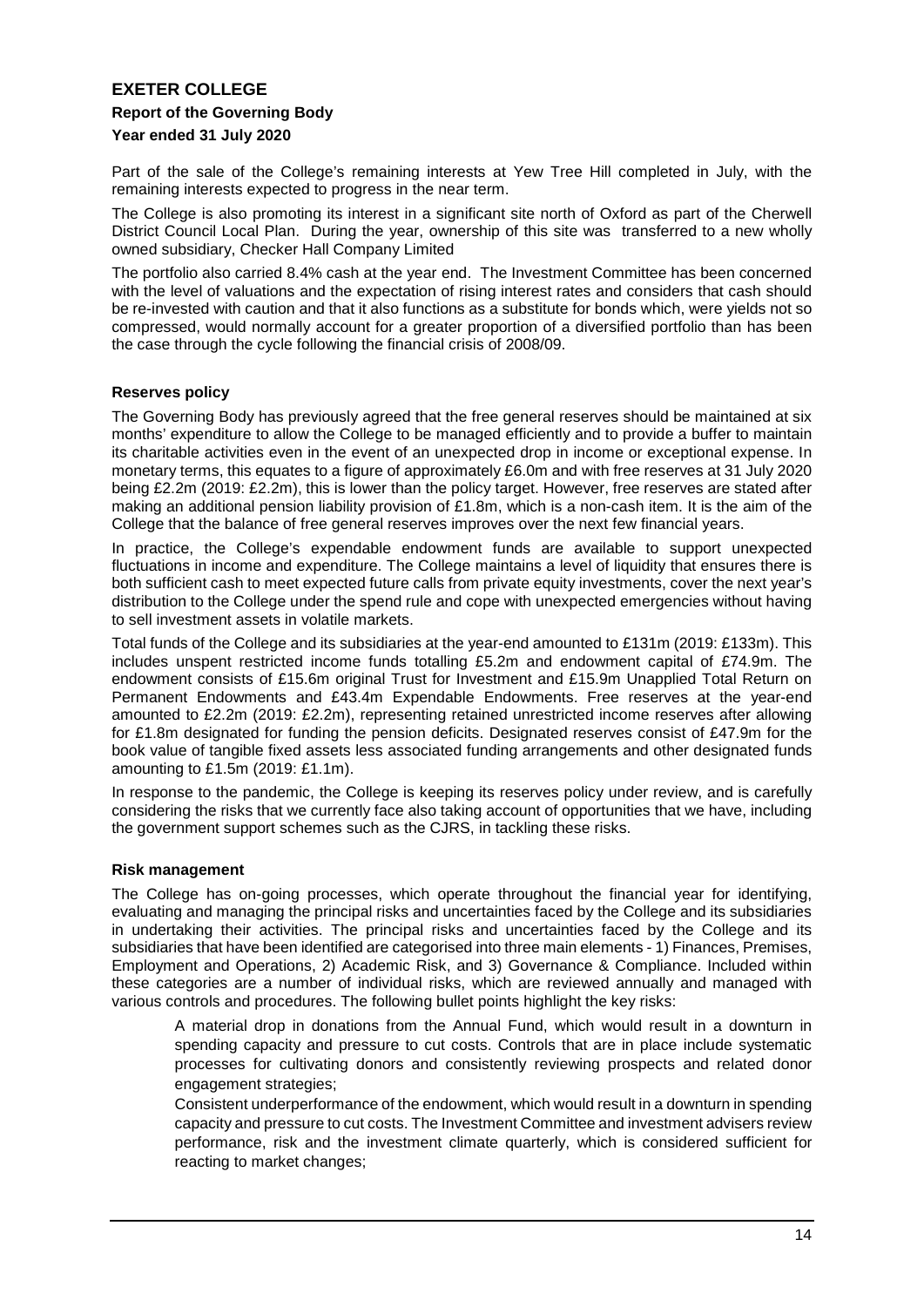# EXETER COLLEGE

**Report of the Governing Body**

**Year ended 31 July 2020**

Part of the sale of the College's remaining interests at Yew Tree Hill completed in July, with the remaining interests expected to progress in the near term.

The College is also promoting its interest in a significant site north of Oxford as part of the Cherwell District Council Local Plan. During the year, ownership of this site was transferred to a new wholly owned subsidiary, Checker Hall Company Limited

The portfolio also carried 8.4% cash at the year end. The Investment Committee has been concerned with the level of valuations and the expectation of rising interest rates and considers that cash should be re-invested with caution and that it also functions as a substitute for bonds which, were yields not so compressed, would normally account for a greater proportion of a diversified portfolio than has been the case through the cycle following the financial crisis of 2008/09.

**Reserves policy**

The Governing Body has previously agreed that the free general reserves should be maintained at six months' expenditure to allow the College to be managed efficiently and to provide a buffer to maintain its charitable activities even in the event of an unexpected drop in income or exceptional expense. In monetary terms, this equates to a figure of approximately £6.0m and with free reserves at 31 July 2020 being £2.2m (2019: £2.2m), this is lower than the policy target. However, free reserves are stated after making an additional pension liability provision of £1.8m, which is a non-cash item. It is the aim of the College that the balance of free general reserves improves over the next few financial years.

In practice, the College's expendable endowment funds are available to support unexpected fluctuations in income and expenditure. The College maintains a level of liquidity that ensures there is both sufficient cash to meet expected future calls from private equity investments, cover the next year's distribution to the College under the spend rule and cope with unexpected emergencies without having to sell investment assets in volatile markets.

Total funds of the College and its subsidiaries at the year-end amounted to £131m (2019: £133m). This includes unspent restricted income funds totalling £5.2m and endowment capital of £74.9m. The endowment consists of £15.6m original Trust for Investment and £15.9m Unapplied Total Return on Permanent Endowments and £43.4m Expendable Endowments. Free reserves at the year-end amounted to £2.2m (2019: £2.2m), representing retained unrestricted income reserves after allowing for £1.8m designated for funding the pension deficits. Designated reserves consist of £47.9m for the book value of tangible fixed assets less associated funding arrangements and other designated funds amounting to £1.5m (2019: £1.1m).

In response to the pandemic, the College is keeping its reserves policy under review, and is carefully considering the risks that we currently face also taking account of opportunities that we have, including the government support schemes such as the CJRS, in tackling these risks.

**Risk management**

The College has on-going processes, which operate throughout the financial year for identifying, evaluating and managing the principal risks and uncertainties faced by the College and its subsidiaries in undertaking their activities. The principal risks and uncertainties faced by the College and its subsidiaries that have been identified are categorised into three main elements - 1) Finances, Premises, Employment and Operations, 2) Academic Risk, and 3) Governance & Compliance. Included within these categories are a number of individual risks, which are reviewed annually and managed with various controls and procedures. The following bullet points highlight the key risks:

- A material drop in donations from the Annual Fund, which would result in a downturn in spending capacity and pressure to cut costs. Controls that are in place include systematic processes for cultivating donors and consistently reviewing prospects and related donor engagement strategies;
- Consistent underperformance of the endowment, which would result in a downturn in spending capacity and pressure to cut costs. The Investment Committee and investment advisers review performance, risk and the investment climate quarterly, which is considered sufficient for reacting to market changes;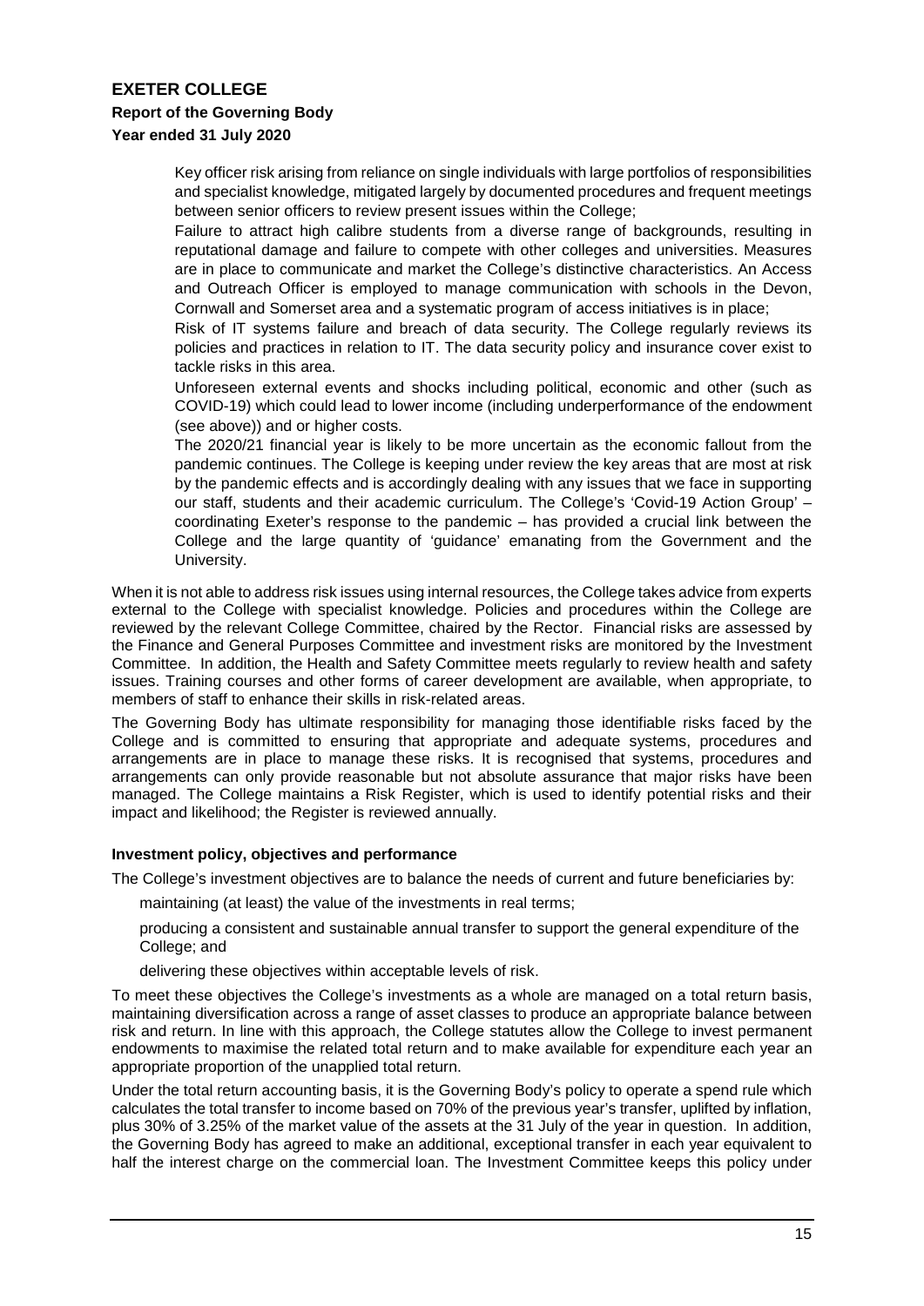- Key officer risk arising from reliance on single individuals with large portfolios of responsibilities and specialist knowledge, mitigated largely by documented procedures and frequent meetings between senior officers to review present issues within the College;
- Failure to attract high calibre students from a diverse range of backgrounds, resulting in reputational damage and failure to compete with other colleges and universities. Measures are in place to communicate and market the College's distinctive characteristics. An Access and Outreach Officer is employed to manage communication with schools in the Devon, Cornwall and Somerset area and a systematic program of access initiatives is in place;
- Risk of IT systems failure and breach of data security. The College regularly reviews its policies and practices in relation to IT. The data security policy and insurance cover exist to tackle risks in this area.
- Unforeseen external events and shocks including political, economic and other (such as COVID-19) which could lead to lower income (including underperformance of the endowment (see above)) and or higher costs.
- The 2020/21 financial year is likely to be more uncertain as the economic fallout from the pandemic continues. The College is keeping under review the key areas that are most at risk by the pandemic effects and is accordingly dealing with any issues that we face in supporting our staff, students and their academic curriculum. The College's 'Covid-19 Action Group' – coordinating Exeter's response to the pandemic – has provided a crucial link between the College and the large quantity of 'guidance' emanating from the Government and the University.

When it is not able to address risk issues using internal resources, the College takes advice from experts external to the College with specialist knowledge. Policies and procedures within the College are reviewed by the relevant College Committee, chaired by the Rector. Financial risks are assessed by the Finance and General Purposes Committee and investment risks are monitored by the Investment Committee. In addition, the Health and Safety Committee meets regularly to review health and safety issues. Training courses and other forms of career development are available, when appropriate, to members of staff to enhance their skills in risk-related areas.

The Governing Body has ultimate responsibility for managing those identifiable risks faced by the College and is committed to ensuring that appropriate and adequate systems, procedures and arrangements are in place to manage these risks. It is recognised that systems, procedures and arrangements can only provide reasonable but not absolute assurance that major risks have been managed. The College maintains a Risk Register, which is used to identify potential risks and their impact and likelihood; the Register is reviewed annually.

### Investment policy, objectives and performance

The College's investment objectives are to balance the needs of current and future beneficiaries by:

- maintaining (at least) the value of the investments in real terms;
- producing a consistent and sustainable annual transfer to support the general expenditure of the College; and
- delivering these objectives within acceptable levels of risk.

To meet these objectives the College's investments as a whole are managed on a total return basis, maintaining diversification across a range of asset classes to produce an appropriate balance between risk and return. In line with this approach, the College statutes allow the College to invest permanent endowments to maximise the related total return and to make available for expenditure each year an appropriate proportion of the unapplied total return.

Under the total return accounting basis, it is the Governing Body's policy to operate a spend rule which calculates the total transfer to income based on 70% of the previous year's transfer, uplifted by inflation, plus 30% of 3.25% of the market value of the assets at the 31 July of the year in question. In addition, the Governing Body has agreed to make an additional, exceptional transfer in each year equivalent to half the interest charge on the commercial loan. The Investment Committee keeps this policy under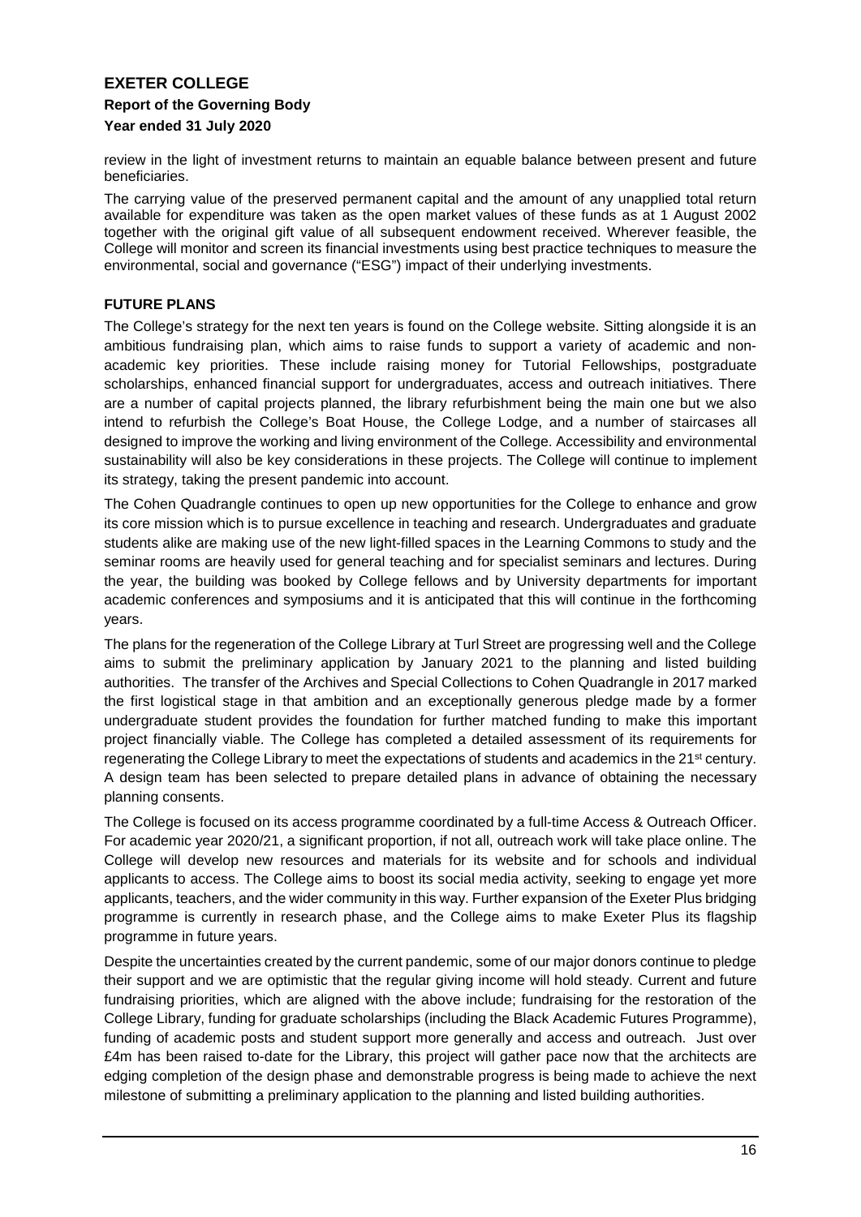review in the light of investment returns to maintain an equable balance between present and future beneficiaries.

The carrying value of the preserved permanent capital and the amount of any unapplied total return available for expenditure was taken as the open market values of these funds as at 1 August 2002 together with the original gift value of all subsequent endowment received. Wherever feasible, the College will monitor and screen its financial investments using best practice techniques to measure the environmental, social and governance ("ESG") impact of their underlying investments.

## FUTURE PLANS

The College's strategy for the next ten years is found on the College website. Sitting alongside it is an ambitious fundraising plan, which aims to raise funds to support a variety of academic and non-academic key priorities. These include raising money for Tutorial Fellowships, postgraduate scholarships, enhanced financial support for undergraduates, access and outreach initiatives. There are a number of capital projects planned, the library refurbishment being the main one but we also intend to refurbish the College's Boat House, the College Lodge, and a number of staircases all designed to improve the working and living environment of the College. Accessibility and environmental sustainability will also be key considerations in these projects. The College will continue to implement its strategy, taking the present pandemic into account.

The Cohen Quadrangle continues to open up new opportunities for the College to enhance and grow its core mission which is to pursue excellence in teaching and research. Undergraduates and graduate students alike are making use of the new light-filled spaces in the Learning Commons to study and the seminar rooms are heavily used for general teaching and for specialist seminars and lectures. During the year, the building was booked by College fellows and by University departments for important academic conferences and symposiums and it is anticipated that this will continue in the forthcoming years.

The plans for the regeneration of the College Library at Turl Street are progressing well and the College aims to submit the preliminary application by January 2021 to the planning and listed building authorities. The transfer of the Archives and Special Collections to Cohen Quadrangle in 2017 marked the first logistical stage in that ambition and an exceptionally generous pledge made by a former undergraduate student provides the foundation for further matched funding to make this important project financially viable. The College has completed a detailed assessment of its requirements for regenerating the College Library to meet the expectations of students and academics in the 21st century. A design team has been selected to prepare detailed plans in advance of obtaining the necessary planning consents.

The College is focused on its access programme coordinated by a full-time Access & Outreach Officer. For academic year 2020/21, a significant proportion, if not all, outreach work will take place online. The College will develop new resources and materials for its website and for schools and individual applicants to access. The College aims to boost its social media activity, seeking to engage yet more applicants, teachers, and the wider community in this way. Further expansion of the Exeter Plus bridging programme is currently in research phase, and the College aims to make Exeter Plus its flagship programme in future years.

Despite the uncertainties created by the current pandemic, some of our major donors continue to pledge their support and we are optimistic that the regular giving income will hold steady. Current and future fundraising priorities, which are aligned with the above include; fundraising for the restoration of the College Library, funding for graduate scholarships (including the Black Academic Futures Programme), funding of academic posts and student support more generally and access and outreach. Just over £4m has been raised to-date for the Library, this project will gather pace now that the architects are edging completion of the design phase and demonstrable progress is being made to achieve the next milestone of submitting a preliminary application to the planning and listed building authorities.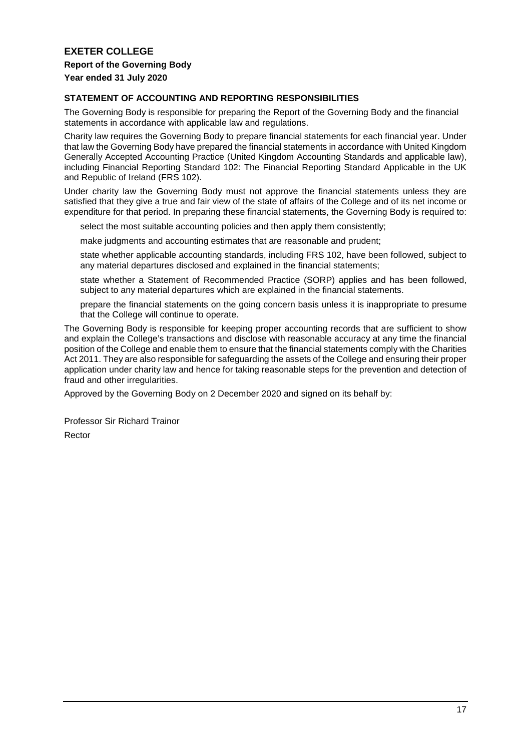**EXETER COLLEGE**

**Report of the Governing Body**

**Year ended 31 July 2020**

**STATEMENT OF ACCOUNTING AND REPORTING RESPONSIBILITIES**

The Governing Body is responsible for preparing the Report of the Governing Body and the financial statements in accordance with applicable law and regulations.

Charity law requires the Governing Body to prepare financial statements for each financial year. Under that law the Governing Body have prepared the financial statements in accordance with United Kingdom Generally Accepted Accounting Practice (United Kingdom Accounting Standards and applicable law), including Financial Reporting Standard 102: The Financial Reporting Standard Applicable in the UK and Republic of Ireland (FRS 102).

Under charity law the Governing Body must not approve the financial statements unless they are satisfied that they give a true and fair view of the state of affairs of the College and of its net income or expenditure for that period. In preparing these financial statements, the Governing Body is required to:

select the most suitable accounting policies and then apply them consistently;

make judgments and accounting estimates that are reasonable and prudent;

state whether applicable accounting standards, including FRS 102, have been followed, subject to any material departures disclosed and explained in the financial statements;

state whether a Statement of Recommended Practice (SORP) applies and has been followed, subject to any material departures which are explained in the financial statements.

prepare the financial statements on the going concern basis unless it is inappropriate to presume that the College will continue to operate.

The Governing Body is responsible for keeping proper accounting records that are sufficient to show and explain the College's transactions and disclose with reasonable accuracy at any time the financial position of the College and enable them to ensure that the financial statements comply with the Charities Act 2011. They are also responsible for safeguarding the assets of the College and ensuring their proper application under charity law and hence for taking reasonable steps for the prevention and detection of fraud and other irregularities.

Approved by the Governing Body on 2 December 2020 and signed on its behalf by:

Professor Sir Richard Trainor

Rector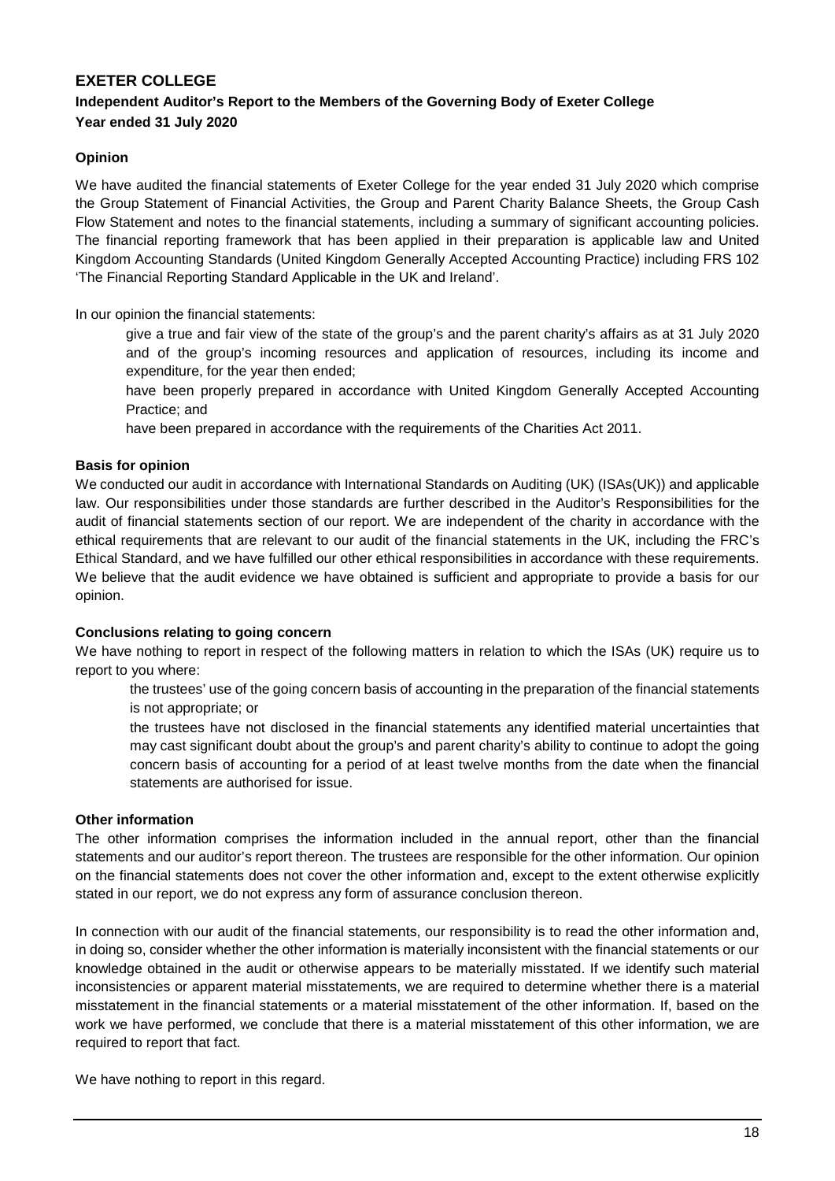# EXETER COLLEGE

## Independent Auditor's Report to the Members of the Governing Body of Exeter College

**Year ended 31 July 2020**

### Opinion

We have audited the financial statements of Exeter College for the year ended 31 July 2020 which comprise the Group Statement of Financial Activities, the Group and Parent Charity Balance Sheets, the Group Cash Flow Statement and notes to the financial statements, including a summary of significant accounting policies. The financial reporting framework that has been applied in their preparation is applicable law and United Kingdom Accounting Standards (United Kingdom Generally Accepted Accounting Practice) including FRS 102 'The Financial Reporting Standard Applicable in the UK and Ireland'.

In our opinion the financial statements:

- give a true and fair view of the state of the group's and the parent charity's affairs as at 31 July 2020 and of the group's incoming resources and application of resources, including its income and expenditure, for the year then ended;
- have been properly prepared in accordance with United Kingdom Generally Accepted Accounting Practice; and
- have been prepared in accordance with the requirements of the Charities Act 2011.

### Basis for opinion

We conducted our audit in accordance with International Standards on Auditing (UK) (ISAs(UK)) and applicable law. Our responsibilities under those standards are further described in the Auditor's Responsibilities for the audit of financial statements section of our report. We are independent of the charity in accordance with the ethical requirements that are relevant to our audit of the financial statements in the UK, including the FRC's Ethical Standard, and we have fulfilled our other ethical responsibilities in accordance with these requirements. We believe that the audit evidence we have obtained is sufficient and appropriate to provide a basis for our opinion.

### Conclusions relating to going concern

We have nothing to report in respect of the following matters in relation to which the ISAs (UK) require us to report to you where:

- the trustees' use of the going concern basis of accounting in the preparation of the financial statements is not appropriate; or
- the trustees have not disclosed in the financial statements any identified material uncertainties that may cast significant doubt about the group's and parent charity's ability to continue to adopt the going concern basis of accounting for a period of at least twelve months from the date when the financial statements are authorised for issue.

### Other information

The other information comprises the information included in the annual report, other than the financial statements and our auditor's report thereon. The trustees are responsible for the other information. Our opinion on the financial statements does not cover the other information and, except to the extent otherwise explicitly stated in our report, we do not express any form of assurance conclusion thereon.

In connection with our audit of the financial statements, our responsibility is to read the other information and, in doing so, consider whether the other information is materially inconsistent with the financial statements or our knowledge obtained in the audit or otherwise appears to be materially misstated. If we identify such material inconsistencies or apparent material misstatements, we are required to determine whether there is a material misstatement in the financial statements or a material misstatement of the other information. If, based on the work we have performed, we conclude that there is a material misstatement of this other information, we are required to report that fact.

We have nothing to report in this regard.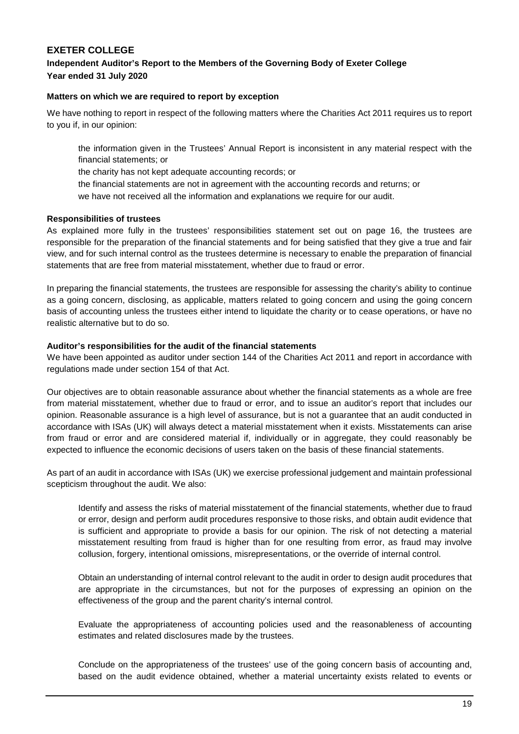# EXETER COLLEGE

**Independent Auditor's Report to the Members of the Governing Body of Exeter College**
**Year ended 31 July 2020**

**Matters on which we are required to report by exception**

We have nothing to report in respect of the following matters where the Charities Act 2011 requires us to report to you if, in our opinion:

- the information given in the Trustees' Annual Report is inconsistent in any material respect with the financial statements; or
- the charity has not kept adequate accounting records; or
- the financial statements are not in agreement with the accounting records and returns; or
- we have not received all the information and explanations we require for our audit.

**Responsibilities of trustees**

As explained more fully in the trustees' responsibilities statement set out on page 16, the trustees are responsible for the preparation of the financial statements and for being satisfied that they give a true and fair view, and for such internal control as the trustees determine is necessary to enable the preparation of financial statements that are free from material misstatement, whether due to fraud or error.

In preparing the financial statements, the trustees are responsible for assessing the charity's ability to continue as a going concern, disclosing, as applicable, matters related to going concern and using the going concern basis of accounting unless the trustees either intend to liquidate the charity or to cease operations, or have no realistic alternative but to do so.

**Auditor's responsibilities for the audit of the financial statements**

We have been appointed as auditor under section 144 of the Charities Act 2011 and report in accordance with regulations made under section 154 of that Act.

Our objectives are to obtain reasonable assurance about whether the financial statements as a whole are free from material misstatement, whether due to fraud or error, and to issue an auditor's report that includes our opinion. Reasonable assurance is a high level of assurance, but is not a guarantee that an audit conducted in accordance with ISAs (UK) will always detect a material misstatement when it exists. Misstatements can arise from fraud or error and are considered material if, individually or in aggregate, they could reasonably be expected to influence the economic decisions of users taken on the basis of these financial statements.

As part of an audit in accordance with ISAs (UK) we exercise professional judgement and maintain professional scepticism throughout the audit. We also:

- Identify and assess the risks of material misstatement of the financial statements, whether due to fraud or error, design and perform audit procedures responsive to those risks, and obtain audit evidence that is sufficient and appropriate to provide a basis for our opinion. The risk of not detecting a material misstatement resulting from fraud is higher than for one resulting from error, as fraud may involve collusion, forgery, intentional omissions, misrepresentations, or the override of internal control.

- Obtain an understanding of internal control relevant to the audit in order to design audit procedures that are appropriate in the circumstances, but not for the purposes of expressing an opinion on the effectiveness of the group and the parent charity's internal control.

- Evaluate the appropriateness of accounting policies used and the reasonableness of accounting estimates and related disclosures made by the trustees.

- Conclude on the appropriateness of the trustees' use of the going concern basis of accounting and, based on the audit evidence obtained, whether a material uncertainty exists related to events or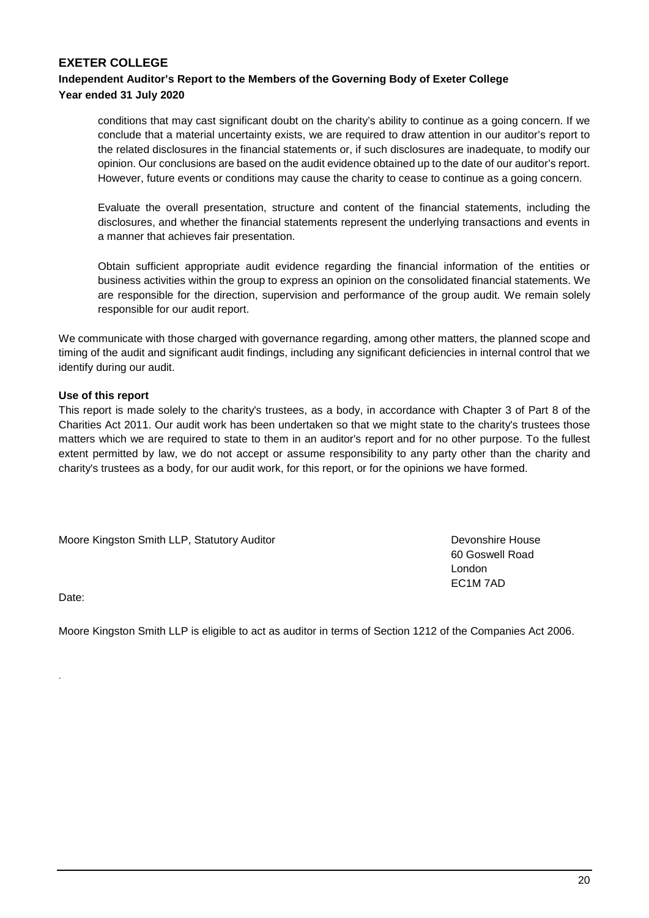conditions that may cast significant doubt on the charity's ability to continue as a going concern. If we conclude that a material uncertainty exists, we are required to draw attention in our auditor's report to the related disclosures in the financial statements or, if such disclosures are inadequate, to modify our opinion. Our conclusions are based on the audit evidence obtained up to the date of our auditor's report. However, future events or conditions may cause the charity to cease to continue as a going concern.

Evaluate the overall presentation, structure and content of the financial statements, including the disclosures, and whether the financial statements represent the underlying transactions and events in a manner that achieves fair presentation.

Obtain sufficient appropriate audit evidence regarding the financial information of the entities or business activities within the group to express an opinion on the consolidated financial statements. We are responsible for the direction, supervision and performance of the group audit. We remain solely responsible for our audit report.

We communicate with those charged with governance regarding, among other matters, the planned scope and timing of the audit and significant audit findings, including any significant deficiencies in internal control that we identify during our audit.

**Use of this report**

This report is made solely to the charity's trustees, as a body, in accordance with Chapter 3 of Part 8 of the Charities Act 2011. Our audit work has been undertaken so that we might state to the charity's trustees those matters which we are required to state to them in an auditor's report and for no other purpose. To the fullest extent permitted by law, we do not accept or assume responsibility to any party other than the charity and charity's trustees as a body, for our audit work, for this report, or for the opinions we have formed.

Moore Kingston Smith LLP, Statutory Auditor

Devonshire House
60 Goswell Road
London
EC1M 7AD

Date:

Moore Kingston Smith LLP is eligible to act as auditor in terms of Section 1212 of the Companies Act 2006.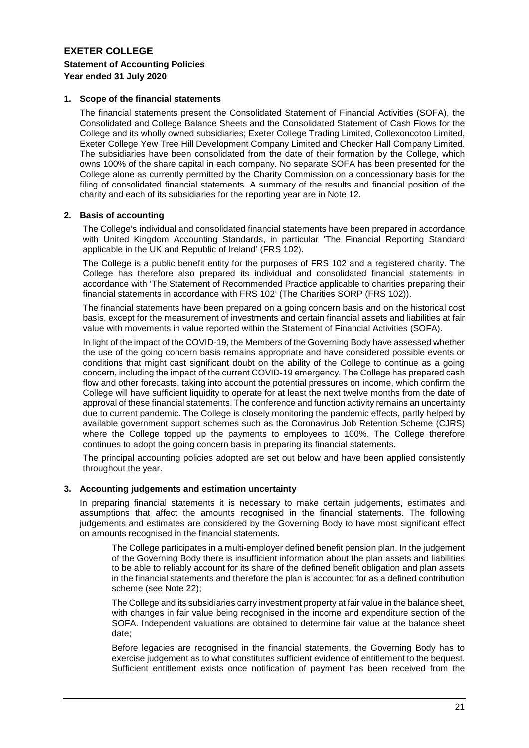# EXETER COLLEGE

**Statement of Accounting Policies**
**Year ended 31 July 2020**

## 1. Scope of the financial statements

The financial statements present the Consolidated Statement of Financial Activities (SOFA), the Consolidated and College Balance Sheets and the Consolidated Statement of Cash Flows for the College and its wholly owned subsidiaries; Exeter College Trading Limited, Collexoncotoo Limited, Exeter College Yew Tree Hill Development Company Limited and Checker Hall Company Limited. The subsidiaries have been consolidated from the date of their formation by the College, which owns 100% of the share capital in each company. No separate SOFA has been presented for the College alone as currently permitted by the Charity Commission on a concessionary basis for the filing of consolidated financial statements. A summary of the results and financial position of the charity and each of its subsidiaries for the reporting year are in Note 12.

## 2. Basis of accounting

The College's individual and consolidated financial statements have been prepared in accordance with United Kingdom Accounting Standards, in particular 'The Financial Reporting Standard applicable in the UK and Republic of Ireland' (FRS 102).

The College is a public benefit entity for the purposes of FRS 102 and a registered charity. The College has therefore also prepared its individual and consolidated financial statements in accordance with 'The Statement of Recommended Practice applicable to charities preparing their financial statements in accordance with FRS 102' (The Charities SORP (FRS 102)).

The financial statements have been prepared on a going concern basis and on the historical cost basis, except for the measurement of investments and certain financial assets and liabilities at fair value with movements in value reported within the Statement of Financial Activities (SOFA).

In light of the impact of the COVID-19, the Members of the Governing Body have assessed whether the use of the going concern basis remains appropriate and have considered possible events or conditions that might cast significant doubt on the ability of the College to continue as a going concern, including the impact of the current COVID-19 emergency. The College has prepared cash flow and other forecasts, taking into account the potential pressures on income, which confirm the College will have sufficient liquidity to operate for at least the next twelve months from the date of approval of these financial statements. The conference and function activity remains an uncertainty due to current pandemic. The College is closely monitoring the pandemic effects, partly helped by available government support schemes such as the Coronavirus Job Retention Scheme (CJRS) where the College topped up the payments to employees to 100%. The College therefore continues to adopt the going concern basis in preparing its financial statements.

The principal accounting policies adopted are set out below and have been applied consistently throughout the year.

## 3. Accounting judgements and estimation uncertainty

In preparing financial statements it is necessary to make certain judgements, estimates and assumptions that affect the amounts recognised in the financial statements. The following judgements and estimates are considered by the Governing Body to have most significant effect on amounts recognised in the financial statements.

The College participates in a multi-employer defined benefit pension plan. In the judgement of the Governing Body there is insufficient information about the plan assets and liabilities to be able to reliably account for its share of the defined benefit obligation and plan assets in the financial statements and therefore the plan is accounted for as a defined contribution scheme (see Note 22);

The College and its subsidiaries carry investment property at fair value in the balance sheet, with changes in fair value being recognised in the income and expenditure section of the SOFA. Independent valuations are obtained to determine fair value at the balance sheet date;

Before legacies are recognised in the financial statements, the Governing Body has to exercise judgement as to what constitutes sufficient evidence of entitlement to the bequest. Sufficient entitlement exists once notification of payment has been received from the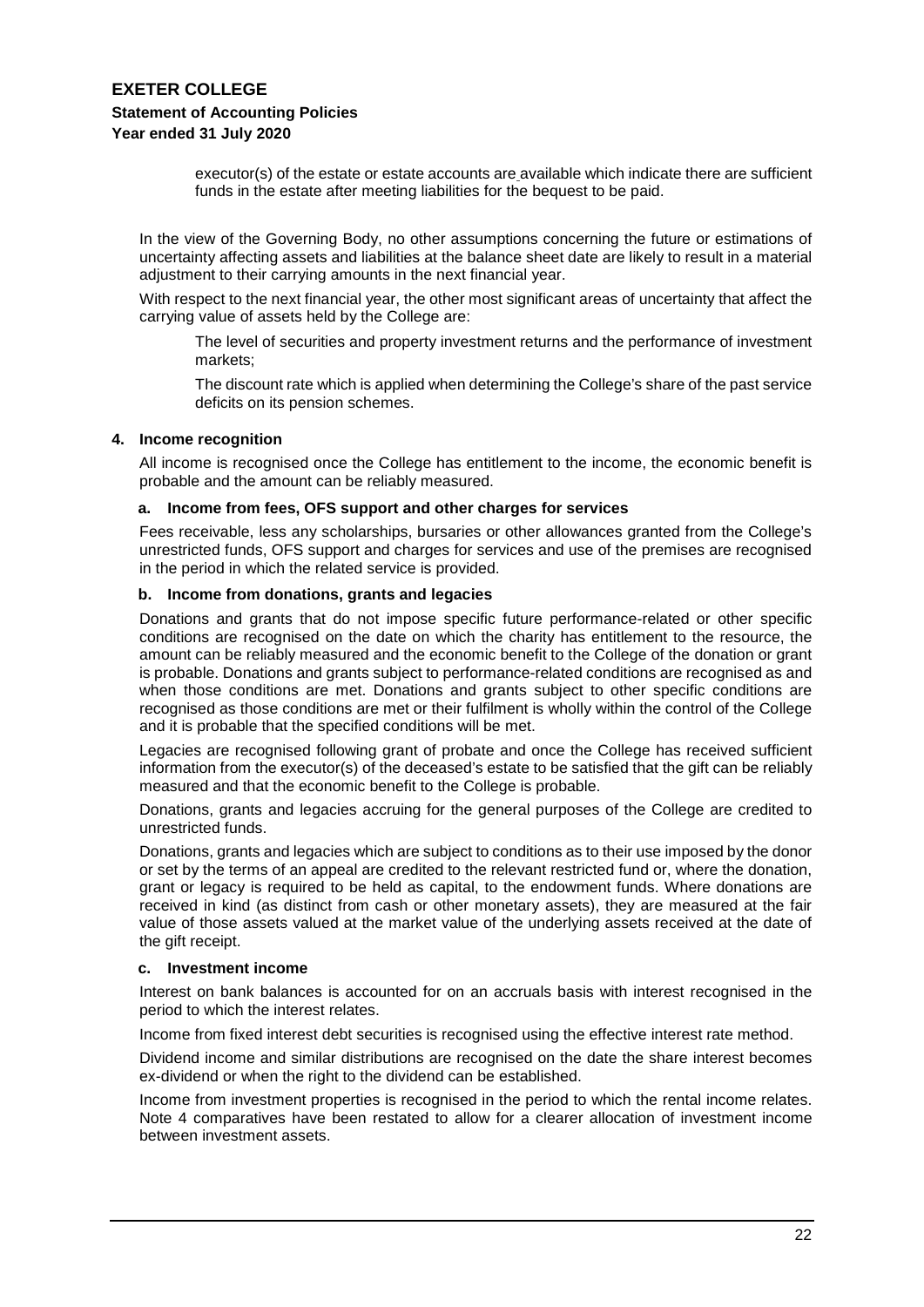executor(s) of the estate or estate accounts are available which indicate there are sufficient funds in the estate after meeting liabilities for the bequest to be paid.

In the view of the Governing Body, no other assumptions concerning the future or estimations of uncertainty affecting assets and liabilities at the balance sheet date are likely to result in a material adjustment to their carrying amounts in the next financial year.

With respect to the next financial year, the other most significant areas of uncertainty that affect the carrying value of assets held by the College are:

The level of securities and property investment returns and the performance of investment markets;

The discount rate which is applied when determining the College's share of the past service deficits on its pension schemes.

## 4. Income recognition

All income is recognised once the College has entitlement to the income, the economic benefit is probable and the amount can be reliably measured.

### a. Income from fees, OFS support and other charges for services

Fees receivable, less any scholarships, bursaries or other allowances granted from the College's unrestricted funds, OFS support and charges for services and use of the premises are recognised in the period in which the related service is provided.

### b. Income from donations, grants and legacies

Donations and grants that do not impose specific future performance-related or other specific conditions are recognised on the date on which the charity has entitlement to the resource, the amount can be reliably measured and the economic benefit to the College of the donation or grant is probable. Donations and grants subject to performance-related conditions are recognised as and when those conditions are met. Donations and grants subject to other specific conditions are recognised as those conditions are met or their fulfilment is wholly within the control of the College and it is probable that the specified conditions will be met.

Legacies are recognised following grant of probate and once the College has received sufficient information from the executor(s) of the deceased's estate to be satisfied that the gift can be reliably measured and that the economic benefit to the College is probable.

Donations, grants and legacies accruing for the general purposes of the College are credited to unrestricted funds.

Donations, grants and legacies which are subject to conditions as to their use imposed by the donor or set by the terms of an appeal are credited to the relevant restricted fund or, where the donation, grant or legacy is required to be held as capital, to the endowment funds. Where donations are received in kind (as distinct from cash or other monetary assets), they are measured at the fair value of those assets valued at the market value of the underlying assets received at the date of the gift receipt.

### c. Investment income

Interest on bank balances is accounted for on an accruals basis with interest recognised in the period to which the interest relates.

Income from fixed interest debt securities is recognised using the effective interest rate method.

Dividend income and similar distributions are recognised on the date the share interest becomes ex-dividend or when the right to the dividend can be established.

Income from investment properties is recognised in the period to which the rental income relates. Note 4 comparatives have been restated to allow for a clearer allocation of investment income between investment assets.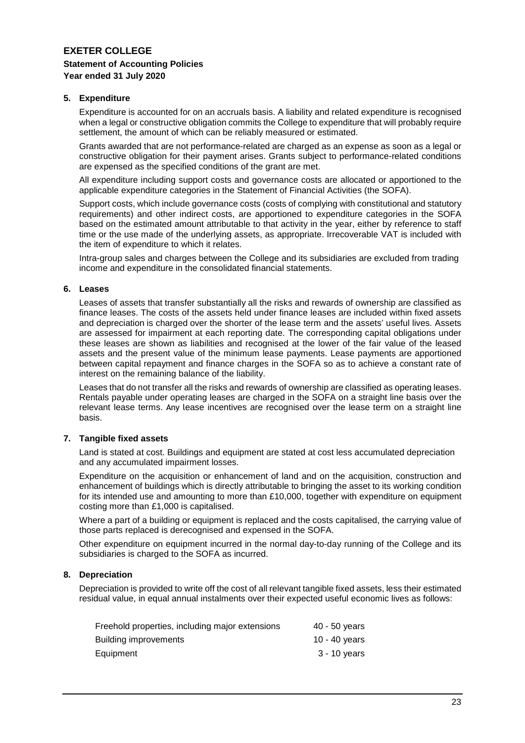**EXETER COLLEGE**
**Statement of Accounting Policies**
**Year ended 31 July 2020**

### 5. Expenditure

Expenditure is accounted for on an accruals basis. A liability and related expenditure is recognised when a legal or constructive obligation commits the College to expenditure that will probably require settlement, the amount of which can be reliably measured or estimated.

Grants awarded that are not performance-related are charged as an expense as soon as a legal or constructive obligation for their payment arises. Grants subject to performance-related conditions are expensed as the specified conditions of the grant are met.

All expenditure including support costs and governance costs are allocated or apportioned to the applicable expenditure categories in the Statement of Financial Activities (the SOFA).

Support costs, which include governance costs (costs of complying with constitutional and statutory requirements) and other indirect costs, are apportioned to expenditure categories in the SOFA based on the estimated amount attributable to that activity in the year, either by reference to staff time or the use made of the underlying assets, as appropriate. Irrecoverable VAT is included with the item of expenditure to which it relates.

Intra-group sales and charges between the College and its subsidiaries are excluded from trading income and expenditure in the consolidated financial statements.

### 6. Leases

Leases of assets that transfer substantially all the risks and rewards of ownership are classified as finance leases. The costs of the assets held under finance leases are included within fixed assets and depreciation is charged over the shorter of the lease term and the assets' useful lives. Assets are assessed for impairment at each reporting date. The corresponding capital obligations under these leases are shown as liabilities and recognised at the lower of the fair value of the leased assets and the present value of the minimum lease payments. Lease payments are apportioned between capital repayment and finance charges in the SOFA so as to achieve a constant rate of interest on the remaining balance of the liability.

Leases that do not transfer all the risks and rewards of ownership are classified as operating leases. Rentals payable under operating leases are charged in the SOFA on a straight line basis over the relevant lease terms. Any lease incentives are recognised over the lease term on a straight line basis.

### 7. Tangible fixed assets

Land is stated at cost. Buildings and equipment are stated at cost less accumulated depreciation and any accumulated impairment losses.

Expenditure on the acquisition or enhancement of land and on the acquisition, construction and enhancement of buildings which is directly attributable to bringing the asset to its working condition for its intended use and amounting to more than £10,000, together with expenditure on equipment costing more than £1,000 is capitalised.

Where a part of a building or equipment is replaced and the costs capitalised, the carrying value of those parts replaced is derecognised and expensed in the SOFA.

Other expenditure on equipment incurred in the normal day-to-day running of the College and its subsidiaries is charged to the SOFA as incurred.

### 8. Depreciation

Depreciation is provided to write off the cost of all relevant tangible fixed assets, less their estimated residual value, in equal annual instalments over their expected useful economic lives as follows:

| | |
|---|---|
| Freehold properties, including major extensions | 40 - 50 years |
| Building improvements | 10 - 40 years |
| Equipment | 3 - 10 years |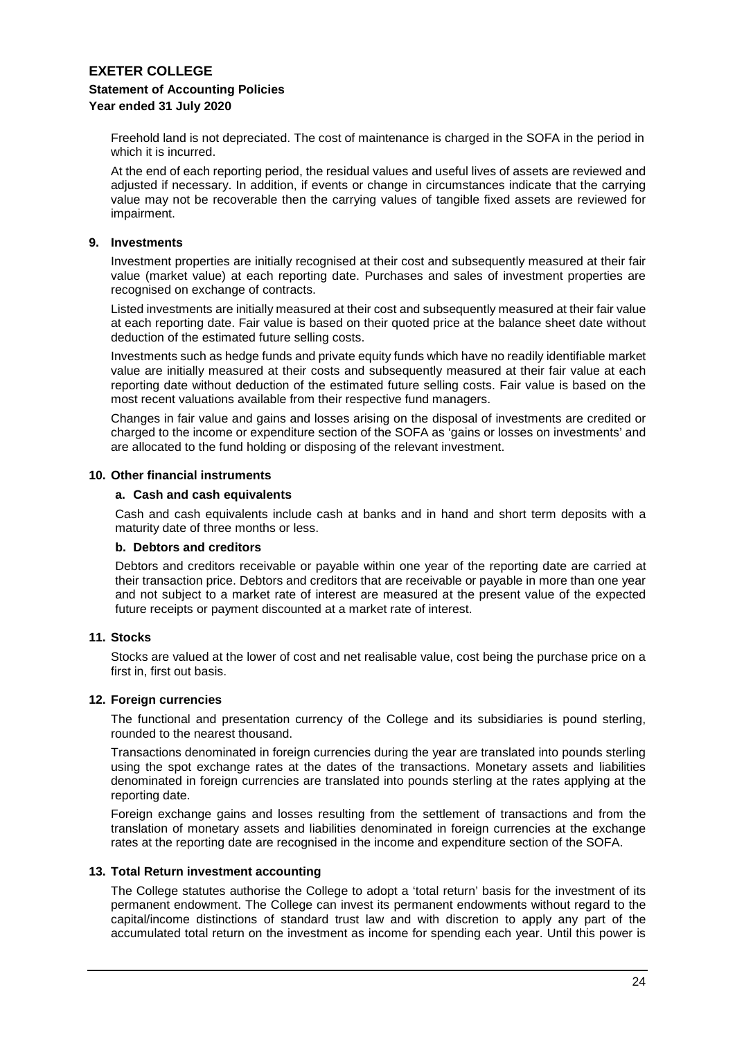Freehold land is not depreciated. The cost of maintenance is charged in the SOFA in the period in which it is incurred.

At the end of each reporting period, the residual values and useful lives of assets are reviewed and adjusted if necessary. In addition, if events or change in circumstances indicate that the carrying value may not be recoverable then the carrying values of tangible fixed assets are reviewed for impairment.

### 9. Investments

Investment properties are initially recognised at their cost and subsequently measured at their fair value (market value) at each reporting date. Purchases and sales of investment properties are recognised on exchange of contracts.

Listed investments are initially measured at their cost and subsequently measured at their fair value at each reporting date. Fair value is based on their quoted price at the balance sheet date without deduction of the estimated future selling costs.

Investments such as hedge funds and private equity funds which have no readily identifiable market value are initially measured at their costs and subsequently measured at their fair value at each reporting date without deduction of the estimated future selling costs. Fair value is based on the most recent valuations available from their respective fund managers.

Changes in fair value and gains and losses arising on the disposal of investments are credited or charged to the income or expenditure section of the SOFA as 'gains or losses on investments' and are allocated to the fund holding or disposing of the relevant investment.

### 10. Other financial instruments

#### a. Cash and cash equivalents

Cash and cash equivalents include cash at banks and in hand and short term deposits with a maturity date of three months or less.

#### b. Debtors and creditors

Debtors and creditors receivable or payable within one year of the reporting date are carried at their transaction price. Debtors and creditors that are receivable or payable in more than one year and not subject to a market rate of interest are measured at the present value of the expected future receipts or payment discounted at a market rate of interest.

### 11. Stocks

Stocks are valued at the lower of cost and net realisable value, cost being the purchase price on a first in, first out basis.

### 12. Foreign currencies

The functional and presentation currency of the College and its subsidiaries is pound sterling, rounded to the nearest thousand.

Transactions denominated in foreign currencies during the year are translated into pounds sterling using the spot exchange rates at the dates of the transactions. Monetary assets and liabilities denominated in foreign currencies are translated into pounds sterling at the rates applying at the reporting date.

Foreign exchange gains and losses resulting from the settlement of transactions and from the translation of monetary assets and liabilities denominated in foreign currencies at the exchange rates at the reporting date are recognised in the income and expenditure section of the SOFA.

### 13. Total Return investment accounting

The College statutes authorise the College to adopt a 'total return' basis for the investment of its permanent endowment. The College can invest its permanent endowments without regard to the capital/income distinctions of standard trust law and with discretion to apply any part of the accumulated total return on the investment as income for spending each year. Until this power is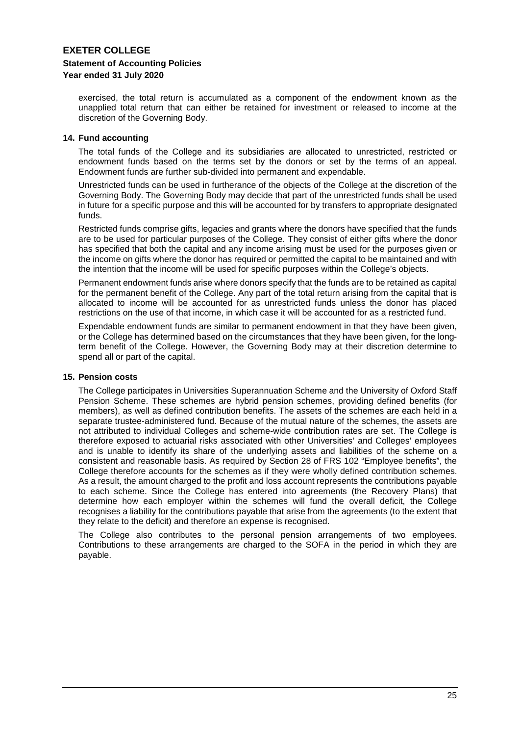exercised, the total return is accumulated as a component of the endowment known as the unapplied total return that can either be retained for investment or released to income at the discretion of the Governing Body.

## 14. Fund accounting

The total funds of the College and its subsidiaries are allocated to unrestricted, restricted or endowment funds based on the terms set by the donors or set by the terms of an appeal. Endowment funds are further sub-divided into permanent and expendable.

Unrestricted funds can be used in furtherance of the objects of the College at the discretion of the Governing Body. The Governing Body may decide that part of the unrestricted funds shall be used in future for a specific purpose and this will be accounted for by transfers to appropriate designated funds.

Restricted funds comprise gifts, legacies and grants where the donors have specified that the funds are to be used for particular purposes of the College. They consist of either gifts where the donor has specified that both the capital and any income arising must be used for the purposes given or the income on gifts where the donor has required or permitted the capital to be maintained and with the intention that the income will be used for specific purposes within the College's objects.

Permanent endowment funds arise where donors specify that the funds are to be retained as capital for the permanent benefit of the College. Any part of the total return arising from the capital that is allocated to income will be accounted for as unrestricted funds unless the donor has placed restrictions on the use of that income, in which case it will be accounted for as a restricted fund.

Expendable endowment funds are similar to permanent endowment in that they have been given, or the College has determined based on the circumstances that they have been given, for the long-term benefit of the College. However, the Governing Body may at their discretion determine to spend all or part of the capital.

## 15. Pension costs

The College participates in Universities Superannuation Scheme and the University of Oxford Staff Pension Scheme. These schemes are hybrid pension schemes, providing defined benefits (for members), as well as defined contribution benefits. The assets of the schemes are each held in a separate trustee-administered fund. Because of the mutual nature of the schemes, the assets are not attributed to individual Colleges and scheme-wide contribution rates are set. The College is therefore exposed to actuarial risks associated with other Universities' and Colleges' employees and is unable to identify its share of the underlying assets and liabilities of the scheme on a consistent and reasonable basis. As required by Section 28 of FRS 102 "Employee benefits", the College therefore accounts for the schemes as if they were wholly defined contribution schemes. As a result, the amount charged to the profit and loss account represents the contributions payable to each scheme. Since the College has entered into agreements (the Recovery Plans) that determine how each employer within the schemes will fund the overall deficit, the College recognises a liability for the contributions payable that arise from the agreements (to the extent that they relate to the deficit) and therefore an expense is recognised.

The College also contributes to the personal pension arrangements of two employees. Contributions to these arrangements are charged to the SOFA in the period in which they are payable.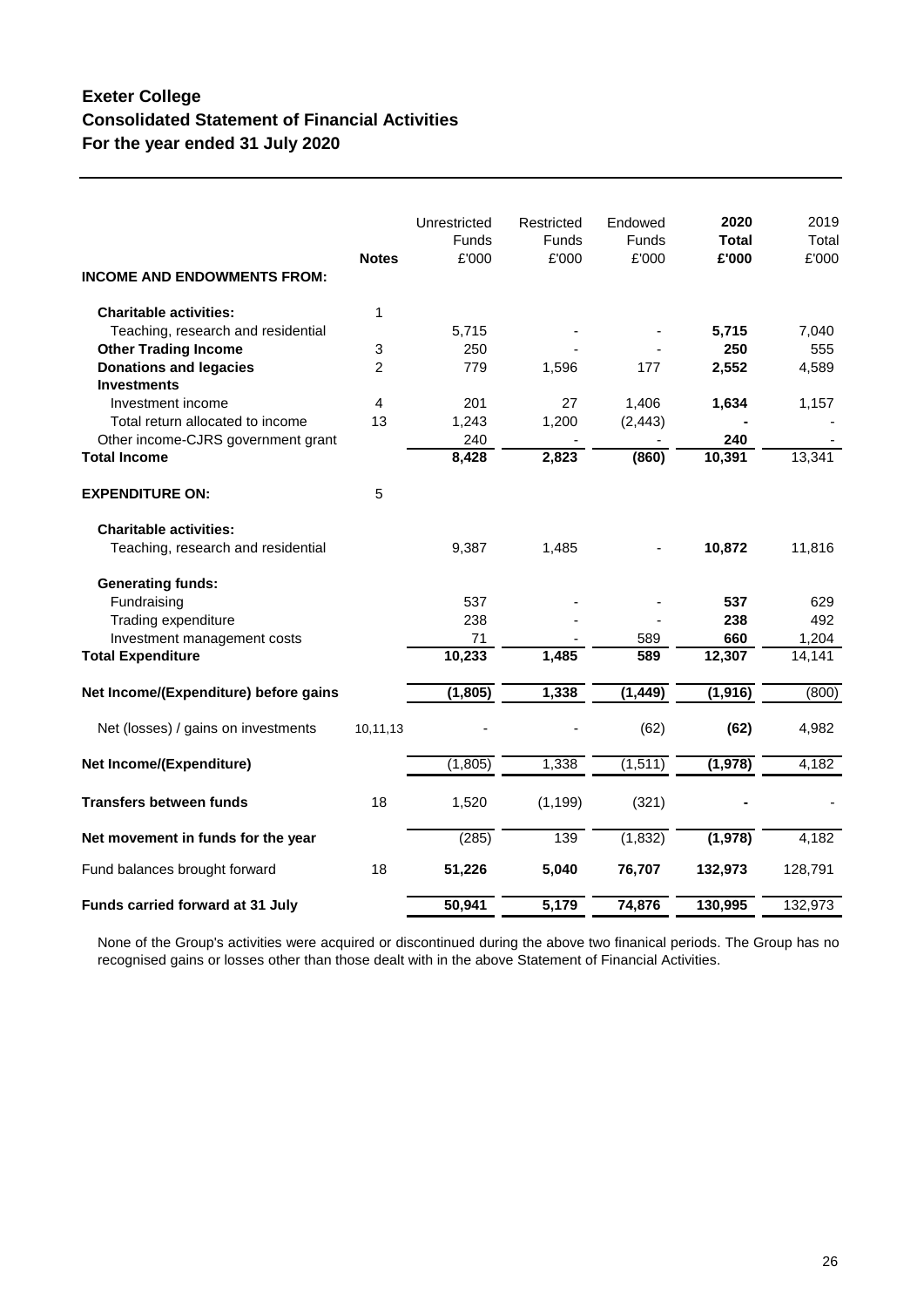# Exeter College
## Consolidated Statement of Financial Activities
## For the year ended 31 July 2020

| | Notes | Unrestricted Funds £'000 | Restricted Funds £'000 | Endowed Funds £'000 | **2020 Total £'000** | 2019 Total £'000 |
|---|---|---|---|---|---|---|
| **INCOME AND ENDOWMENTS FROM:** | | | | | | |
| **Charitable activities:** | 1 | | | | | |
| Teaching, research and residential | | 5,715 | - | - | **5,715** | 7,040 |
| **Other Trading Income** | 3 | 250 | - | - | **250** | 555 |
| **Donations and legacies** | 2 | 779 | 1,596 | 177 | **2,552** | 4,589 |
| **Investments** | | | | | | |
| Investment income | 4 | 201 | 27 | 1,406 | **1,634** | 1,157 |
| Total return allocated to income | 13 | 1,243 | 1,200 | (2,443) | **-** | - |
| Other income-CJRS government grant | | 240 | - | - | **240** | - |
| **Total Income** | | **8,428** | **2,823** | **(860)** | **10,391** | 13,341 |
| **EXPENDITURE ON:** | 5 | | | | | |
| **Charitable activities:** | | | | | | |
| Teaching, research and residential | | 9,387 | 1,485 | - | **10,872** | 11,816 |
| **Generating funds:** | | | | | | |
| Fundraising | | 537 | - | - | **537** | 629 |
| Trading expenditure | | 238 | - | - | **238** | 492 |
| Investment management costs | | 71 | - | 589 | **660** | 1,204 |
| **Total Expenditure** | | **10,233** | **1,485** | **589** | **12,307** | 14,141 |
| **Net Income/(Expenditure) before gains** | | **(1,805)** | **1,338** | **(1,449)** | **(1,916)** | (800) |
| Net (losses) / gains on investments | 10,11,13 | - | - | (62) | **(62)** | 4,982 |
| **Net Income/(Expenditure)** | | (1,805) | 1,338 | (1,511) | **(1,978)** | 4,182 |
| **Transfers between funds** | 18 | 1,520 | (1,199) | (321) | **-** | - |
| **Net movement in funds for the year** | | (285) | 139 | (1,832) | **(1,978)** | 4,182 |
| Fund balances brought forward | 18 | **51,226** | **5,040** | **76,707** | **132,973** | 128,791 |
| **Funds carried forward at 31 July** | | **50,941** | **5,179** | **74,876** | **130,995** | 132,973 |

None of the Group's activities were acquired or discontinued during the above two finanical periods. The Group has no recognised gains or losses other than those dealt with in the above Statement of Financial Activities.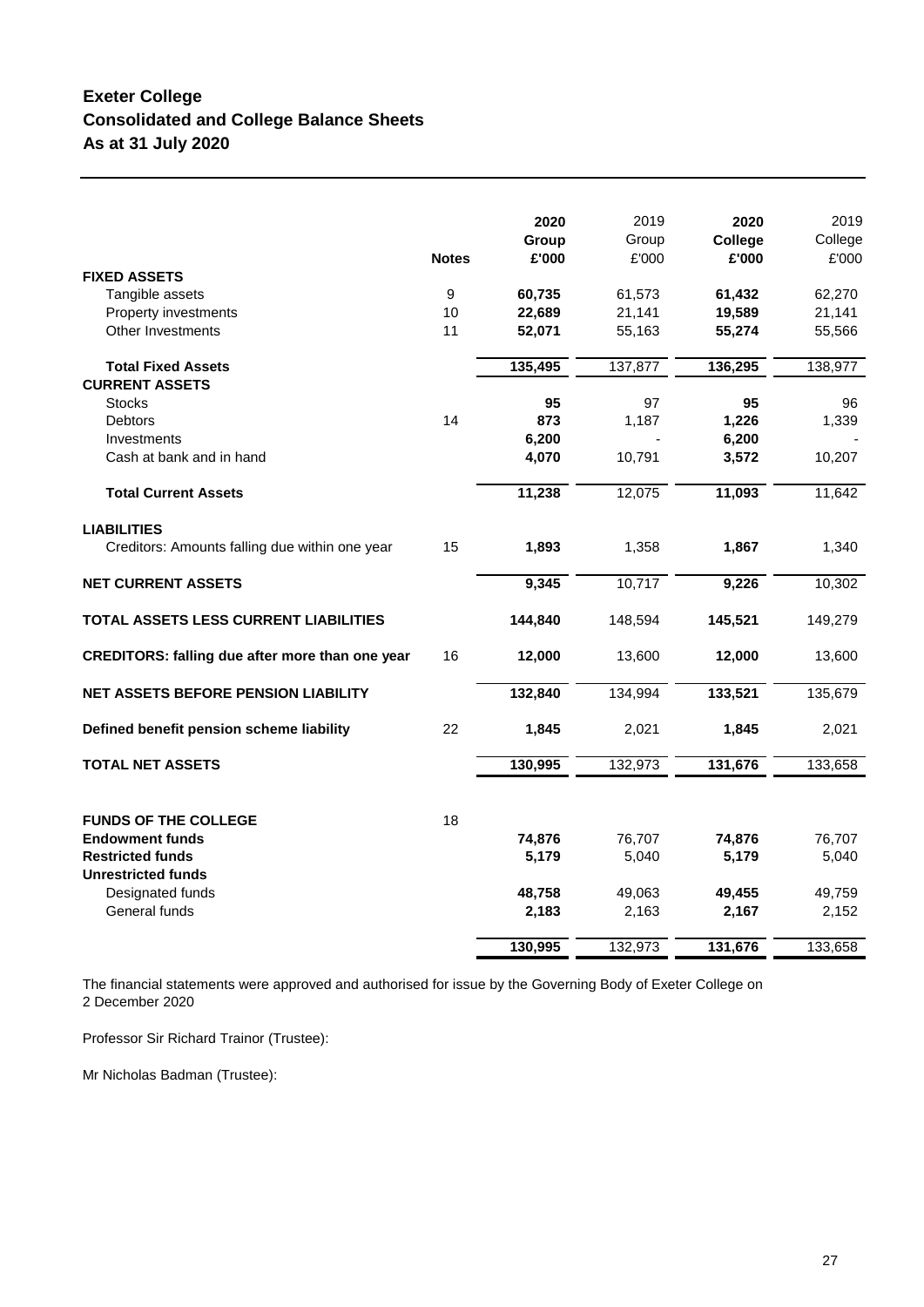# Exeter College
## Consolidated and College Balance Sheets
## As at 31 July 2020

| | Notes | 2020 Group £'000 | 2019 Group £'000 | 2020 College £'000 | 2019 College £'000 |
|---|---|---|---|---|---|
| **FIXED ASSETS** | | | | | |
| Tangible assets | 9 | **60,735** | 61,573 | **61,432** | 62,270 |
| Property investments | 10 | **22,689** | 21,141 | **19,589** | 21,141 |
| Other Investments | 11 | **52,071** | 55,163 | **55,274** | 55,566 |
| **Total Fixed Assets** | | **135,495** | 137,877 | **136,295** | 138,977 |
| **CURRENT ASSETS** | | | | | |
| Stocks | | **95** | 97 | **95** | 96 |
| Debtors | 14 | **873** | 1,187 | **1,226** | 1,339 |
| Investments | | **6,200** | - | **6,200** | - |
| Cash at bank and in hand | | **4,070** | 10,791 | **3,572** | 10,207 |
| **Total Current Assets** | | **11,238** | 12,075 | **11,093** | 11,642 |
| **LIABILITIES** | | | | | |
| Creditors: Amounts falling due within one year | 15 | **1,893** | 1,358 | **1,867** | 1,340 |
| **NET CURRENT ASSETS** | | **9,345** | 10,717 | **9,226** | 10,302 |
| **TOTAL ASSETS LESS CURRENT LIABILITIES** | | **144,840** | 148,594 | **145,521** | 149,279 |
| **CREDITORS: falling due after more than one year** | 16 | **12,000** | 13,600 | **12,000** | 13,600 |
| **NET ASSETS BEFORE PENSION LIABILITY** | | **132,840** | 134,994 | **133,521** | 135,679 |
| **Defined benefit pension scheme liability** | 22 | **1,845** | 2,021 | **1,845** | 2,021 |
| **TOTAL NET ASSETS** | | **130,995** | 132,973 | **131,676** | 133,658 |
| | | | | | |
| **FUNDS OF THE COLLEGE** | 18 | | | | |
| **Endowment funds** | | **74,876** | 76,707 | **74,876** | 76,707 |
| **Restricted funds** | | **5,179** | 5,040 | **5,179** | 5,040 |
| **Unrestricted funds** | | | | | |
| Designated funds | | **48,758** | 49,063 | **49,455** | 49,759 |
| General funds | | **2,183** | 2,163 | **2,167** | 2,152 |
| | | **130,995** | 132,973 | **131,676** | 133,658 |

The financial statements were approved and authorised for issue by the Governing Body of Exeter College on 2 December 2020

Professor Sir Richard Trainor (Trustee):

Mr Nicholas Badman (Trustee):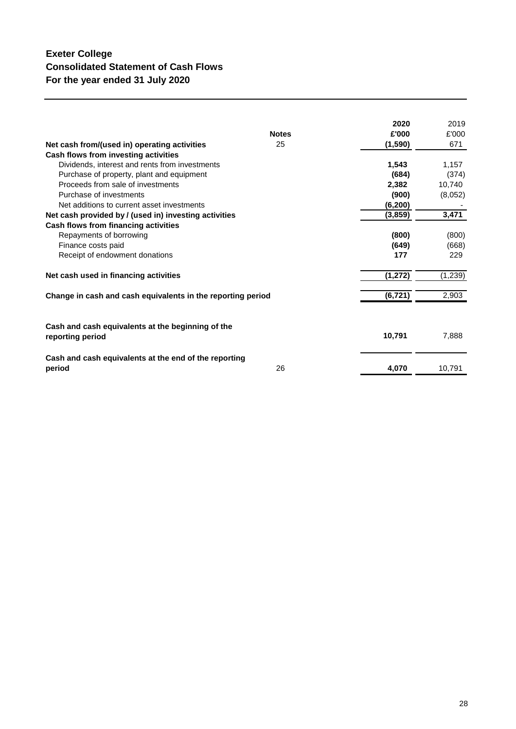# Exeter College
## Consolidated Statement of Cash Flows
### For the year ended 31 July 2020

| | Notes | 2020 | 2019 |
|---|---|---|---|
| | | £'000 | £'000 |
| **Net cash from/(used in) operating activities** | 25 | **(1,590)** | 671 |
| **Cash flows from investing activities** | | | |
| Dividends, interest and rents from investments | | **1,543** | 1,157 |
| Purchase of property, plant and equipment | | **(684)** | (374) |
| Proceeds from sale of investments | | **2,382** | 10,740 |
| Purchase of investments | | **(900)** | (8,052) |
| Net additions to current asset investments | | **(6,200)** | - |
| **Net cash provided by / (used in) investing activities** | | **(3,859)** | **3,471** |
| **Cash flows from financing activities** | | | |
| Repayments of borrowing | | **(800)** | (800) |
| Finance costs paid | | **(649)** | (668) |
| Receipt of endowment donations | | **177** | 229 |
| **Net cash used in financing activities** | | **(1,272)** | (1,239) |
| **Change in cash and cash equivalents in the reporting period** | | **(6,721)** | 2,903 |
| **Cash and cash equivalents at the beginning of the reporting period** | | **10,791** | 7,888 |
| **Cash and cash equivalents at the end of the reporting period** | 26 | **4,070** | 10,791 |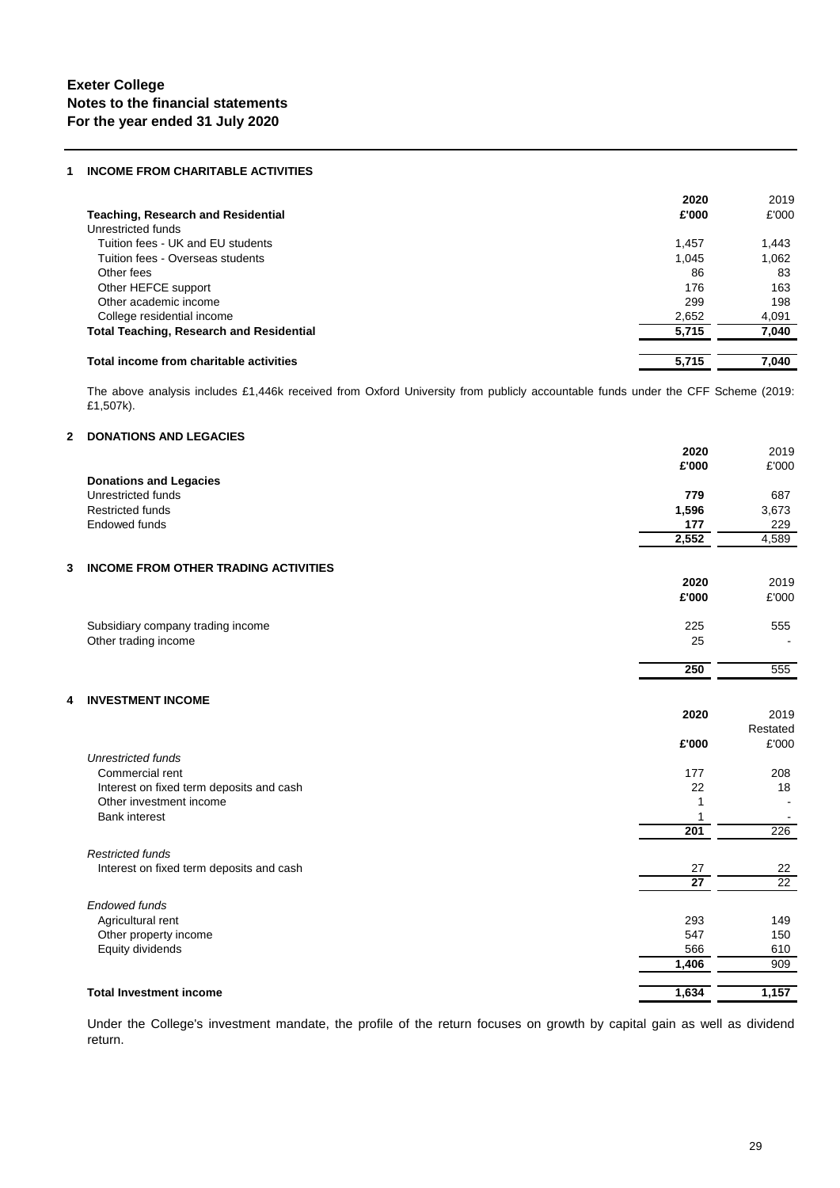**Exeter College**
**Notes to the financial statements**
**For the year ended 31 July 2020**

## 1 INCOME FROM CHARITABLE ACTIVITIES

| | 2020 | 2019 |
|---|---|---|
| **Teaching, Research and Residential** | **£'000** | £'000 |
| Unrestricted funds | | |
| Tuition fees - UK and EU students | 1,457 | 1,443 |
| Tuition fees - Overseas students | 1,045 | 1,062 |
| Other fees | 86 | 83 |
| Other HEFCE support | 176 | 163 |
| Other academic income | 299 | 198 |
| College residential income | 2,652 | 4,091 |
| **Total Teaching, Research and Residential** | **5,715** | **7,040** |
| | | |
| **Total income from charitable activities** | **5,715** | **7,040** |

The above analysis includes £1,446k received from Oxford University from publicly accountable funds under the CFF Scheme (2019: £1,507k).

## 2 DONATIONS AND LEGACIES

| | 2020 | 2019 |
|---|---|---|
| | **£'000** | £'000 |
| **Donations and Legacies** | | |
| Unrestricted funds | **779** | 687 |
| Restricted funds | **1,596** | 3,673 |
| Endowed funds | **177** | 229 |
| | **2,552** | 4,589 |

## 3 INCOME FROM OTHER TRADING ACTIVITIES

| | 2020 | 2019 |
|---|---|---|
| | **£'000** | £'000 |
| Subsidiary company trading income | 225 | 555 |
| Other trading income | 25 | - |
| | **250** | 555 |

## 4 INVESTMENT INCOME

| | 2020 | 2019 Restated |
|---|---|---|
| | **£'000** | £'000 |
| *Unrestricted funds* | | |
| Commercial rent | 177 | 208 |
| Interest on fixed term deposits and cash | 22 | 18 |
| Other investment income | 1 | - |
| Bank interest | 1 | - |
| | **201** | 226 |
| *Restricted funds* | | |
| Interest on fixed term deposits and cash | 27 | 22 |
| | **27** | 22 |
| *Endowed funds* | | |
| Agricultural rent | 293 | 149 |
| Other property income | 547 | 150 |
| Equity dividends | 566 | 610 |
| | **1,406** | 909 |
| | | |
| **Total Investment income** | **1,634** | **1,157** |

Under the College's investment mandate, the profile of the return focuses on growth by capital gain as well as dividend return.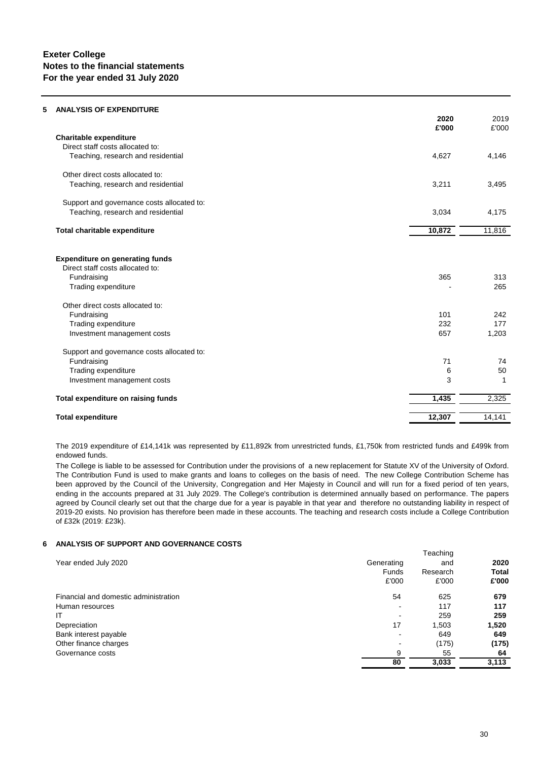**Exeter College**
**Notes to the financial statements**
**For the year ended 31 July 2020**

## 5 ANALYSIS OF EXPENDITURE

| | 2020 £'000 | 2019 £'000 |
|---|---|---|
| **Charitable expenditure** | | |
| Direct staff costs allocated to: | | |
| Teaching, research and residential | 4,627 | 4,146 |
| Other direct costs allocated to: | | |
| Teaching, research and residential | 3,211 | 3,495 |
| Support and governance costs allocated to: | | |
| Teaching, research and residential | 3,034 | 4,175 |
| **Total charitable expenditure** | 10,872 | 11,816 |
| **Expenditure on generating funds** | | |
| Direct staff costs allocated to: | | |
| Fundraising | 365 | 313 |
| Trading expenditure | - | 265 |
| Other direct costs allocated to: | | |
| Fundraising | 101 | 242 |
| Trading expenditure | 232 | 177 |
| Investment management costs | 657 | 1,203 |
| Support and governance costs allocated to: | | |
| Fundraising | 71 | 74 |
| Trading expenditure | 6 | 50 |
| Investment management costs | 3 | 1 |
| **Total expenditure on raising funds** | 1,435 | 2,325 |
| **Total expenditure** | 12,307 | 14,141 |

The 2019 expenditure of £14,141k was represented by £11,892k from unrestricted funds, £1,750k from restricted funds and £499k from endowed funds.

The College is liable to be assessed for Contribution under the provisions of a new replacement for Statute XV of the University of Oxford. The Contribution Fund is used to make grants and loans to colleges on the basis of need. The new College Contribution Scheme has been approved by the Council of the University, Congregation and Her Majesty in Council and will run for a fixed period of ten years, ending in the accounts prepared at 31 July 2029. The College's contribution is determined annually based on performance. The papers agreed by Council clearly set out that the charge due for a year is payable in that year and therefore no outstanding liability in respect of 2019-20 exists. No provision has therefore been made in these accounts. The teaching and research costs include a College Contribution of £32k (2019: £23k).

## 6 ANALYSIS OF SUPPORT AND GOVERNANCE COSTS

| Year ended July 2020 | Generating Funds £'000 | Teaching and Research £'000 | 2020 Total £'000 |
|---|---|---|---|
| Financial and domestic administration | 54 | 625 | **679** |
| Human resources | - | 117 | **117** |
| IT | - | 259 | **259** |
| Depreciation | 17 | 1,503 | **1,520** |
| Bank interest payable | - | 649 | **649** |
| Other finance charges | - | (175) | **(175)** |
| Governance costs | 9 | 55 | **64** |
| | 80 | 3,033 | **3,113** |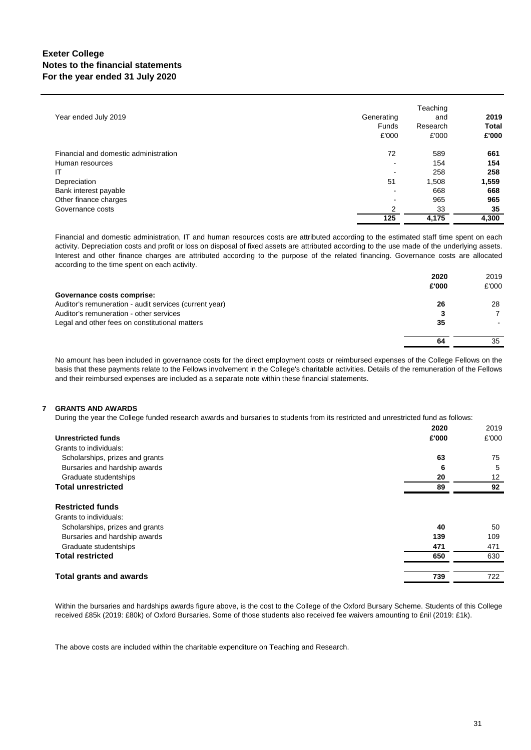| Year ended July 2019 | Generating Funds £'000 | Teaching and Research £'000 | 2019 Total £'000 |
|---|---|---|---|
| Financial and domestic administration | 72 | 589 | **661** |
| Human resources | - | 154 | **154** |
| IT | - | 258 | **258** |
| Depreciation | 51 | 1,508 | **1,559** |
| Bank interest payable | - | 668 | **668** |
| Other finance charges | - | 965 | **965** |
| Governance costs | 2 | 33 | **35** |
| | **125** | **4,175** | **4,300** |

Financial and domestic administration, IT and human resources costs are attributed according to the estimated staff time spent on each activity. Depreciation costs and profit or loss on disposal of fixed assets are attributed according to the use made of the underlying assets. Interest and other finance charges are attributed according to the purpose of the related financing. Governance costs are allocated according to the time spent on each activity.

| | 2020 £'000 | 2019 £'000 |
|---|---|---|
| **Governance costs comprise:** | | |
| Auditor's remuneration - audit services (current year) | **26** | 28 |
| Auditor's remuneration - other services | **3** | 7 |
| Legal and other fees on constitutional matters | **35** | - |
| | **64** | 35 |

No amount has been included in governance costs for the direct employment costs or reimbursed expenses of the College Fellows on the basis that these payments relate to the Fellows involvement in the College's charitable activities. Details of the remuneration of the Fellows and their reimbursed expenses are included as a separate note within these financial statements.

## 7 GRANTS AND AWARDS

During the year the College funded research awards and bursaries to students from its restricted and unrestricted fund as follows:

| | 2020 £'000 | 2019 £'000 |
|---|---|---|
| **Unrestricted funds** | | |
| Grants to individuals: | | |
| Scholarships, prizes and grants | **63** | 75 |
| Bursaries and hardship awards | **6** | 5 |
| Graduate studentships | **20** | 12 |
| **Total unrestricted** | **89** | **92** |
| **Restricted funds** | | |
| Grants to individuals: | | |
| Scholarships, prizes and grants | **40** | 50 |
| Bursaries and hardship awards | **139** | 109 |
| Graduate studentships | **471** | 471 |
| **Total restricted** | **650** | 630 |
| **Total grants and awards** | **739** | 722 |

Within the bursaries and hardships awards figure above, is the cost to the College of the Oxford Bursary Scheme. Students of this College received £85k (2019: £80k) of Oxford Bursaries. Some of those students also received fee waivers amounting to £nil (2019: £1k).

The above costs are included within the charitable expenditure on Teaching and Research.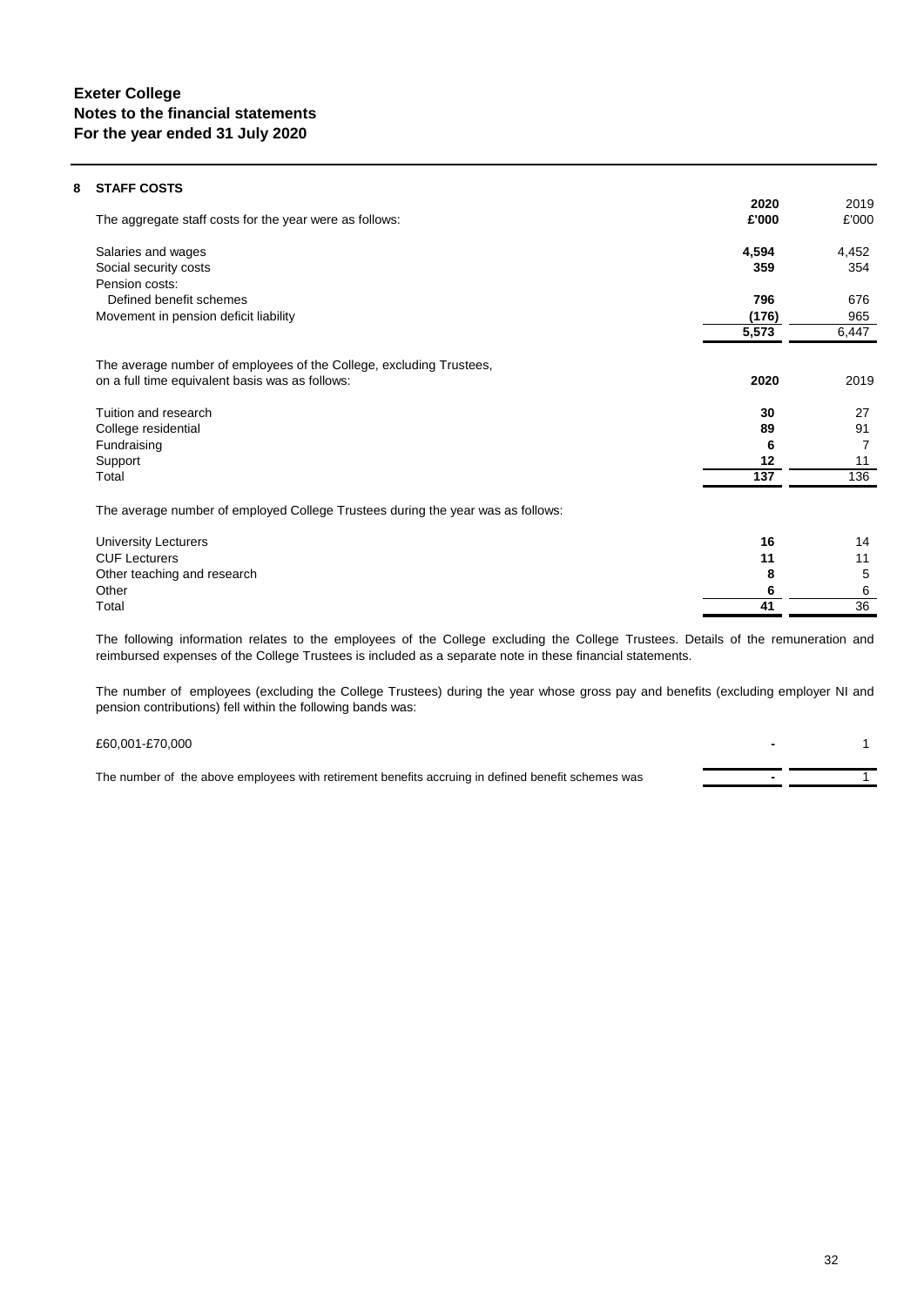## 8 STAFF COSTS

| The aggregate staff costs for the year were as follows: | 2020 £'000 | 2019 £'000 |
|---|---|---|
| Salaries and wages | **4,594** | 4,452 |
| Social security costs | **359** | 354 |
| Pension costs: | | |
| Defined benefit schemes | **796** | 676 |
| Movement in pension deficit liability | **(176)** | 965 |
| | **5,573** | 6,447 |

| The average number of employees of the College, excluding Trustees, on a full time equivalent basis was as follows: | 2020 | 2019 |
|---|---|---|
| Tuition and research | **30** | 27 |
| College residential | **89** | 91 |
| Fundraising | **6** | 7 |
| Support | **12** | 11 |
| Total | **137** | 136 |

The average number of employed College Trustees during the year was as follows:

| | 2020 | 2019 |
|---|---|---|
| University Lecturers | **16** | 14 |
| CUF Lecturers | **11** | 11 |
| Other teaching and research | **8** | 5 |
| Other | **6** | 6 |
| Total | **41** | 36 |

The following information relates to the employees of the College excluding the College Trustees. Details of the remuneration and reimbursed expenses of the College Trustees is included as a separate note in these financial statements.

The number of employees (excluding the College Trustees) during the year whose gross pay and benefits (excluding employer NI and pension contributions) fell within the following bands was:

| | 2020 | 2019 |
|---|---|---|
| £60,001-£70,000 | **-** | 1 |
| The number of the above employees with retirement benefits accruing in defined benefit schemes was | **-** | 1 |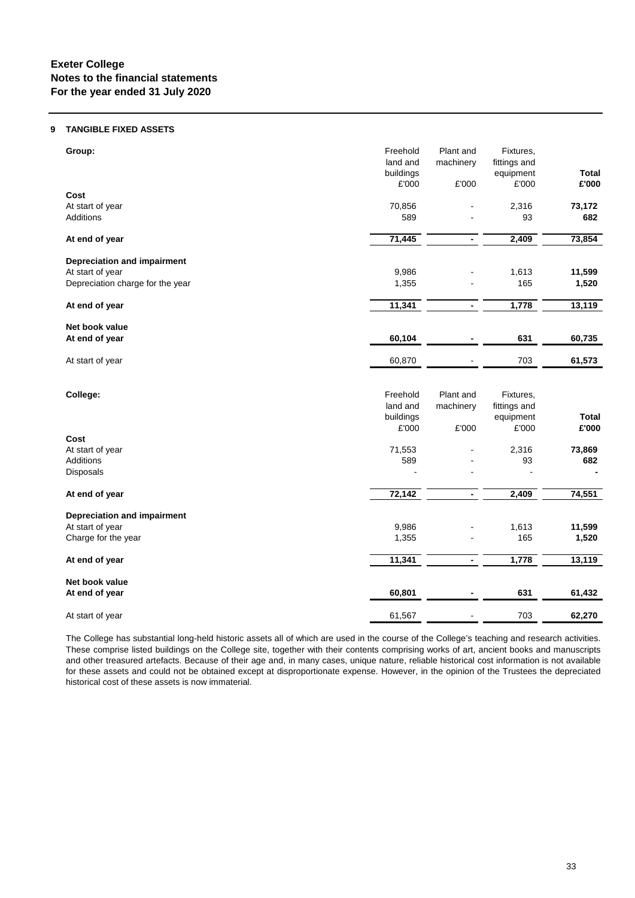# Exeter College
## Notes to the financial statements
## For the year ended 31 July 2020

### 9 TANGIBLE FIXED ASSETS

| Group: | Freehold land and buildings £'000 | Plant and machinery £'000 | Fixtures, fittings and equipment £'000 | Total £'000 |
|---|---|---|---|---|
| **Cost** | | | | |
| At start of year | 70,856 | - | 2,316 | **73,172** |
| Additions | 589 | - | 93 | **682** |
| **At end of year** | **71,445** | **-** | **2,409** | **73,854** |
| **Depreciation and impairment** | | | | |
| At start of year | 9,986 | - | 1,613 | **11,599** |
| Depreciation charge for the year | 1,355 | - | 165 | **1,520** |
| **At end of year** | **11,341** | **-** | **1,778** | **13,119** |
| **Net book value** | | | | |
| **At end of year** | **60,104** | **-** | **631** | **60,735** |
| At start of year | 60,870 | - | 703 | **61,573** |

| College: | Freehold land and buildings £'000 | Plant and machinery £'000 | Fixtures, fittings and equipment £'000 | Total £'000 |
|---|---|---|---|---|
| **Cost** | | | | |
| At start of year | 71,553 | - | 2,316 | **73,869** |
| Additions | 589 | - | 93 | **682** |
| Disposals | - | - | - | **-** |
| **At end of year** | **72,142** | **-** | **2,409** | **74,551** |
| **Depreciation and impairment** | | | | |
| At start of year | 9,986 | - | 1,613 | **11,599** |
| Charge for the year | 1,355 | - | 165 | **1,520** |
| **At end of year** | **11,341** | **-** | **1,778** | **13,119** |
| **Net book value** | | | | |
| **At end of year** | **60,801** | **-** | **631** | **61,432** |
| At start of year | 61,567 | - | 703 | **62,270** |

The College has substantial long-held historic assets all of which are used in the course of the College's teaching and research activities. These comprise listed buildings on the College site, together with their contents comprising works of art, ancient books and manuscripts and other treasured artefacts. Because of their age and, in many cases, unique nature, reliable historical cost information is not available for these assets and could not be obtained except at disproportionate expense. However, in the opinion of the Trustees the depreciated historical cost of these assets is now immaterial.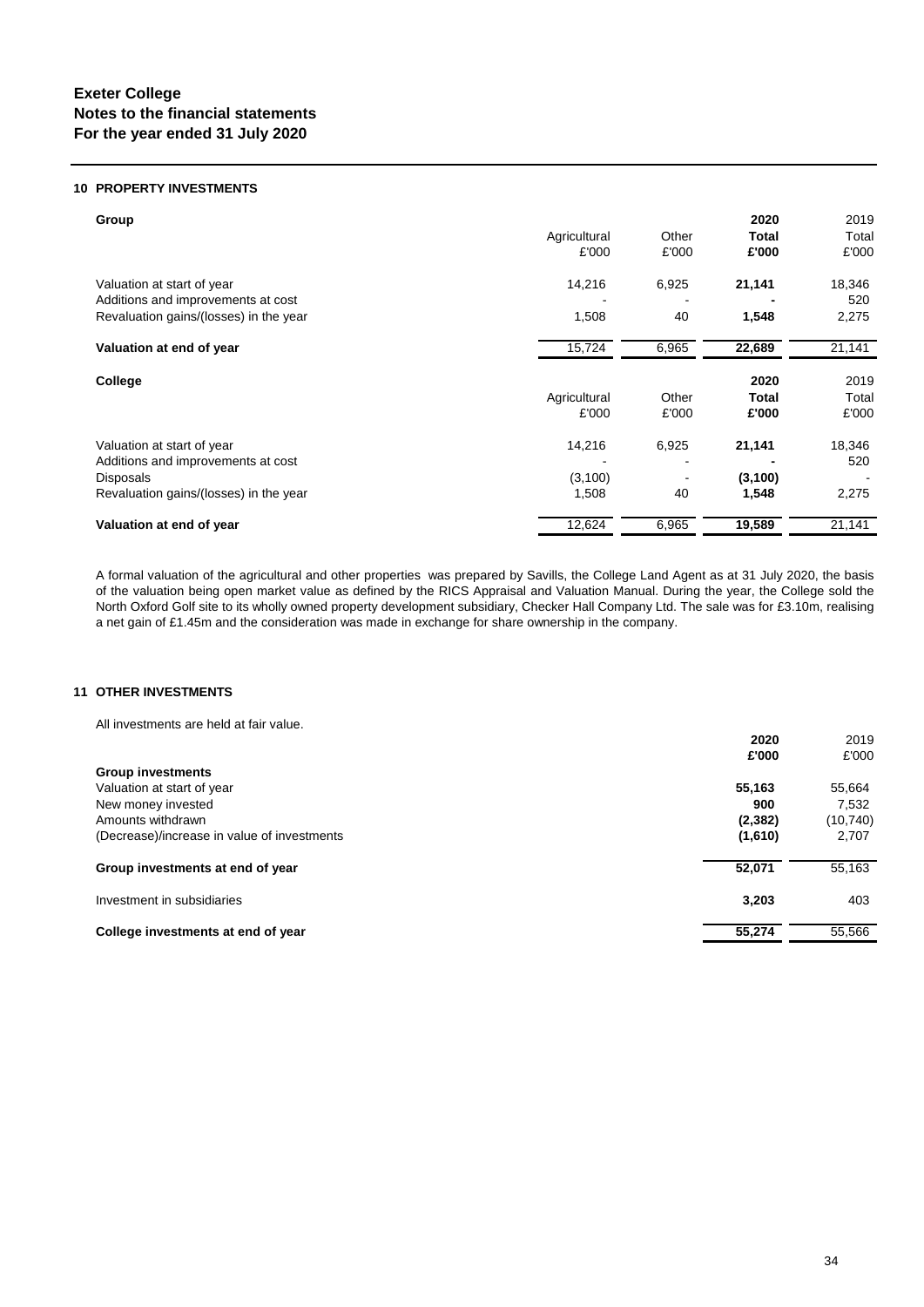**Exeter College**
**Notes to the financial statements**
**For the year ended 31 July 2020**

## 10 PROPERTY INVESTMENTS

| Group | Agricultural £'000 | Other £'000 | **2020 Total £'000** | 2019 Total £'000 |
|---|---|---|---|---|
| Valuation at start of year | 14,216 | 6,925 | **21,141** | 18,346 |
| Additions and improvements at cost | - | - | **-** | 520 |
| Revaluation gains/(losses) in the year | 1,508 | 40 | **1,548** | 2,275 |
| **Valuation at end of year** | 15,724 | 6,965 | **22,689** | 21,141 |

| College | Agricultural £'000 | Other £'000 | **2020 Total £'000** | 2019 Total £'000 |
|---|---|---|---|---|
| Valuation at start of year | 14,216 | 6,925 | **21,141** | 18,346 |
| Additions and improvements at cost | - | - | **-** | 520 |
| Disposals | (3,100) | - | **(3,100)** | - |
| Revaluation gains/(losses) in the year | 1,508 | 40 | **1,548** | 2,275 |
| **Valuation at end of year** | 12,624 | 6,965 | **19,589** | 21,141 |

A formal valuation of the agricultural and other properties was prepared by Savills, the College Land Agent as at 31 July 2020, the basis of the valuation being open market value as defined by the RICS Appraisal and Valuation Manual. During the year, the College sold the North Oxford Golf site to its wholly owned property development subsidiary, Checker Hall Company Ltd. The sale was for £3.10m, realising a net gain of £1.45m and the consideration was made in exchange for share ownership in the company.

## 11 OTHER INVESTMENTS

All investments are held at fair value.

| | **2020 £'000** | 2019 £'000 |
|---|---|---|
| **Group investments** | | |
| Valuation at start of year | **55,163** | 55,664 |
| New money invested | **900** | 7,532 |
| Amounts withdrawn | **(2,382)** | (10,740) |
| (Decrease)/increase in value of investments | **(1,610)** | 2,707 |
| **Group investments at end of year** | **52,071** | 55,163 |
| Investment in subsidiaries | **3,203** | 403 |
| **College investments at end of year** | **55,274** | 55,566 |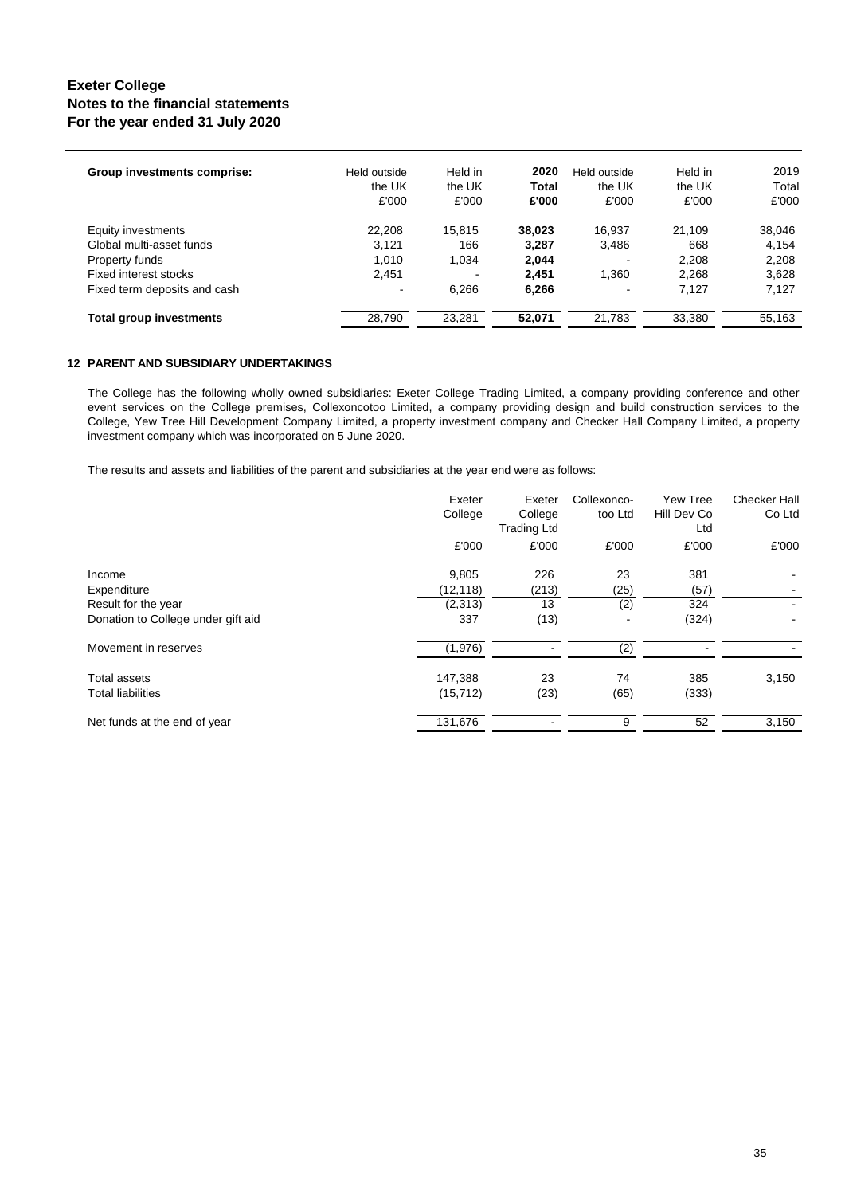| Group investments comprise: | Held outside the UK £'000 | Held in the UK £'000 | **2020 Total £'000** | Held outside the UK £'000 | Held in the UK £'000 | 2019 Total £'000 |
|---|---|---|---|---|---|---|
| Equity investments | 22,208 | 15,815 | **38,023** | 16,937 | 21,109 | 38,046 |
| Global multi-asset funds | 3,121 | 166 | **3,287** | 3,486 | 668 | 4,154 |
| Property funds | 1,010 | 1,034 | **2,044** | - | 2,208 | 2,208 |
| Fixed interest stocks | 2,451 | - | **2,451** | 1,360 | 2,268 | 3,628 |
| Fixed term deposits and cash | - | 6,266 | **6,266** | - | 7,127 | 7,127 |
| **Total group investments** | 28,790 | 23,281 | **52,071** | 21,783 | 33,380 | 55,163 |

## 12 PARENT AND SUBSIDIARY UNDERTAKINGS

The College has the following wholly owned subsidiaries: Exeter College Trading Limited, a company providing conference and other event services on the College premises, Collexoncotoo Limited, a company providing design and build construction services to the College, Yew Tree Hill Development Company Limited, a property investment company and Checker Hall Company Limited, a property investment company which was incorporated on 5 June 2020.

The results and assets and liabilities of the parent and subsidiaries at the year end were as follows:

| | Exeter College £'000 | Exeter College Trading Ltd £'000 | Collexonco-too Ltd £'000 | Yew Tree Hill Dev Co Ltd £'000 | Checker Hall Co Ltd £'000 |
|---|---|---|---|---|---|
| Income | 9,805 | 226 | 23 | 381 | - |
| Expenditure | (12,118) | (213) | (25) | (57) | - |
| Result for the year | (2,313) | 13 | (2) | 324 | - |
| Donation to College under gift aid | 337 | (13) | - | (324) | - |
| Movement in reserves | (1,976) | - | (2) | - | - |
| Total assets | 147,388 | 23 | 74 | 385 | 3,150 |
| Total liabilities | (15,712) | (23) | (65) | (333) | |
| Net funds at the end of year | 131,676 | - | 9 | 52 | 3,150 |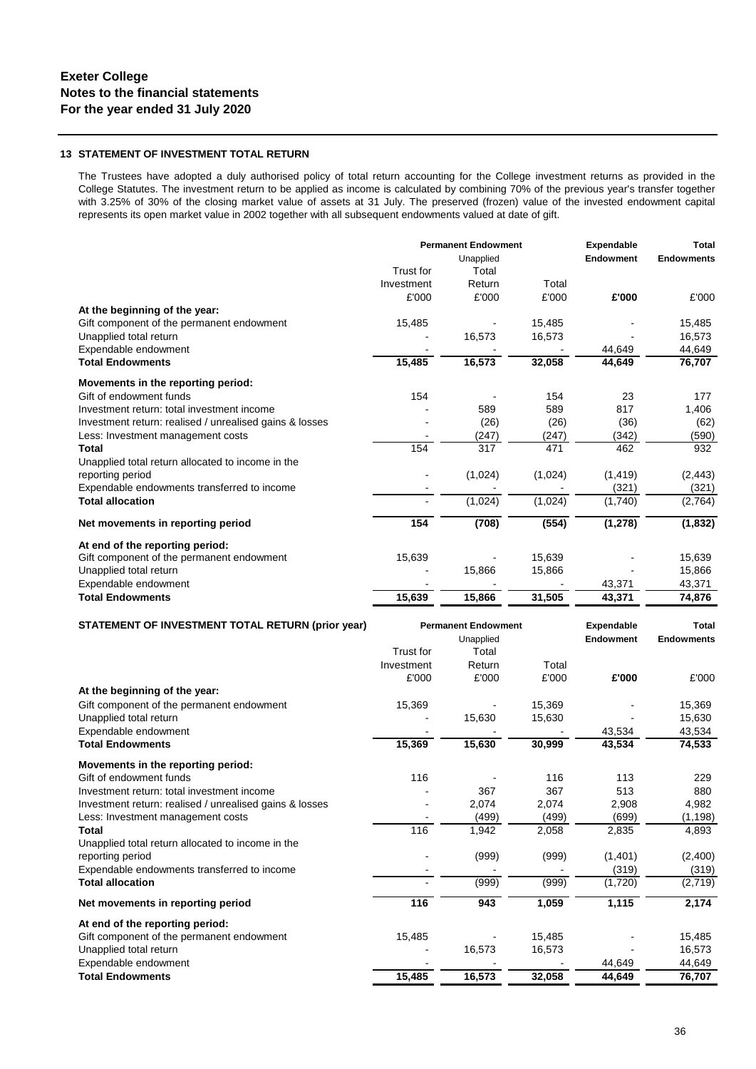# Exeter College
## Notes to the financial statements
## For the year ended 31 July 2020

### 13 STATEMENT OF INVESTMENT TOTAL RETURN

The Trustees have adopted a duly authorised policy of total return accounting for the College investment returns as provided in the College Statutes. The investment return to be applied as income is calculated by combining 70% of the previous year's transfer together with 3.25% of 30% of the closing market value of assets at 31 July. The preserved (frozen) value of the invested endowment capital represents its open market value in 2002 together with all subsequent endowments valued at date of gift.

| | Permanent Endowment | | | Expendable Endowment | Total Endowments |
|---|---|---|---|---|---|
| | Trust for Investment | Unapplied Total Return | Total | | |
| | £'000 | £'000 | £'000 | **£'000** | £'000 |
| **At the beginning of the year:** | | | | | |
| Gift component of the permanent endowment | 15,485 | - | 15,485 | - | 15,485 |
| Unapplied total return | - | 16,573 | 16,573 | - | 16,573 |
| Expendable endowment | - | - | - | 44,649 | 44,649 |
| **Total Endowments** | **15,485** | **16,573** | **32,058** | **44,649** | **76,707** |
| **Movements in the reporting period:** | | | | | |
| Gift of endowment funds | 154 | - | 154 | 23 | 177 |
| Investment return: total investment income | - | 589 | 589 | 817 | 1,406 |
| Investment return: realised / unrealised gains & losses | - | (26) | (26) | (36) | (62) |
| Less: Investment management costs | - | (247) | (247) | (342) | (590) |
| **Total** | 154 | 317 | 471 | 462 | 932 |
| Unapplied total return allocated to income in the reporting period | - | (1,024) | (1,024) | (1,419) | (2,443) |
| Expendable endowments transferred to income | - | - | - | (321) | (321) |
| **Total allocation** | - | (1,024) | (1,024) | (1,740) | (2,764) |
| **Net movements in reporting period** | **154** | **(708)** | **(554)** | **(1,278)** | **(1,832)** |
| **At end of the reporting period:** | | | | | |
| Gift component of the permanent endowment | 15,639 | - | 15,639 | - | 15,639 |
| Unapplied total return | - | 15,866 | 15,866 | - | 15,866 |
| Expendable endowment | - | - | - | 43,371 | 43,371 |
| **Total Endowments** | **15,639** | **15,866** | **31,505** | **43,371** | **74,876** |

**STATEMENT OF INVESTMENT TOTAL RETURN (prior year)**

| | Permanent Endowment | | | Expendable Endowment | Total Endowments |
|---|---|---|---|---|---|
| | Trust for Investment | Unapplied Total Return | Total | | |
| | £'000 | £'000 | £'000 | **£'000** | £'000 |
| **At the beginning of the year:** | | | | | |
| Gift component of the permanent endowment | 15,369 | - | 15,369 | - | 15,369 |
| Unapplied total return | - | 15,630 | 15,630 | - | 15,630 |
| Expendable endowment | - | - | - | 43,534 | 43,534 |
| **Total Endowments** | **15,369** | **15,630** | **30,999** | **43,534** | **74,533** |
| **Movements in the reporting period:** | | | | | |
| Gift of endowment funds | 116 | - | 116 | 113 | 229 |
| Investment return: total investment income | - | 367 | 367 | 513 | 880 |
| Investment return: realised / unrealised gains & losses | - | 2,074 | 2,074 | 2,908 | 4,982 |
| Less: Investment management costs | - | (499) | (499) | (699) | (1,198) |
| **Total** | 116 | 1,942 | 2,058 | 2,835 | 4,893 |
| Unapplied total return allocated to income in the reporting period | - | (999) | (999) | (1,401) | (2,400) |
| Expendable endowments transferred to income | - | - | - | (319) | (319) |
| **Total allocation** | - | (999) | (999) | (1,720) | (2,719) |
| **Net movements in reporting period** | **116** | **943** | **1,059** | **1,115** | **2,174** |
| **At end of the reporting period:** | | | | | |
| Gift component of the permanent endowment | 15,485 | - | 15,485 | - | 15,485 |
| Unapplied total return | - | 16,573 | 16,573 | - | 16,573 |
| Expendable endowment | - | - | - | 44,649 | 44,649 |
| **Total Endowments** | **15,485** | **16,573** | **32,058** | **44,649** | **76,707** |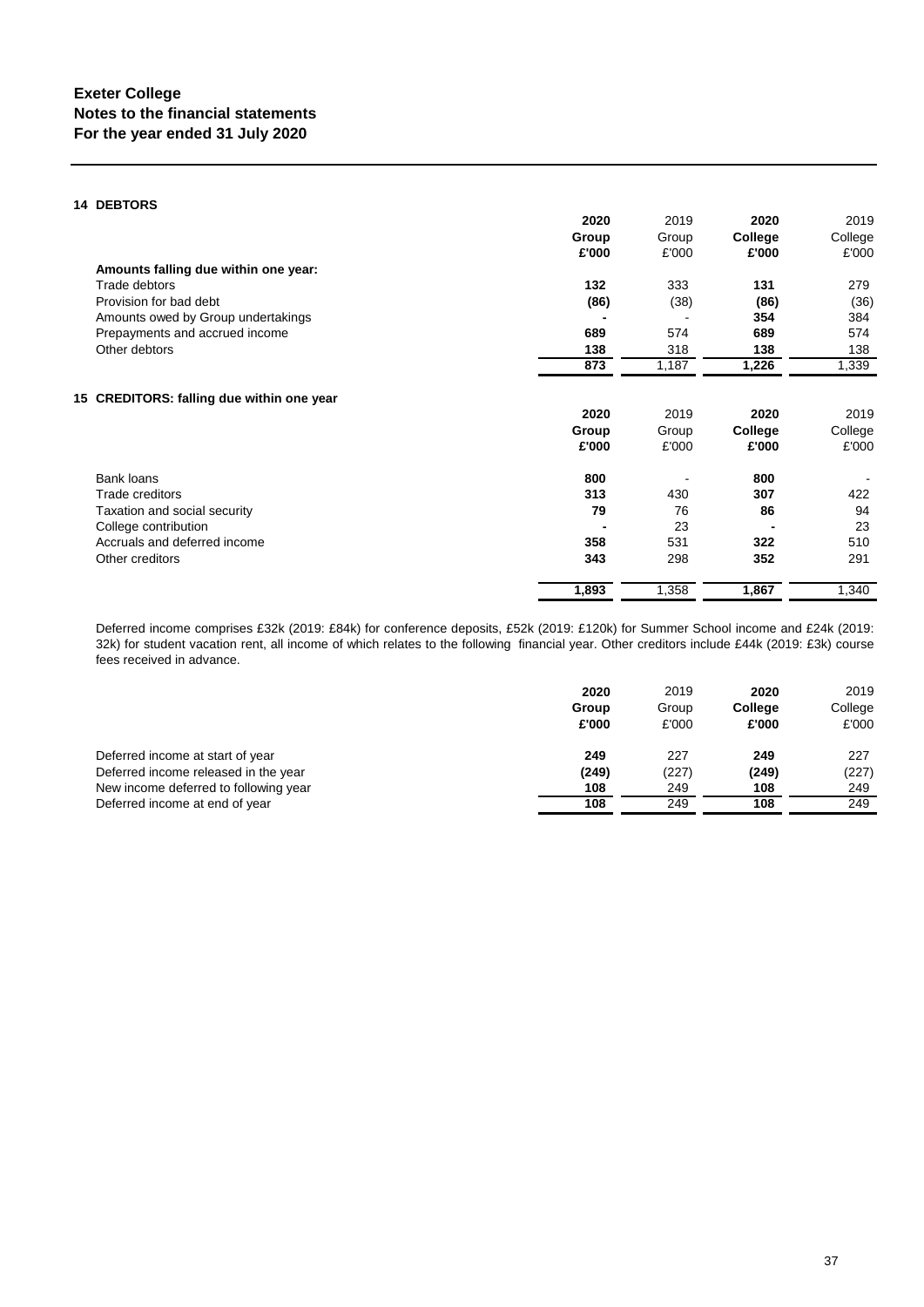**Exeter College**
**Notes to the financial statements**
**For the year ended 31 July 2020**

## 14 DEBTORS

| | 2020 Group £'000 | 2019 Group £'000 | 2020 College £'000 | 2019 College £'000 |
|---|---|---|---|---|
| **Amounts falling due within one year:** | | | | |
| Trade debtors | **132** | 333 | **131** | 279 |
| Provision for bad debt | **(86)** | (38) | **(86)** | (36) |
| Amounts owed by Group undertakings | **-** | - | **354** | 384 |
| Prepayments and accrued income | **689** | 574 | **689** | 574 |
| Other debtors | **138** | 318 | **138** | 138 |
| | **873** | 1,187 | **1,226** | 1,339 |

## 15 CREDITORS: falling due within one year

| | 2020 Group £'000 | 2019 Group £'000 | 2020 College £'000 | 2019 College £'000 |
|---|---|---|---|---|
| Bank loans | **800** | - | **800** | - |
| Trade creditors | **313** | 430 | **307** | 422 |
| Taxation and social security | **79** | 76 | **86** | 94 |
| College contribution | **-** | 23 | **-** | 23 |
| Accruals and deferred income | **358** | 531 | **322** | 510 |
| Other creditors | **343** | 298 | **352** | 291 |
| | **1,893** | 1,358 | **1,867** | 1,340 |

Deferred income comprises £32k (2019: £84k) for conference deposits, £52k (2019: £120k) for Summer School income and £24k (2019: 32k) for student vacation rent, all income of which relates to the following financial year. Other creditors include £44k (2019: £3k) course fees received in advance.

| | 2020 Group £'000 | 2019 Group £'000 | 2020 College £'000 | 2019 College £'000 |
|---|---|---|---|---|
| Deferred income at start of year | **249** | 227 | **249** | 227 |
| Deferred income released in the year | **(249)** | (227) | **(249)** | (227) |
| New income deferred to following year | **108** | 249 | **108** | 249 |
| Deferred income at end of year | **108** | 249 | **108** | 249 |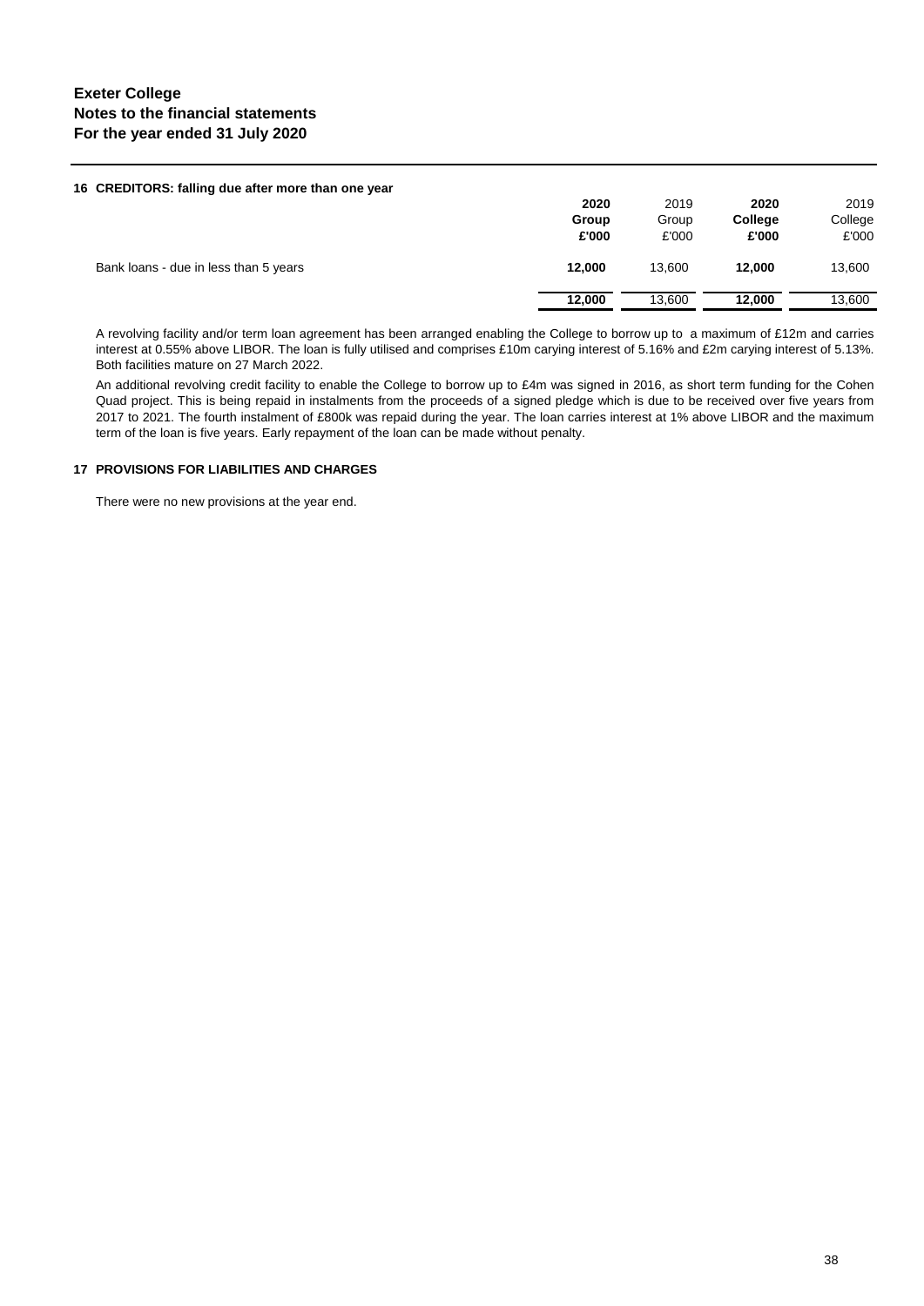**Exeter College**
**Notes to the financial statements**
**For the year ended 31 July 2020**

### 16 CREDITORS: falling due after more than one year

| | 2020 Group £'000 | 2019 Group £'000 | 2020 College £'000 | 2019 College £'000 |
|---|---|---|---|---|
| Bank loans - due in less than 5 years | **12,000** | 13,600 | **12,000** | 13,600 |
| | **12,000** | 13,600 | **12,000** | 13,600 |

A revolving facility and/or term loan agreement has been arranged enabling the College to borrow up to a maximum of £12m and carries interest at 0.55% above LIBOR. The loan is fully utilised and comprises £10m carying interest of 5.16% and £2m carying interest of 5.13%. Both facilities mature on 27 March 2022.

An additional revolving credit facility to enable the College to borrow up to £4m was signed in 2016, as short term funding for the Cohen Quad project. This is being repaid in instalments from the proceeds of a signed pledge which is due to be received over five years from 2017 to 2021. The fourth instalment of £800k was repaid during the year. The loan carries interest at 1% above LIBOR and the maximum term of the loan is five years. Early repayment of the loan can be made without penalty.

### 17 PROVISIONS FOR LIABILITIES AND CHARGES

There were no new provisions at the year end.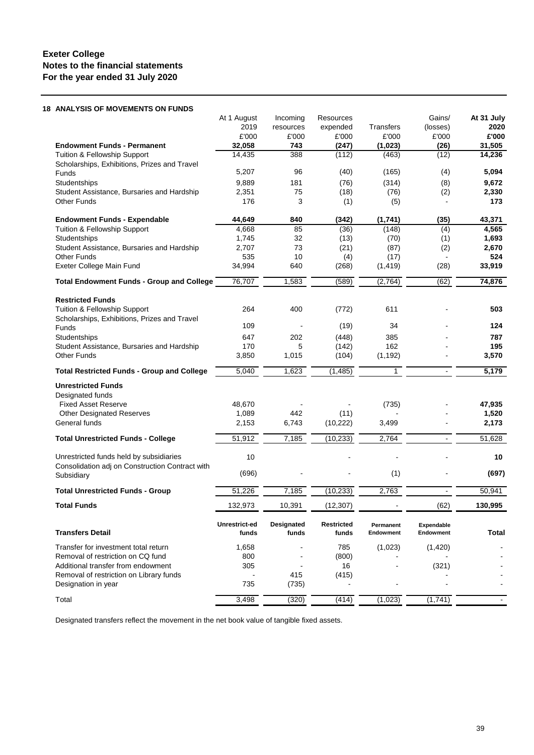**Exeter College**
**Notes to the financial statements**
**For the year ended 31 July 2020**

### 18 ANALYSIS OF MOVEMENTS ON FUNDS

| | At 1 August 2019 £'000 | Incoming resources £'000 | Resources expended £'000 | Transfers £'000 | Gains/ (losses) £'000 | **At 31 July 2020 £'000** |
|---|---|---|---|---|---|---|
| **Endowment Funds - Permanent** | **32,058** | **743** | **(247)** | **(1,023)** | **(26)** | **31,505** |
| Tuition & Fellowship Support | 14,435 | 388 | (112) | (463) | (12) | **14,236** |
| Scholarships, Exhibitions, Prizes and Travel Funds | 5,207 | 96 | (40) | (165) | (4) | **5,094** |
| Studentships | 9,889 | 181 | (76) | (314) | (8) | **9,672** |
| Student Assistance, Bursaries and Hardship | 2,351 | 75 | (18) | (76) | (2) | **2,330** |
| Other Funds | 176 | 3 | (1) | (5) | - | **173** |
| **Endowment Funds - Expendable** | **44,649** | **840** | **(342)** | **(1,741)** | **(35)** | **43,371** |
| Tuition & Fellowship Support | 4,668 | 85 | (36) | (148) | (4) | **4,565** |
| Studentships | 1,745 | 32 | (13) | (70) | (1) | **1,693** |
| Student Assistance, Bursaries and Hardship | 2,707 | 73 | (21) | (87) | (2) | **2,670** |
| Other Funds | 535 | 10 | (4) | (17) | - | **524** |
| Exeter College Main Fund | 34,994 | 640 | (268) | (1,419) | (28) | **33,919** |
| **Total Endowment Funds - Group and College** | 76,707 | 1,583 | (589) | (2,764) | (62) | **74,876** |
| **Restricted Funds** | | | | | | |
| Tuition & Fellowship Support | 264 | 400 | (772) | 611 | - | **503** |
| Scholarships, Exhibitions, Prizes and Travel Funds | 109 | - | (19) | 34 | - | **124** |
| Studentships | 647 | 202 | (448) | 385 | - | **787** |
| Student Assistance, Bursaries and Hardship | 170 | 5 | (142) | 162 | - | **195** |
| Other Funds | 3,850 | 1,015 | (104) | (1,192) | - | **3,570** |
| **Total Restricted Funds - Group and College** | 5,040 | 1,623 | (1,485) | 1 | - | **5,179** |
| **Unrestricted Funds** | | | | | | |
| Designated funds | | | | | | |
| Fixed Asset Reserve | 48,670 | - | - | (735) | - | **47,935** |
| Other Designated Reserves | 1,089 | 442 | (11) | - | - | **1,520** |
| General funds | 2,153 | 6,743 | (10,222) | 3,499 | - | **2,173** |
| **Total Unrestricted Funds - College** | 51,912 | 7,185 | (10,233) | 2,764 | - | 51,628 |
| Unrestricted funds held by subsidiaries | 10 | | - | - | - | **10** |
| Consolidation adj on Construction Contract with Subsidiary | (696) | - | - | (1) | - | **(697)** |
| **Total Unrestricted Funds - Group** | 51,226 | 7,185 | (10,233) | 2,763 | - | 50,941 |
| **Total Funds** | 132,973 | 10,391 | (12,307) | - | (62) | **130,995** |

| **Transfers Detail** | **Unrestrict-ed funds** | **Designated funds** | **Restricted funds** | **Permanent Endowment** | **Expendable Endowment** | **Total** |
|---|---|---|---|---|---|---|
| Transfer for investment total return | 1,658 | - | 785 | (1,023) | (1,420) | - |
| Removal of restriction on CQ fund | 800 | - | (800) | - | - | - |
| Additional transfer from endowment | 305 | - | 16 | - | (321) | - |
| Removal of restriction on Library funds | - | 415 | (415) | | - | - |
| Designation in year | 735 | (735) | - | - | - | - |
| Total | 3,498 | (320) | (414) | (1,023) | (1,741) | - |

Designated transfers reflect the movement in the net book value of tangible fixed assets.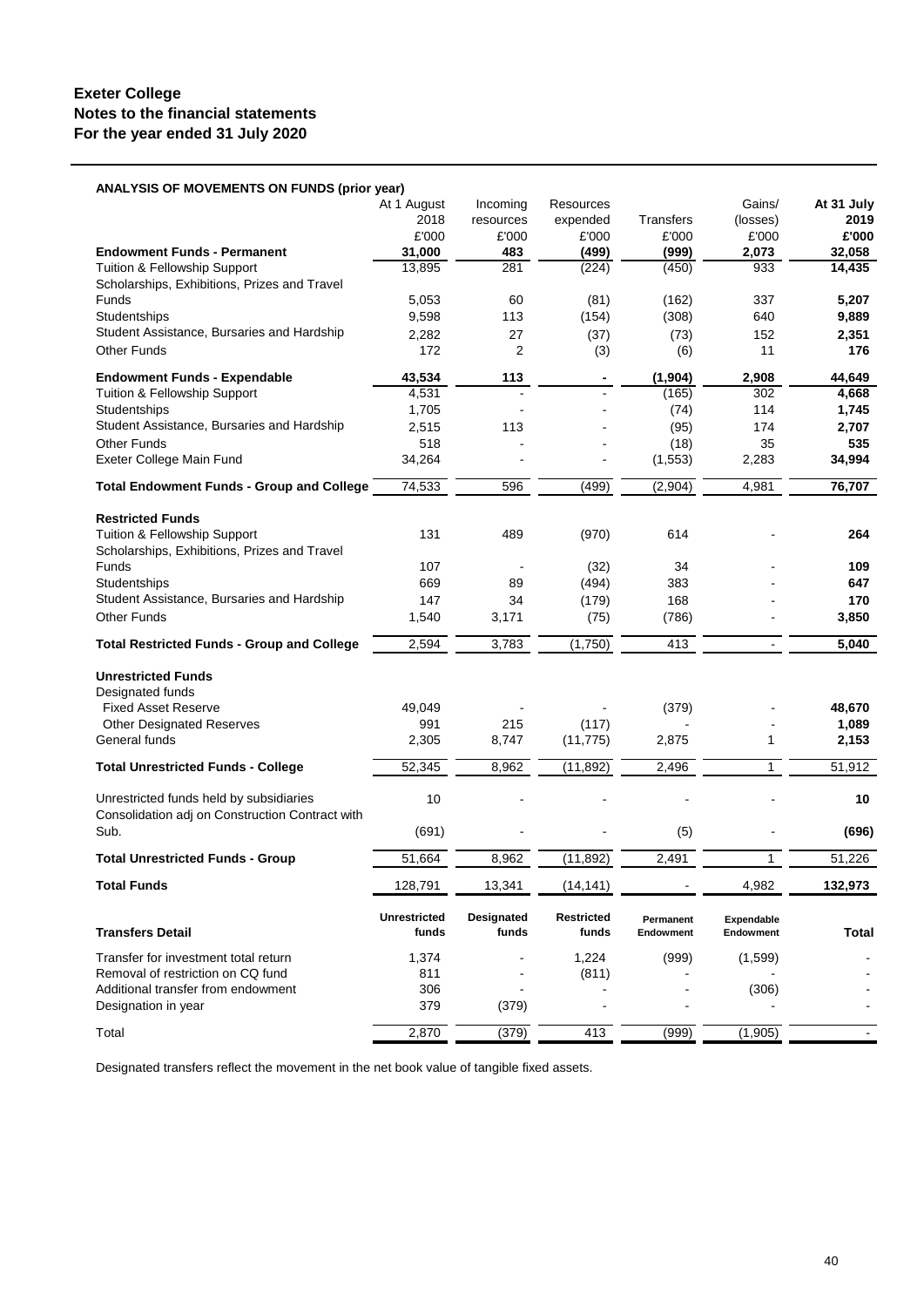**Exeter College**
**Notes to the financial statements**
**For the year ended 31 July 2020**

**ANALYSIS OF MOVEMENTS ON FUNDS (prior year)**

| | At 1 August 2018 £'000 | Incoming resources £'000 | Resources expended £'000 | Transfers £'000 | Gains/ (losses) £'000 | At 31 July 2019 £'000 |
|---|---|---|---|---|---|---|
| **Endowment Funds - Permanent** | **31,000** | **483** | **(499)** | **(999)** | **2,073** | **32,058** |
| Tuition & Fellowship Support | 13,895 | 281 | (224) | (450) | 933 | **14,435** |
| Scholarships, Exhibitions, Prizes and Travel Funds | 5,053 | 60 | (81) | (162) | 337 | **5,207** |
| Studentships | 9,598 | 113 | (154) | (308) | 640 | **9,889** |
| Student Assistance, Bursaries and Hardship | 2,282 | 27 | (37) | (73) | 152 | **2,351** |
| Other Funds | 172 | 2 | (3) | (6) | 11 | **176** |
| **Endowment Funds - Expendable** | **43,534** | **113** | **-** | **(1,904)** | **2,908** | **44,649** |
| Tuition & Fellowship Support | 4,531 | - | - | (165) | 302 | **4,668** |
| Studentships | 1,705 | - | - | (74) | 114 | **1,745** |
| Student Assistance, Bursaries and Hardship | 2,515 | 113 | - | (95) | 174 | **2,707** |
| Other Funds | 518 | - | - | (18) | 35 | **535** |
| Exeter College Main Fund | 34,264 | - | - | (1,553) | 2,283 | **34,994** |
| **Total Endowment Funds - Group and College** | 74,533 | 596 | (499) | (2,904) | 4,981 | 76,707 |
| **Restricted Funds** | | | | | | |
| Tuition & Fellowship Support | 131 | 489 | (970) | 614 | - | **264** |
| Scholarships, Exhibitions, Prizes and Travel Funds | 107 | - | (32) | 34 | - | **109** |
| Studentships | 669 | 89 | (494) | 383 | - | **647** |
| Student Assistance, Bursaries and Hardship | 147 | 34 | (179) | 168 | - | **170** |
| Other Funds | 1,540 | 3,171 | (75) | (786) | - | **3,850** |
| **Total Restricted Funds - Group and College** | 2,594 | 3,783 | (1,750) | 413 | - | **5,040** |
| **Unrestricted Funds** | | | | | | |
| Designated funds | | | | | | |
| Fixed Asset Reserve | 49,049 | - | - | (379) | - | **48,670** |
| Other Designated Reserves | 991 | 215 | (117) | - | - | **1,089** |
| General funds | 2,305 | 8,747 | (11,775) | 2,875 | 1 | **2,153** |
| **Total Unrestricted Funds - College** | 52,345 | 8,962 | (11,892) | 2,496 | 1 | 51,912 |
| Unrestricted funds held by subsidiaries | 10 | - | - | - | - | **10** |
| Consolidation adj on Construction Contract with Sub. | (691) | - | - | (5) | - | **(696)** |
| **Total Unrestricted Funds - Group** | 51,664 | 8,962 | (11,892) | 2,491 | 1 | 51,226 |
| **Total Funds** | 128,791 | 13,341 | (14,141) | - | 4,982 | **132,973** |

| **Transfers Detail** | **Unrestricted funds** | **Designated funds** | **Restricted funds** | **Permanent Endowment** | **Expendable Endowment** | **Total** |
|---|---|---|---|---|---|---|
| Transfer for investment total return | 1,374 | - | 1,224 | (999) | (1,599) | - |
| Removal of restriction on CQ fund | 811 | - | (811) | - | - | - |
| Additional transfer from endowment | 306 | - | - | - | (306) | - |
| Designation in year | 379 | (379) | - | - | - | - |
| Total | 2,870 | (379) | 413 | (999) | (1,905) | - |

Designated transfers reflect the movement in the net book value of tangible fixed assets.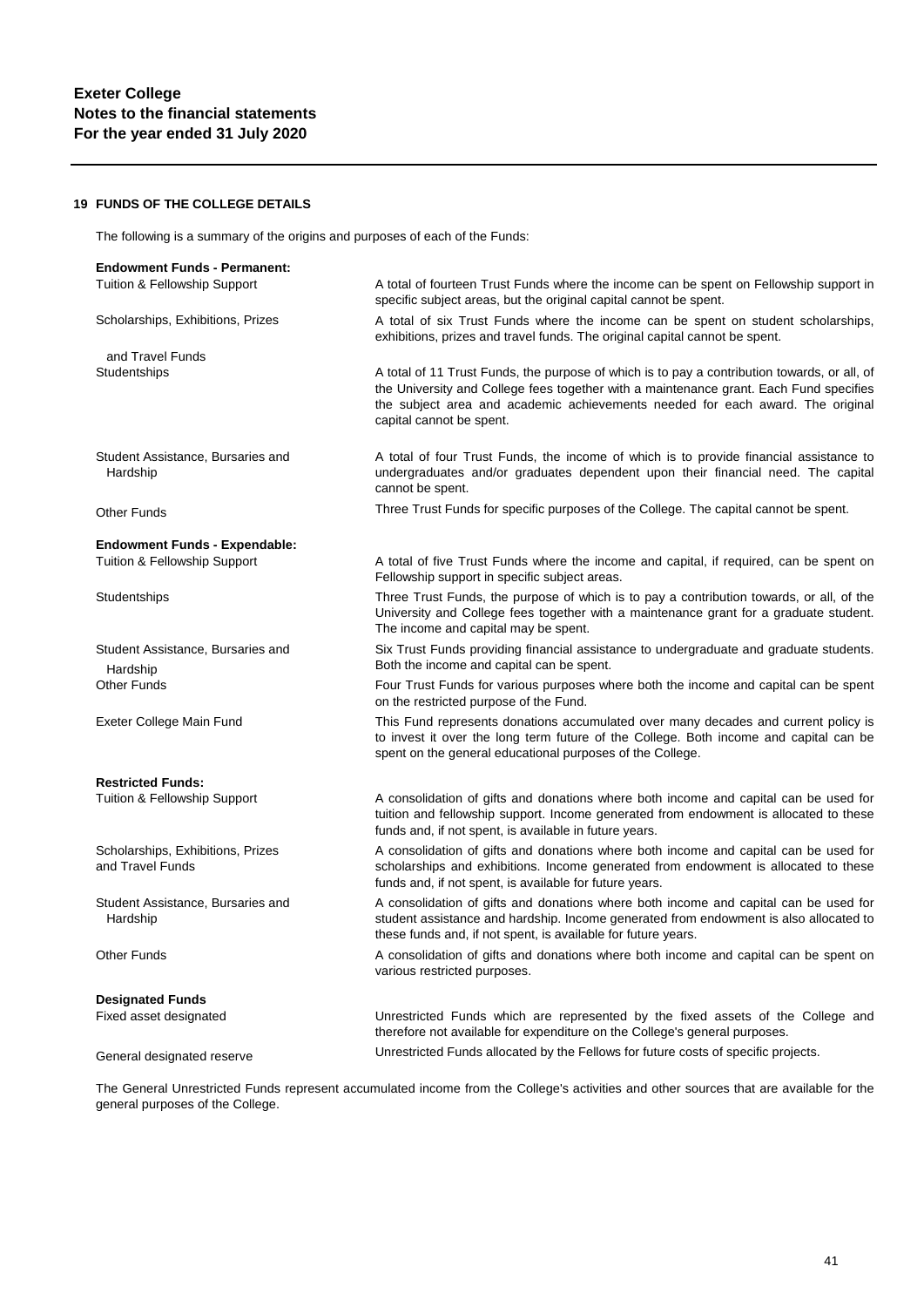**Exeter College**
**Notes to the financial statements**
**For the year ended 31 July 2020**

## 19 FUNDS OF THE COLLEGE DETAILS

The following is a summary of the origins and purposes of each of the Funds:

**Endowment Funds - Permanent:**

| | |
|---|---|
| Tuition & Fellowship Support | A total of fourteen Trust Funds where the income can be spent on Fellowship support in specific subject areas, but the original capital cannot be spent. |
| Scholarships, Exhibitions, Prizes and Travel Funds | A total of six Trust Funds where the income can be spent on student scholarships, exhibitions, prizes and travel funds. The original capital cannot be spent. |
| Studentships | A total of 11 Trust Funds, the purpose of which is to pay a contribution towards, or all, of the University and College fees together with a maintenance grant. Each Fund specifies the subject area and academic achievements needed for each award. The original capital cannot be spent. |
| Student Assistance, Bursaries and Hardship | A total of four Trust Funds, the income of which is to provide financial assistance to undergraduates and/or graduates dependent upon their financial need. The capital cannot be spent. |
| Other Funds | Three Trust Funds for specific purposes of the College. The capital cannot be spent. |

**Endowment Funds - Expendable:**

| | |
|---|---|
| Tuition & Fellowship Support | A total of five Trust Funds where the income and capital, if required, can be spent on Fellowship support in specific subject areas. |
| Studentships | Three Trust Funds, the purpose of which is to pay a contribution towards, or all, of the University and College fees together with a maintenance grant for a graduate student. The income and capital may be spent. |
| Student Assistance, Bursaries and Hardship | Six Trust Funds providing financial assistance to undergraduate and graduate students. Both the income and capital can be spent. |
| Other Funds | Four Trust Funds for various purposes where both the income and capital can be spent on the restricted purpose of the Fund. |
| Exeter College Main Fund | This Fund represents donations accumulated over many decades and current policy is to invest it over the long term future of the College. Both income and capital can be spent on the general educational purposes of the College. |

**Restricted Funds:**

| | |
|---|---|
| Tuition & Fellowship Support | A consolidation of gifts and donations where both income and capital can be used for tuition and fellowship support. Income generated from endowment is allocated to these funds and, if not spent, is available in future years. |
| Scholarships, Exhibitions, Prizes and Travel Funds | A consolidation of gifts and donations where both income and capital can be used for scholarships and exhibitions. Income generated from endowment is allocated to these funds and, if not spent, is available for future years. |
| Student Assistance, Bursaries and Hardship | A consolidation of gifts and donations where both income and capital can be used for student assistance and hardship. Income generated from endowment is also allocated to these funds and, if not spent, is available for future years. |
| Other Funds | A consolidation of gifts and donations where both income and capital can be spent on various restricted purposes. |

**Designated Funds**

| | |
|---|---|
| Fixed asset designated | Unrestricted Funds which are represented by the fixed assets of the College and therefore not available for expenditure on the College's general purposes. |
| General designated reserve | Unrestricted Funds allocated by the Fellows for future costs of specific projects. |

The General Unrestricted Funds represent accumulated income from the College's activities and other sources that are available for the general purposes of the College.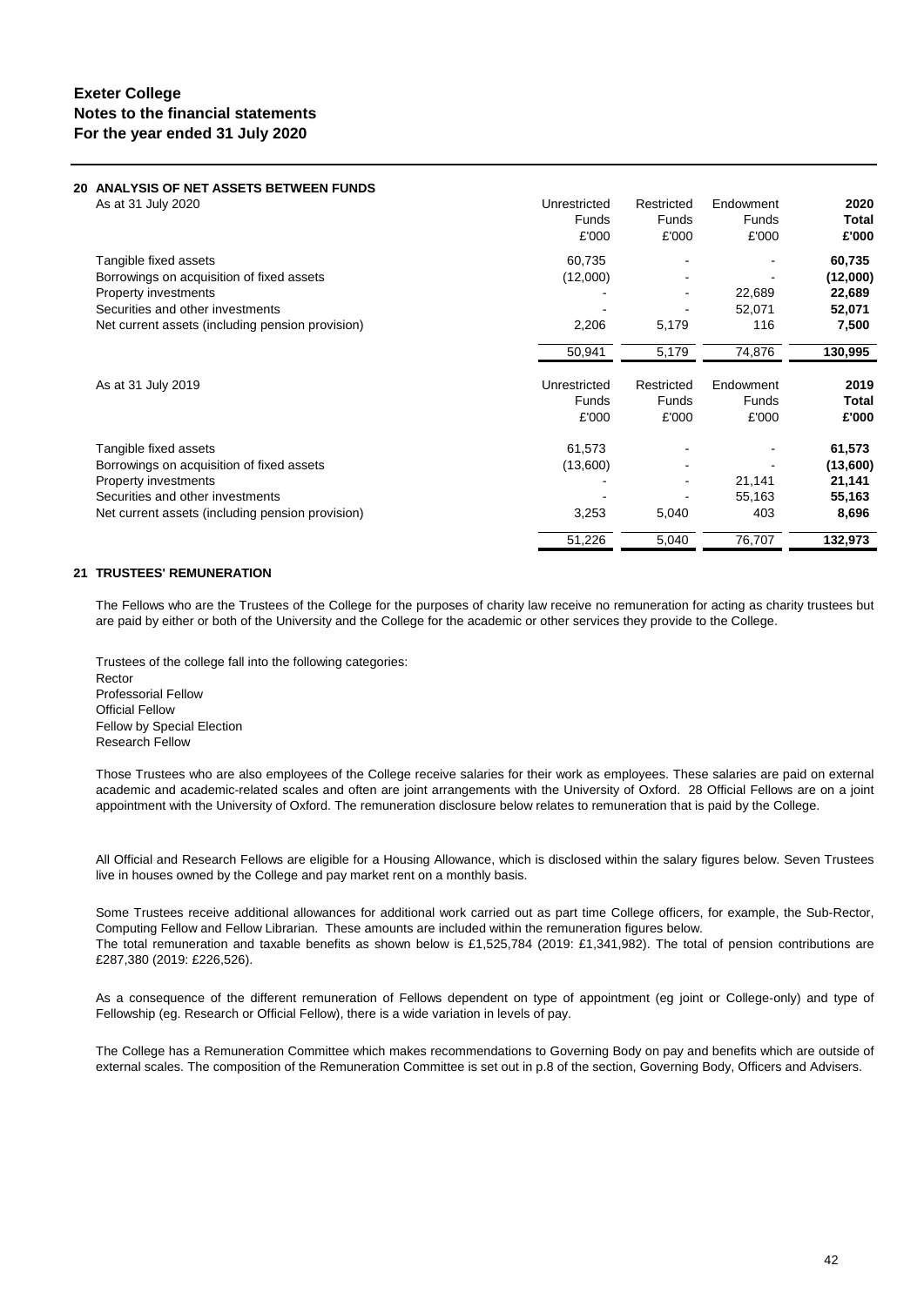## 20 ANALYSIS OF NET ASSETS BETWEEN FUNDS

| As at 31 July 2020 | Unrestricted Funds £'000 | Restricted Funds £'000 | Endowment Funds £'000 | **2020 Total £'000** |
|---|---|---|---|---|
| Tangible fixed assets | 60,735 | - | - | **60,735** |
| Borrowings on acquisition of fixed assets | (12,000) | - | - | **(12,000)** |
| Property investments | - | - | 22,689 | **22,689** |
| Securities and other investments | - | - | 52,071 | **52,071** |
| Net current assets (including pension provision) | 2,206 | 5,179 | 116 | **7,500** |
| | 50,941 | 5,179 | 74,876 | **130,995** |

| As at 31 July 2019 | Unrestricted Funds £'000 | Restricted Funds £'000 | Endowment Funds £'000 | **2019 Total £'000** |
|---|---|---|---|---|
| Tangible fixed assets | 61,573 | - | - | **61,573** |
| Borrowings on acquisition of fixed assets | (13,600) | - | - | **(13,600)** |
| Property investments | - | - | 21,141 | **21,141** |
| Securities and other investments | - | - | 55,163 | **55,163** |
| Net current assets (including pension provision) | 3,253 | 5,040 | 403 | **8,696** |
| | 51,226 | 5,040 | 76,707 | **132,973** |

## 21 TRUSTEES' REMUNERATION

The Fellows who are the Trustees of the College for the purposes of charity law receive no remuneration for acting as charity trustees but are paid by either or both of the University and the College for the academic or other services they provide to the College.

Trustees of the college fall into the following categories:
Rector
Professorial Fellow
Official Fellow
Fellow by Special Election
Research Fellow

Those Trustees who are also employees of the College receive salaries for their work as employees. These salaries are paid on external academic and academic-related scales and often are joint arrangements with the University of Oxford. 28 Official Fellows are on a joint appointment with the University of Oxford. The remuneration disclosure below relates to remuneration that is paid by the College.

All Official and Research Fellows are eligible for a Housing Allowance, which is disclosed within the salary figures below. Seven Trustees live in houses owned by the College and pay market rent on a monthly basis.

Some Trustees receive additional allowances for additional work carried out as part time College officers, for example, the Sub-Rector, Computing Fellow and Fellow Librarian. These amounts are included within the remuneration figures below.
The total remuneration and taxable benefits as shown below is £1,525,784 (2019: £1,341,982). The total of pension contributions are £287,380 (2019: £226,526).

As a consequence of the different remuneration of Fellows dependent on type of appointment (eg joint or College-only) and type of Fellowship (eg. Research or Official Fellow), there is a wide variation in levels of pay.

The College has a Remuneration Committee which makes recommendations to Governing Body on pay and benefits which are outside of external scales. The composition of the Remuneration Committee is set out in p.8 of the section, Governing Body, Officers and Advisers.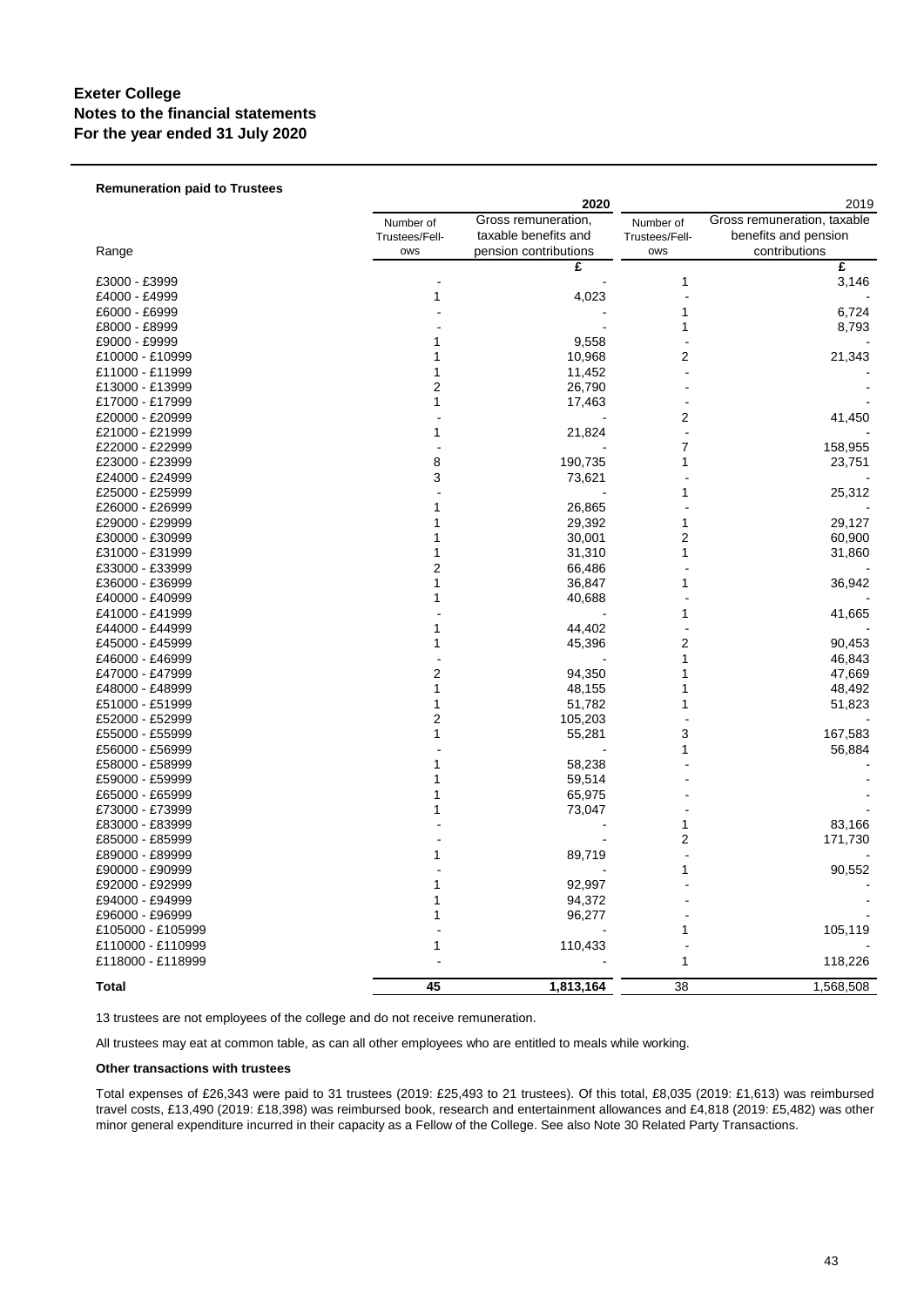# Exeter College
## Notes to the financial statements
## For the year ended 31 July 2020

**Remuneration paid to Trustees**

| Range | 2020 Number of Trustees/Fellows | 2020 Gross remuneration, taxable benefits and pension contributions | 2019 Number of Trustees/Fellows | 2019 Gross remuneration, taxable benefits and pension contributions |
|---|---|---|---|---|
| | | £ | | £ |
| £3000 - £3999 | - | - | 1 | 3,146 |
| £4000 - £4999 | 1 | 4,023 | - | - |
| £6000 - £6999 | - | - | 1 | 6,724 |
| £8000 - £8999 | - | - | 1 | 8,793 |
| £9000 - £9999 | 1 | 9,558 | - | - |
| £10000 - £10999 | 1 | 10,968 | 2 | 21,343 |
| £11000 - £11999 | 1 | 11,452 | - | - |
| £13000 - £13999 | 2 | 26,790 | - | - |
| £17000 - £17999 | 1 | 17,463 | - | - |
| £20000 - £20999 | - | - | 2 | 41,450 |
| £21000 - £21999 | 1 | 21,824 | - | - |
| £22000 - £22999 | - | - | 7 | 158,955 |
| £23000 - £23999 | 8 | 190,735 | 1 | 23,751 |
| £24000 - £24999 | 3 | 73,621 | - | - |
| £25000 - £25999 | - | - | 1 | 25,312 |
| £26000 - £26999 | 1 | 26,865 | - | - |
| £29000 - £29999 | 1 | 29,392 | 1 | 29,127 |
| £30000 - £30999 | 1 | 30,001 | 2 | 60,900 |
| £31000 - £31999 | 1 | 31,310 | 1 | 31,860 |
| £33000 - £33999 | 2 | 66,486 | - | - |
| £36000 - £36999 | 1 | 36,847 | 1 | 36,942 |
| £40000 - £40999 | 1 | 40,688 | - | - |
| £41000 - £41999 | - | - | 1 | 41,665 |
| £44000 - £44999 | 1 | 44,402 | - | - |
| £45000 - £45999 | 1 | 45,396 | 2 | 90,453 |
| £46000 - £46999 | - | - | 1 | 46,843 |
| £47000 - £47999 | 2 | 94,350 | 1 | 47,669 |
| £48000 - £48999 | 1 | 48,155 | 1 | 48,492 |
| £51000 - £51999 | 1 | 51,782 | 1 | 51,823 |
| £52000 - £52999 | 2 | 105,203 | - | - |
| £55000 - £55999 | 1 | 55,281 | 3 | 167,583 |
| £56000 - £56999 | - | - | 1 | 56,884 |
| £58000 - £58999 | 1 | 58,238 | - | - |
| £59000 - £59999 | 1 | 59,514 | - | - |
| £65000 - £65999 | 1 | 65,975 | - | - |
| £73000 - £73999 | 1 | 73,047 | - | - |
| £83000 - £83999 | - | - | 1 | 83,166 |
| £85000 - £85999 | - | - | 2 | 171,730 |
| £89000 - £89999 | 1 | 89,719 | - | - |
| £90000 - £90999 | - | - | 1 | 90,552 |
| £92000 - £92999 | 1 | 92,997 | - | - |
| £94000 - £94999 | 1 | 94,372 | - | - |
| £96000 - £96999 | 1 | 96,277 | - | - |
| £105000 - £105999 | - | - | 1 | 105,119 |
| £110000 - £110999 | 1 | 110,433 | - | - |
| £118000 - £118999 | - | - | 1 | 118,226 |
| **Total** | **45** | **1,813,164** | 38 | 1,568,508 |

13 trustees are not employees of the college and do not receive remuneration.

All trustees may eat at common table, as can all other employees who are entitled to meals while working.

**Other transactions with trustees**

Total expenses of £26,343 were paid to 31 trustees (2019: £25,493 to 21 trustees). Of this total, £8,035 (2019: £1,613) was reimbursed travel costs, £13,490 (2019: £18,398) was reimbursed book, research and entertainment allowances and £4,818 (2019: £5,482) was other minor general expenditure incurred in their capacity as a Fellow of the College. See also Note 30 Related Party Transactions.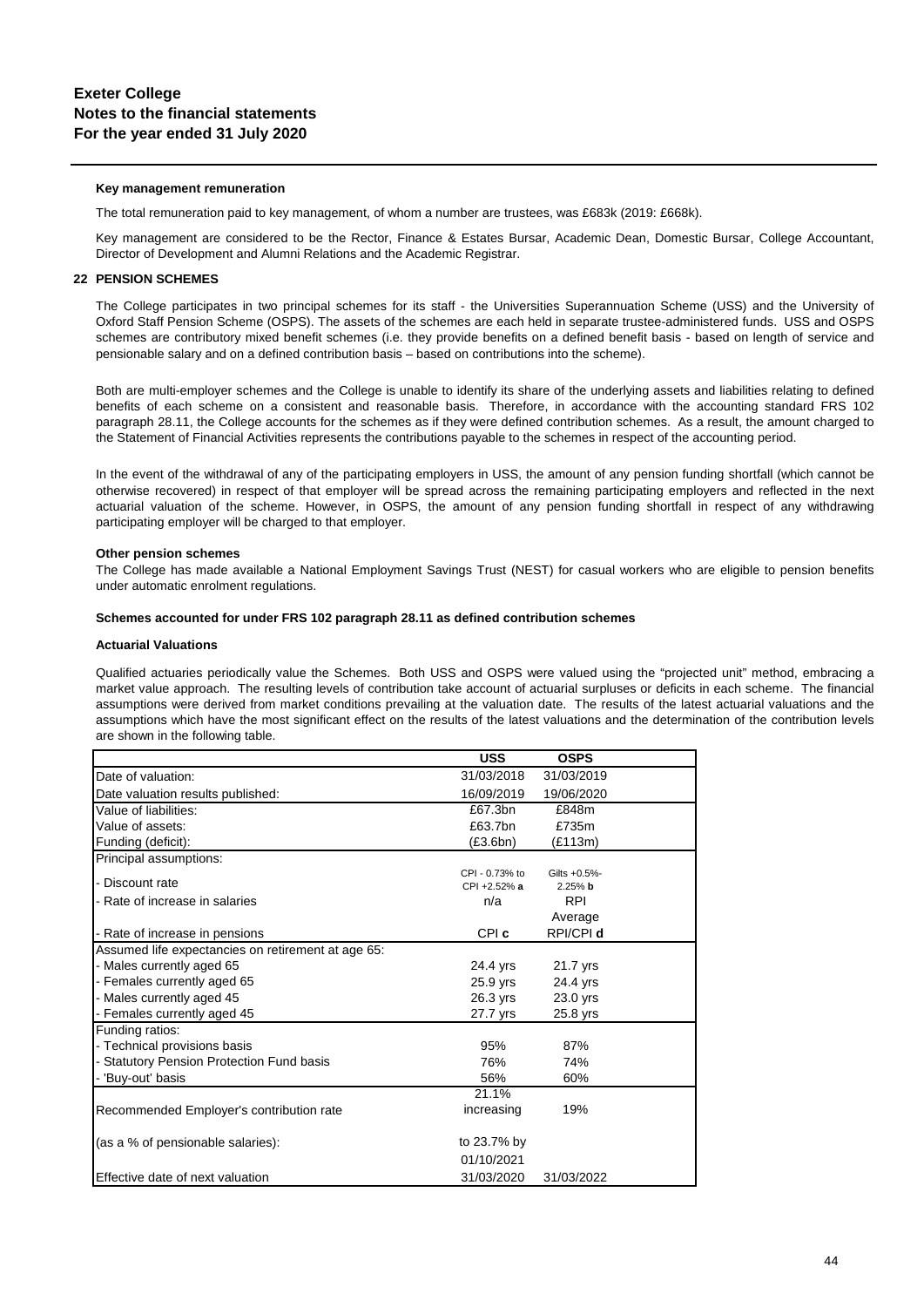**Key management remuneration**

The total remuneration paid to key management, of whom a number are trustees, was £683k (2019: £668k).

Key management are considered to be the Rector, Finance & Estates Bursar, Academic Dean, Domestic Bursar, College Accountant, Director of Development and Alumni Relations and the Academic Registrar.

## 22 PENSION SCHEMES

The College participates in two principal schemes for its staff - the Universities Superannuation Scheme (USS) and the University of Oxford Staff Pension Scheme (OSPS). The assets of the schemes are each held in separate trustee-administered funds. USS and OSPS schemes are contributory mixed benefit schemes (i.e. they provide benefits on a defined benefit basis - based on length of service and pensionable salary and on a defined contribution basis – based on contributions into the scheme).

Both are multi-employer schemes and the College is unable to identify its share of the underlying assets and liabilities relating to defined benefits of each scheme on a consistent and reasonable basis. Therefore, in accordance with the accounting standard FRS 102 paragraph 28.11, the College accounts for the schemes as if they were defined contribution schemes. As a result, the amount charged to the Statement of Financial Activities represents the contributions payable to the schemes in respect of the accounting period.

In the event of the withdrawal of any of the participating employers in USS, the amount of any pension funding shortfall (which cannot be otherwise recovered) in respect of that employer will be spread across the remaining participating employers and reflected in the next actuarial valuation of the scheme. However, in OSPS, the amount of any pension funding shortfall in respect of any withdrawing participating employer will be charged to that employer.

**Other pension schemes**

The College has made available a National Employment Savings Trust (NEST) for casual workers who are eligible to pension benefits under automatic enrolment regulations.

**Schemes accounted for under FRS 102 paragraph 28.11 as defined contribution schemes**

**Actuarial Valuations**

Qualified actuaries periodically value the Schemes. Both USS and OSPS were valued using the "projected unit" method, embracing a market value approach. The resulting levels of contribution take account of actuarial surpluses or deficits in each scheme. The financial assumptions were derived from market conditions prevailing at the valuation date. The results of the latest actuarial valuations and the assumptions which have the most significant effect on the results of the latest valuations and the determination of the contribution levels are shown in the following table.

| | USS | OSPS |
|---|---|---|
| Date of valuation: | 31/03/2018 | 31/03/2019 |
| Date valuation results published: | 16/09/2019 | 19/06/2020 |
| Value of liabilities: | £67.3bn | £848m |
| Value of assets: | £63.7bn | £735m |
| Funding (deficit): | (£3.6bn) | (£113m) |
| Principal assumptions: | | |
| - Discount rate | CPI - 0.73% to CPI +2.52% **a** | Gilts +0.5%-2.25% **b** |
| - Rate of increase in salaries | n/a | RPI Average |
| - Rate of increase in pensions | CPI **c** | RPI/CPI **d** |
| Assumed life expectancies on retirement at age 65: | | |
| - Males currently aged 65 | 24.4 yrs | 21.7 yrs |
| - Females currently aged 65 | 25.9 yrs | 24.4 yrs |
| - Males currently aged 45 | 26.3 yrs | 23.0 yrs |
| - Females currently aged 45 | 27.7 yrs | 25.8 yrs |
| Funding ratios: | | |
| - Technical provisions basis | 95% | 87% |
| - Statutory Pension Protection Fund basis | 76% | 74% |
| - 'Buy-out' basis | 56% | 60% |
| Recommended Employer's contribution rate (as a % of pensionable salaries): | 21.1% increasing to 23.7% by 01/10/2021 | 19% |
| Effective date of next valuation | 31/03/2020 | 31/03/2022 |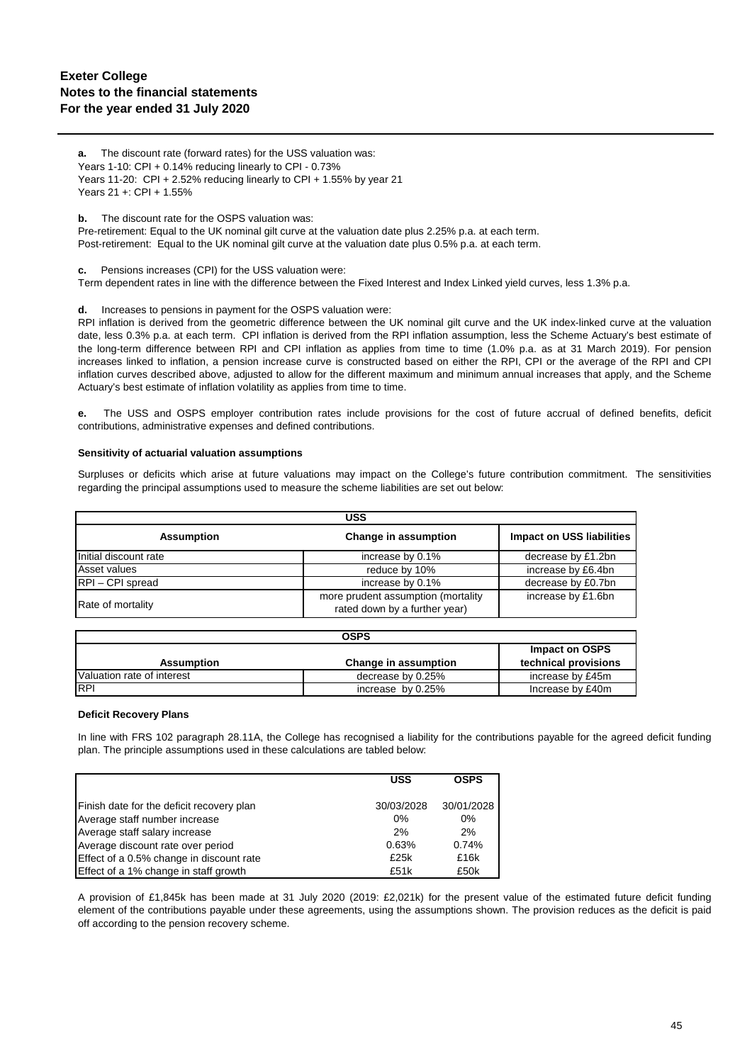**a.** The discount rate (forward rates) for the USS valuation was:
Years 1-10: CPI + 0.14% reducing linearly to CPI - 0.73%
Years 11-20: CPI + 2.52% reducing linearly to CPI + 1.55% by year 21
Years 21 +: CPI + 1.55%

**b.** The discount rate for the OSPS valuation was:
Pre-retirement: Equal to the UK nominal gilt curve at the valuation date plus 2.25% p.a. at each term.
Post-retirement: Equal to the UK nominal gilt curve at the valuation date plus 0.5% p.a. at each term.

**c.** Pensions increases (CPI) for the USS valuation were:
Term dependent rates in line with the difference between the Fixed Interest and Index Linked yield curves, less 1.3% p.a.

**d.** Increases to pensions in payment for the OSPS valuation were:
RPI inflation is derived from the geometric difference between the UK nominal gilt curve and the UK index-linked curve at the valuation date, less 0.3% p.a. at each term. CPI inflation is derived from the RPI inflation assumption, less the Scheme Actuary's best estimate of the long-term difference between RPI and CPI inflation as applies from time to time (1.0% p.a. as at 31 March 2019). For pension increases linked to inflation, a pension increase curve is constructed based on either the RPI, CPI or the average of the RPI and CPI inflation curves described above, adjusted to allow for the different maximum and minimum annual increases that apply, and the Scheme Actuary's best estimate of inflation volatility as applies from time to time.

**e.** The USS and OSPS employer contribution rates include provisions for the cost of future accrual of defined benefits, deficit contributions, administrative expenses and defined contributions.

**Sensitivity of actuarial valuation assumptions**

Surpluses or deficits which arise at future valuations may impact on the College's future contribution commitment. The sensitivities regarding the principal assumptions used to measure the scheme liabilities are set out below:

| USS | | |
|---|---|---|
| **Assumption** | **Change in assumption** | **Impact on USS liabilities** |
| Initial discount rate | increase by 0.1% | decrease by £1.2bn |
| Asset values | reduce by 10% | increase by £6.4bn |
| RPI – CPI spread | increase by 0.1% | decrease by £0.7bn |
| Rate of mortality | more prudent assumption (mortality rated down by a further year) | increase by £1.6bn |

| OSPS | | |
|---|---|---|
| **Assumption** | **Change in assumption** | **Impact on OSPS technical provisions** |
| Valuation rate of interest | decrease by 0.25% | increase by £45m |
| RPI | increase by 0.25% | Increase by £40m |

**Deficit Recovery Plans**

In line with FRS 102 paragraph 28.11A, the College has recognised a liability for the contributions payable for the agreed deficit funding plan. The principle assumptions used in these calculations are tabled below:

| | USS | OSPS |
|---|---|---|
| Finish date for the deficit recovery plan | 30/03/2028 | 30/01/2028 |
| Average staff number increase | 0% | 0% |
| Average staff salary increase | 2% | 2% |
| Average discount rate over period | 0.63% | 0.74% |
| Effect of a 0.5% change in discount rate | £25k | £16k |
| Effect of a 1% change in staff growth | £51k | £50k |

A provision of £1,845k has been made at 31 July 2020 (2019: £2,021k) for the present value of the estimated future deficit funding element of the contributions payable under these agreements, using the assumptions shown. The provision reduces as the deficit is paid off according to the pension recovery scheme.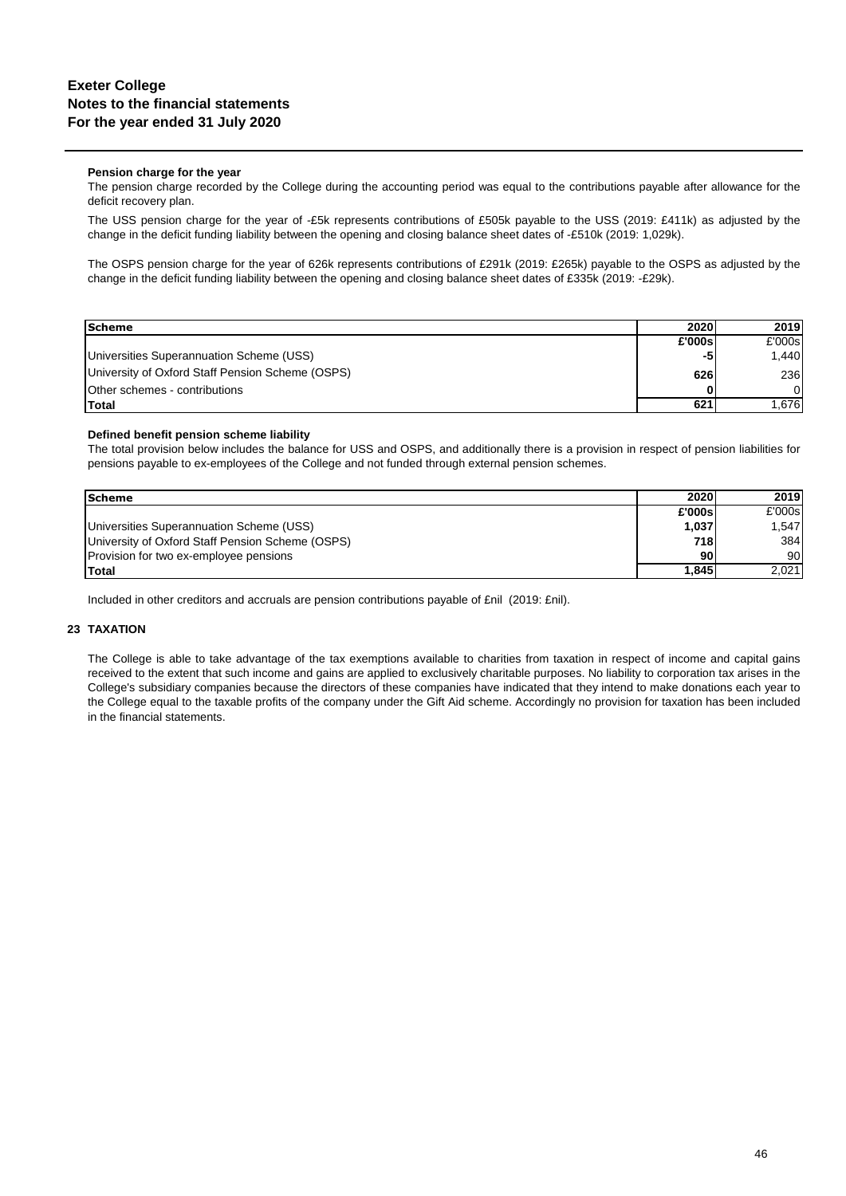#### Pension charge for the year

The pension charge recorded by the College during the accounting period was equal to the contributions payable after allowance for the deficit recovery plan.

The USS pension charge for the year of -£5k represents contributions of £505k payable to the USS (2019: £411k) as adjusted by the change in the deficit funding liability between the opening and closing balance sheet dates of -£510k (2019: 1,029k).

The OSPS pension charge for the year of 626k represents contributions of £291k (2019: £265k) payable to the OSPS as adjusted by the change in the deficit funding liability between the opening and closing balance sheet dates of £335k (2019: -£29k).

| Scheme | 2020 | 2019 |
|---|---|---|
| | **£'000s** | £'000s |
| Universities Superannuation Scheme (USS) | **-5** | 1,440 |
| University of Oxford Staff Pension Scheme (OSPS) | **626** | 236 |
| Other schemes - contributions | **0** | 0 |
| **Total** | **621** | 1,676 |

#### Defined benefit pension scheme liability

The total provision below includes the balance for USS and OSPS, and additionally there is a provision in respect of pension liabilities for pensions payable to ex-employees of the College and not funded through external pension schemes.

| Scheme | 2020 | 2019 |
|---|---|---|
| | **£'000s** | £'000s |
| Universities Superannuation Scheme (USS) | **1,037** | 1,547 |
| University of Oxford Staff Pension Scheme (OSPS) | **718** | 384 |
| Provision for two ex-employee pensions | **90** | 90 |
| **Total** | **1,845** | 2,021 |

Included in other creditors and accruals are pension contributions payable of £nil (2019: £nil).

## 23 TAXATION

The College is able to take advantage of the tax exemptions available to charities from taxation in respect of income and capital gains received to the extent that such income and gains are applied to exclusively charitable purposes. No liability to corporation tax arises in the College's subsidiary companies because the directors of these companies have indicated that they intend to make donations each year to the College equal to the taxable profits of the company under the Gift Aid scheme. Accordingly no provision for taxation has been included in the financial statements.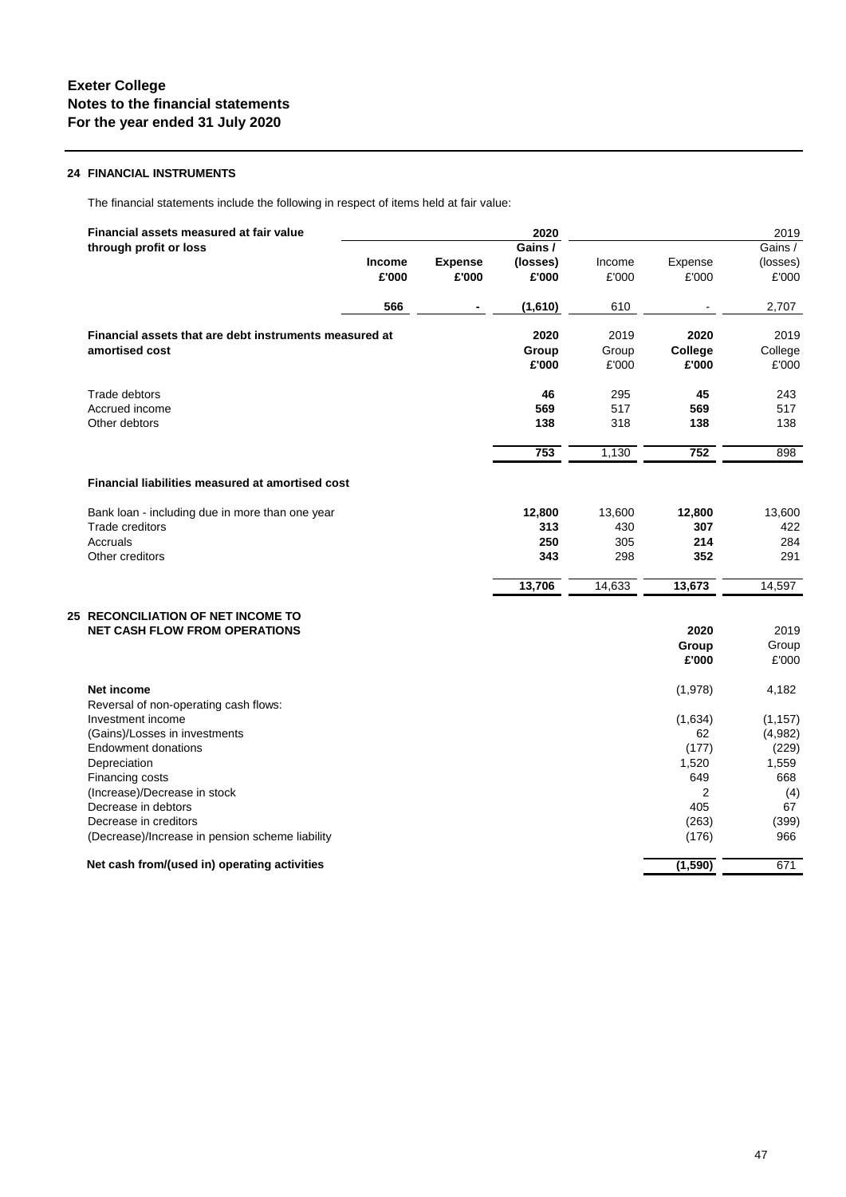## 24 FINANCIAL INSTRUMENTS

The financial statements include the following in respect of items held at fair value:

| Financial assets measured at fair value through profit or loss | **2020** | | | 2019 | | |
|---|---|---|---|---|---|---|
| | **Income** | **Expense** | **Gains / (losses)** | Income | Expense | Gains / (losses) |
| | **£'000** | **£'000** | **£'000** | £'000 | £'000 | £'000 |
| | **566** | **-** | **(1,610)** | 610 | - | 2,707 |

| Financial assets that are debt instruments measured at amortised cost | 2020 Group | 2019 Group | 2020 College | 2019 College |
|---|---|---|---|---|
| | **£'000** | £'000 | **£'000** | £'000 |
| Trade debtors | **46** | 295 | **45** | 243 |
| Accrued income | **569** | 517 | **569** | 517 |
| Other debtors | **138** | 318 | **138** | 138 |
| | **753** | 1,130 | **752** | 898 |
| **Financial liabilities measured at amortised cost** | | | | |
| Bank loan - including due in more than one year | **12,800** | 13,600 | **12,800** | 13,600 |
| Trade creditors | **313** | 430 | **307** | 422 |
| Accruals | **250** | 305 | **214** | 284 |
| Other creditors | **343** | 298 | **352** | 291 |
| | **13,706** | 14,633 | **13,673** | 14,597 |

## 25 RECONCILIATION OF NET INCOME TO NET CASH FLOW FROM OPERATIONS

| | 2020 Group | 2019 Group |
|---|---|---|
| | **£'000** | £'000 |
| **Net income** | (1,978) | 4,182 |
| Reversal of non-operating cash flows: | | |
| Investment income | (1,634) | (1,157) |
| (Gains)/Losses in investments | 62 | (4,982) |
| Endowment donations | (177) | (229) |
| Depreciation | 1,520 | 1,559 |
| Financing costs | 649 | 668 |
| (Increase)/Decrease in stock | 2 | (4) |
| Decrease in debtors | 405 | 67 |
| Decrease in creditors | (263) | (399) |
| (Decrease)/Increase in pension scheme liability | (176) | 966 |
| **Net cash from/(used in) operating activities** | **(1,590)** | 671 |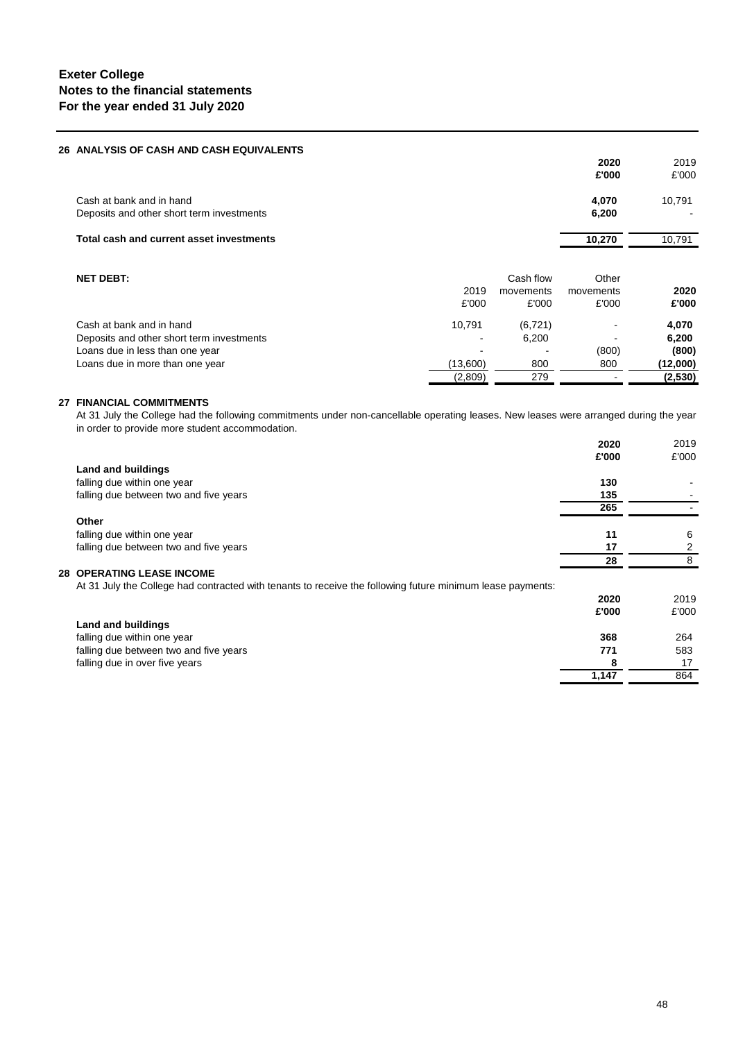## Exeter College
## Notes to the financial statements
## For the year ended 31 July 2020

### 26 ANALYSIS OF CASH AND CASH EQUIVALENTS

| | **2020** | 2019 |
|---|---|---|
| | **£'000** | £'000 |
| Cash at bank and in hand | **4,070** | 10,791 |
| Deposits and other short term investments | **6,200** | - |
| **Total cash and current asset investments** | **10,270** | 10,791 |

**NET DEBT:**

| | 2019 | Cash flow movements | Other movements | **2020** |
|---|---|---|---|---|
| | £'000 | £'000 | £'000 | **£'000** |
| Cash at bank and in hand | 10,791 | (6,721) | - | **4,070** |
| Deposits and other short term investments | - | 6,200 | - | **6,200** |
| Loans due in less than one year | - | - | (800) | **(800)** |
| Loans due in more than one year | (13,600) | 800 | 800 | **(12,000)** |
| | (2,809) | 279 | - | **(2,530)** |

### 27 FINANCIAL COMMITMENTS

At 31 July the College had the following commitments under non-cancellable operating leases. New leases were arranged during the year in order to provide more student accommodation.

| | **2020** | 2019 |
|---|---|---|
| | **£'000** | £'000 |
| **Land and buildings** | | |
| falling due within one year | **130** | - |
| falling due between two and five years | **135** | - |
| | **265** | - |
| **Other** | | |
| falling due within one year | **11** | 6 |
| falling due between two and five years | **17** | 2 |
| | **28** | 8 |

### 28 OPERATING LEASE INCOME

At 31 July the College had contracted with tenants to receive the following future minimum lease payments:

| | **2020** | 2019 |
|---|---|---|
| | **£'000** | £'000 |
| **Land and buildings** | | |
| falling due within one year | **368** | 264 |
| falling due between two and five years | **771** | 583 |
| falling due in over five years | **8** | 17 |
| | **1,147** | 864 |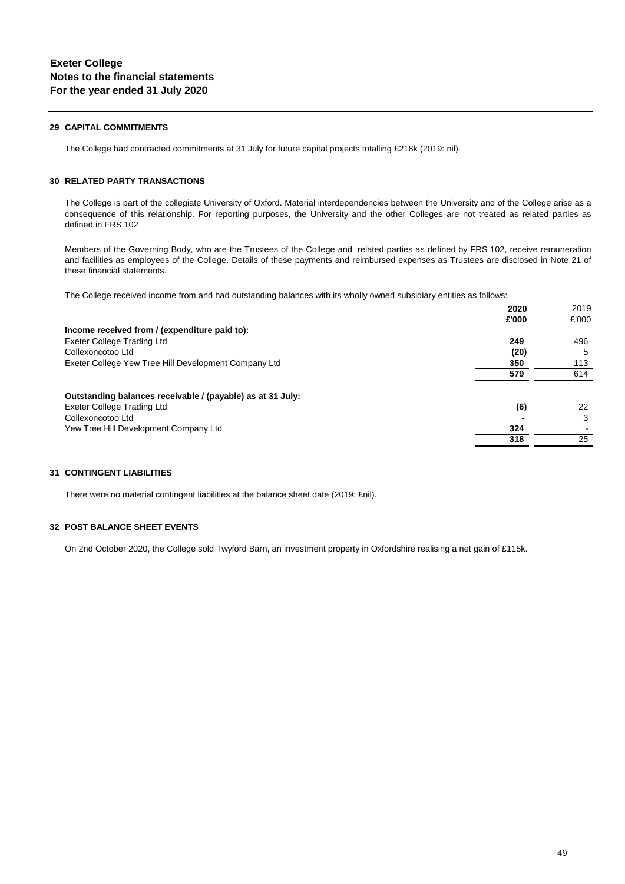# Exeter College
## Notes to the financial statements
## For the year ended 31 July 2020

### 29 CAPITAL COMMITMENTS

The College had contracted commitments at 31 July for future capital projects totalling £218k (2019: nil).

### 30 RELATED PARTY TRANSACTIONS

The College is part of the collegiate University of Oxford. Material interdependencies between the University and of the College arise as a consequence of this relationship. For reporting purposes, the University and the other Colleges are not treated as related parties as defined in FRS 102

Members of the Governing Body, who are the Trustees of the College and related parties as defined by FRS 102, receive remuneration and facilities as employees of the College. Details of these payments and reimbursed expenses as Trustees are disclosed in Note 21 of these financial statements.

The College received income from and had outstanding balances with its wholly owned subsidiary entities as follows:

| | 2020 | 2019 |
|---|---|---|
| | £'000 | £'000 |
| **Income received from / (expenditure paid to):** | | |
| Exeter College Trading Ltd | **249** | 496 |
| Collexoncotoo Ltd | **(20)** | 5 |
| Exeter College Yew Tree Hill Development Company Ltd | **350** | 113 |
| | **579** | 614 |
| **Outstanding balances receivable / (payable) as at 31 July:** | | |
| Exeter College Trading Ltd | **(6)** | 22 |
| Collexoncotoo Ltd | **-** | 3 |
| Yew Tree Hill Development Company Ltd | **324** | - |
| | **318** | 25 |

### 31 CONTINGENT LIABILITIES

There were no material contingent liabilities at the balance sheet date (2019: £nil).

### 32 POST BALANCE SHEET EVENTS

On 2nd October 2020, the College sold Twyford Barn, an investment property in Oxfordshire realising a net gain of £115k.